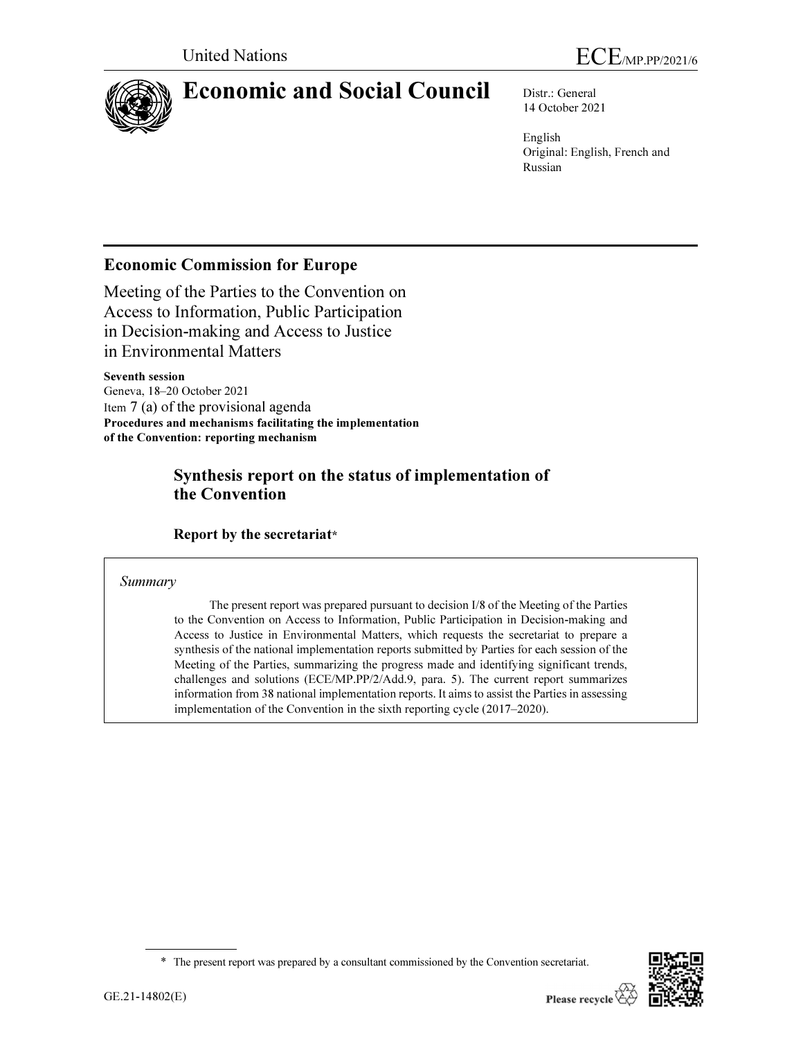United Nations

ECE/MP.PP/2021/6

# Economic and Social Council

Distr.: General
14 October 2021

English
Original: English, French and Russian

## Economic Commission for Europe

Meeting of the Parties to the Convention on Access to Information, Public Participation in Decision-making and Access to Justice in Environmental Matters

**Seventh session**
Geneva, 18–20 October 2021
Item 7 (a) of the provisional agenda
**Procedures and mechanisms facilitating the implementation of the Convention: reporting mechanism**

## Synthesis report on the status of implementation of the Convention

### Report by the secretariat*

*Summary*

The present report was prepared pursuant to decision I/8 of the Meeting of the Parties to the Convention on Access to Information, Public Participation in Decision-making and Access to Justice in Environmental Matters, which requests the secretariat to prepare a synthesis of the national implementation reports submitted by Parties for each session of the Meeting of the Parties, summarizing the progress made and identifying significant trends, challenges and solutions (ECE/MP.PP/2/Add.9, para. 5). The current report summarizes information from 38 national implementation reports. It aims to assist the Parties in assessing implementation of the Convention in the sixth reporting cycle (2017–2020).

* The present report was prepared by a consultant commissioned by the Convention secretariat.

GE.21-14802(E)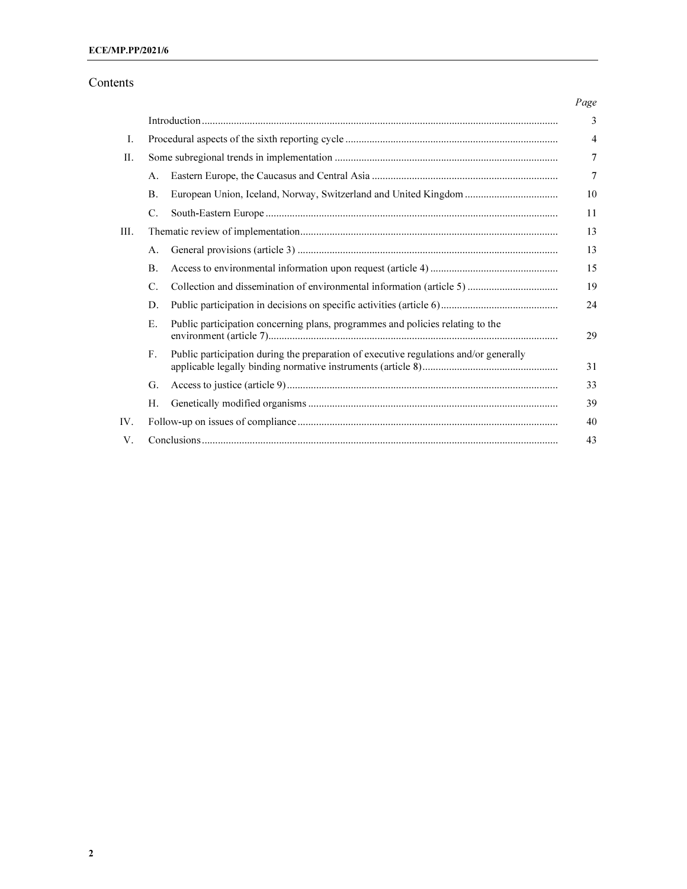# Contents

| | | | Page |
|---|---|---|---|
| | Introduction | | 3 |
| I. | Procedural aspects of the sixth reporting cycle | | 4 |
| II. | Some subregional trends in implementation | | 7 |
| | A. | Eastern Europe, the Caucasus and Central Asia | 7 |
| | B. | European Union, Iceland, Norway, Switzerland and United Kingdom | 10 |
| | C. | South-Eastern Europe | 11 |
| III. | Thematic review of implementation | | 13 |
| | A. | General provisions (article 3) | 13 |
| | B. | Access to environmental information upon request (article 4) | 15 |
| | C. | Collection and dissemination of environmental information (article 5) | 19 |
| | D. | Public participation in decisions on specific activities (article 6) | 24 |
| | E. | Public participation concerning plans, programmes and policies relating to the environment (article 7) | 29 |
| | F. | Public participation during the preparation of executive regulations and/or generally applicable legally binding normative instruments (article 8) | 31 |
| | G. | Access to justice (article 9) | 33 |
| | H. | Genetically modified organisms | 39 |
| IV. | Follow-up on issues of compliance | | 40 |
| V. | Conclusions | | 43 |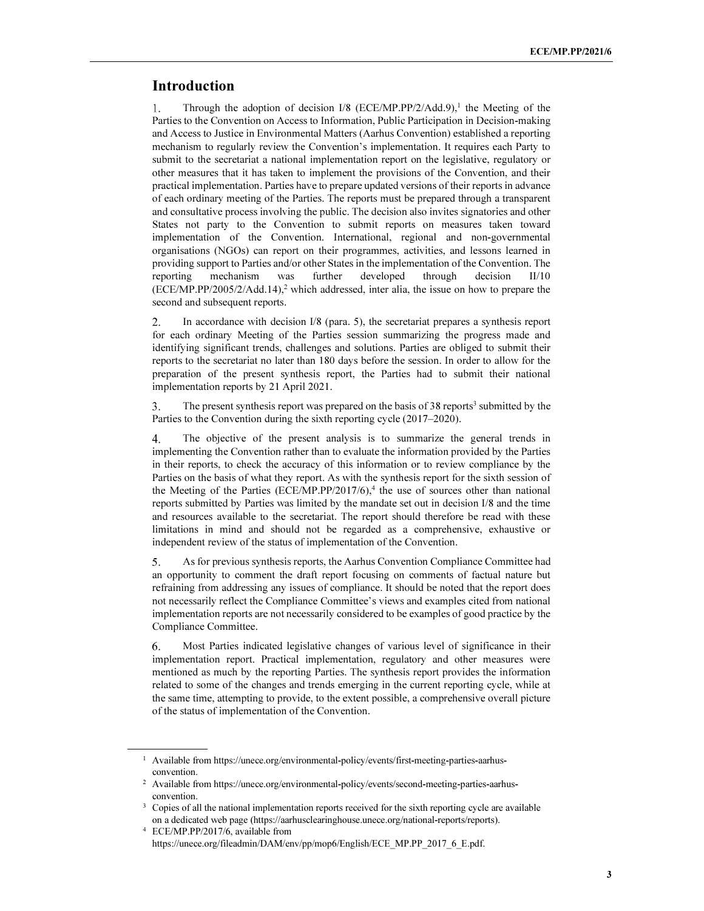## Introduction

1. Through the adoption of decision I/8 (ECE/MP.PP/2/Add.9),[1] the Meeting of the Parties to the Convention on Access to Information, Public Participation in Decision-making and Access to Justice in Environmental Matters (Aarhus Convention) established a reporting mechanism to regularly review the Convention's implementation. It requires each Party to submit to the secretariat a national implementation report on the legislative, regulatory or other measures that it has taken to implement the provisions of the Convention, and their practical implementation. Parties have to prepare updated versions of their reports in advance of each ordinary meeting of the Parties. The reports must be prepared through a transparent and consultative process involving the public. The decision also invites signatories and other States not party to the Convention to submit reports on measures taken toward implementation of the Convention. International, regional and non-governmental organisations (NGOs) can report on their programmes, activities, and lessons learned in providing support to Parties and/or other States in the implementation of the Convention. The reporting mechanism was further developed through decision II/10 (ECE/MP.PP/2005/2/Add.14),[2] which addressed, inter alia, the issue on how to prepare the second and subsequent reports.

2. In accordance with decision I/8 (para. 5), the secretariat prepares a synthesis report for each ordinary Meeting of the Parties session summarizing the progress made and identifying significant trends, challenges and solutions. Parties are obliged to submit their reports to the secretariat no later than 180 days before the session. In order to allow for the preparation of the present synthesis report, the Parties had to submit their national implementation reports by 21 April 2021.

3. The present synthesis report was prepared on the basis of 38 reports[3] submitted by the Parties to the Convention during the sixth reporting cycle (2017–2020).

4. The objective of the present analysis is to summarize the general trends in implementing the Convention rather than to evaluate the information provided by the Parties in their reports, to check the accuracy of this information or to review compliance by the Parties on the basis of what they report. As with the synthesis report for the sixth session of the Meeting of the Parties (ECE/MP.PP/2017/6),[4] the use of sources other than national reports submitted by Parties was limited by the mandate set out in decision I/8 and the time and resources available to the secretariat. The report should therefore be read with these limitations in mind and should not be regarded as a comprehensive, exhaustive or independent review of the status of implementation of the Convention.

5. As for previous synthesis reports, the Aarhus Convention Compliance Committee had an opportunity to comment the draft report focusing on comments of factual nature but refraining from addressing any issues of compliance. It should be noted that the report does not necessarily reflect the Compliance Committee's views and examples cited from national implementation reports are not necessarily considered to be examples of good practice by the Compliance Committee.

6. Most Parties indicated legislative changes of various level of significance in their implementation report. Practical implementation, regulatory and other measures were mentioned as much by the reporting Parties. The synthesis report provides the information related to some of the changes and trends emerging in the current reporting cycle, while at the same time, attempting to provide, to the extent possible, a comprehensive overall picture of the status of implementation of the Convention.

---

[1] Available from https://unece.org/environmental-policy/events/first-meeting-parties-aarhus-convention.

[2] Available from https://unece.org/environmental-policy/events/second-meeting-parties-aarhus-convention.

[3] Copies of all the national implementation reports received for the sixth reporting cycle are available on a dedicated web page (https://aarhusclearinghouse.unece.org/national-reports/reports).

[4] ECE/MP.PP/2017/6, available from https://unece.org/fileadmin/DAM/env/pp/mop6/English/ECE_MP.PP_2017_6_E.pdf.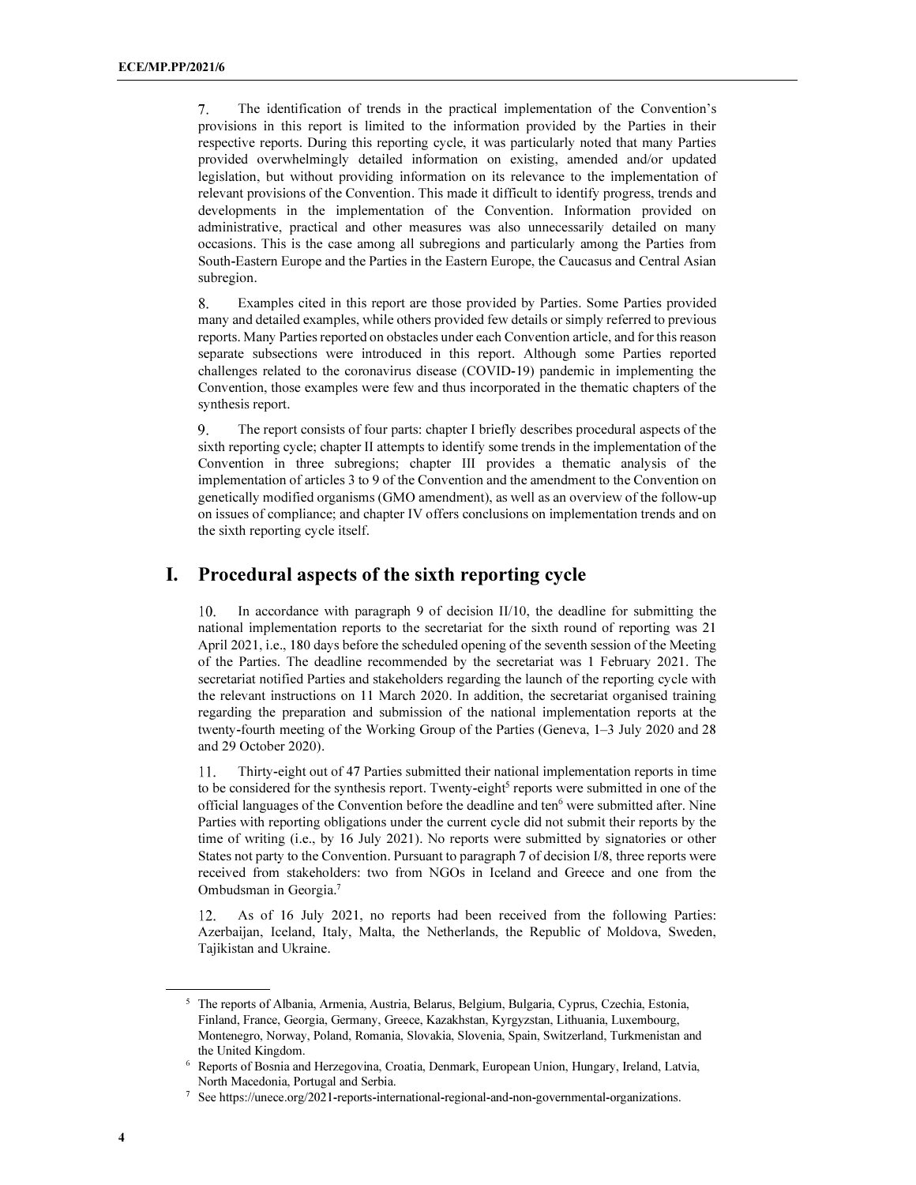7. The identification of trends in the practical implementation of the Convention's provisions in this report is limited to the information provided by the Parties in their respective reports. During this reporting cycle, it was particularly noted that many Parties provided overwhelmingly detailed information on existing, amended and/or updated legislation, but without providing information on its relevance to the implementation of relevant provisions of the Convention. This made it difficult to identify progress, trends and developments in the implementation of the Convention. Information provided on administrative, practical and other measures was also unnecessarily detailed on many occasions. This is the case among all subregions and particularly among the Parties from South-Eastern Europe and the Parties in the Eastern Europe, the Caucasus and Central Asian subregion.

8. Examples cited in this report are those provided by Parties. Some Parties provided many and detailed examples, while others provided few details or simply referred to previous reports. Many Parties reported on obstacles under each Convention article, and for this reason separate subsections were introduced in this report. Although some Parties reported challenges related to the coronavirus disease (COVID-19) pandemic in implementing the Convention, those examples were few and thus incorporated in the thematic chapters of the synthesis report.

9. The report consists of four parts: chapter I briefly describes procedural aspects of the sixth reporting cycle; chapter II attempts to identify some trends in the implementation of the Convention in three subregions; chapter III provides a thematic analysis of the implementation of articles 3 to 9 of the Convention and the amendment to the Convention on genetically modified organisms (GMO amendment), as well as an overview of the follow-up on issues of compliance; and chapter IV offers conclusions on implementation trends and on the sixth reporting cycle itself.

# I. Procedural aspects of the sixth reporting cycle

10. In accordance with paragraph 9 of decision II/10, the deadline for submitting the national implementation reports to the secretariat for the sixth round of reporting was 21 April 2021, i.e., 180 days before the scheduled opening of the seventh session of the Meeting of the Parties. The deadline recommended by the secretariat was 1 February 2021. The secretariat notified Parties and stakeholders regarding the launch of the reporting cycle with the relevant instructions on 11 March 2020. In addition, the secretariat organised training regarding the preparation and submission of the national implementation reports at the twenty-fourth meeting of the Working Group of the Parties (Geneva, 1–3 July 2020 and 28 and 29 October 2020).

11. Thirty-eight out of 47 Parties submitted their national implementation reports in time to be considered for the synthesis report. Twenty-eight[5] reports were submitted in one of the official languages of the Convention before the deadline and ten[6] were submitted after. Nine Parties with reporting obligations under the current cycle did not submit their reports by the time of writing (i.e., by 16 July 2021). No reports were submitted by signatories or other States not party to the Convention. Pursuant to paragraph 7 of decision I/8, three reports were received from stakeholders: two from NGOs in Iceland and Greece and one from the Ombudsman in Georgia.[7]

12. As of 16 July 2021, no reports had been received from the following Parties: Azerbaijan, Iceland, Italy, Malta, the Netherlands, the Republic of Moldova, Sweden, Tajikistan and Ukraine.

---

[5] The reports of Albania, Armenia, Austria, Belarus, Belgium, Bulgaria, Cyprus, Czechia, Estonia, Finland, France, Georgia, Germany, Greece, Kazakhstan, Kyrgyzstan, Lithuania, Luxembourg, Montenegro, Norway, Poland, Romania, Slovakia, Slovenia, Spain, Switzerland, Turkmenistan and the United Kingdom.

[6] Reports of Bosnia and Herzegovina, Croatia, Denmark, European Union, Hungary, Ireland, Latvia, North Macedonia, Portugal and Serbia.

[7] See https://unece.org/2021-reports-international-regional-and-non-governmental-organizations.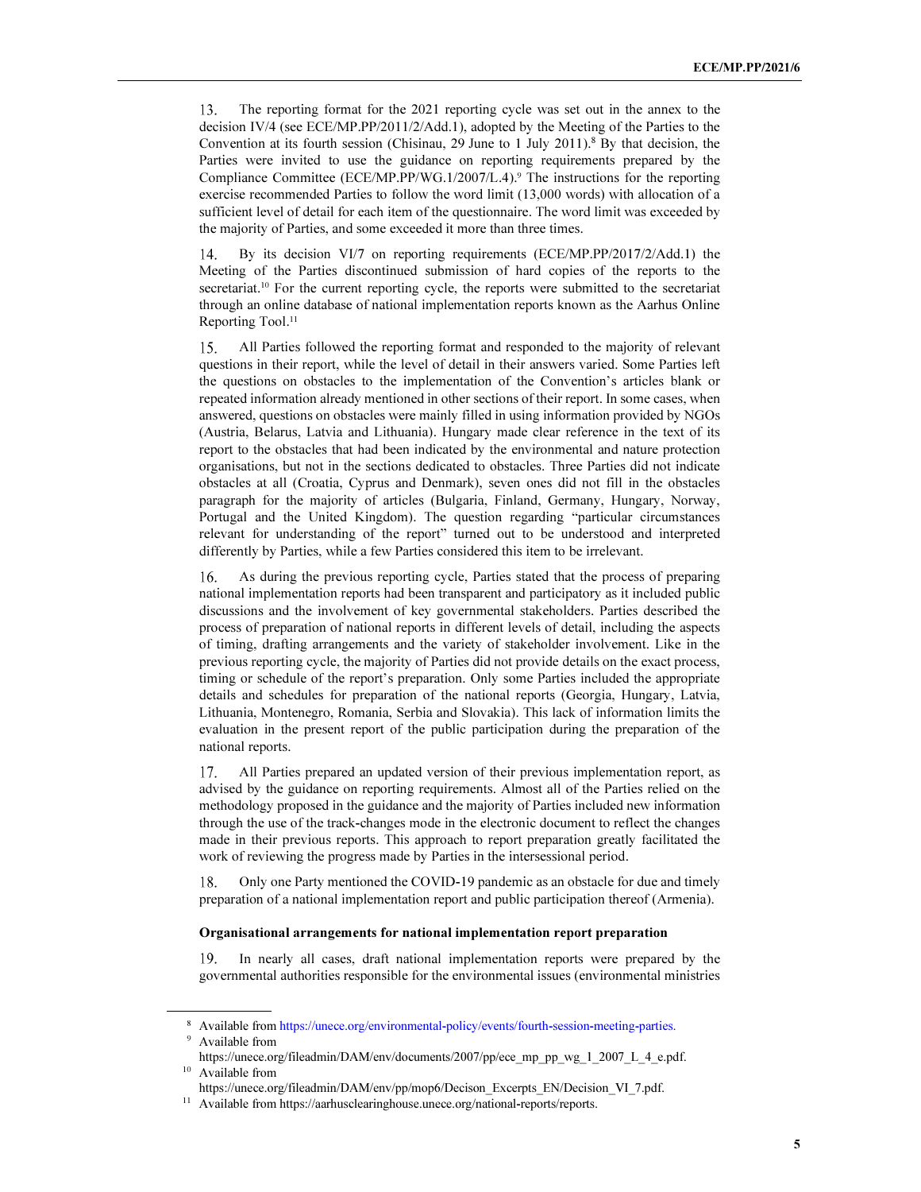13. The reporting format for the 2021 reporting cycle was set out in the annex to the decision IV/4 (see ECE/MP.PP/2011/2/Add.1), adopted by the Meeting of the Parties to the Convention at its fourth session (Chisinau, 29 June to 1 July 2011).[8] By that decision, the Parties were invited to use the guidance on reporting requirements prepared by the Compliance Committee (ECE/MP.PP/WG.1/2007/L.4).[9] The instructions for the reporting exercise recommended Parties to follow the word limit (13,000 words) with allocation of a sufficient level of detail for each item of the questionnaire. The word limit was exceeded by the majority of Parties, and some exceeded it more than three times.

14. By its decision VI/7 on reporting requirements (ECE/MP.PP/2017/2/Add.1) the Meeting of the Parties discontinued submission of hard copies of the reports to the secretariat.[10] For the current reporting cycle, the reports were submitted to the secretariat through an online database of national implementation reports known as the Aarhus Online Reporting Tool.[11]

15. All Parties followed the reporting format and responded to the majority of relevant questions in their report, while the level of detail in their answers varied. Some Parties left the questions on obstacles to the implementation of the Convention's articles blank or repeated information already mentioned in other sections of their report. In some cases, when answered, questions on obstacles were mainly filled in using information provided by NGOs (Austria, Belarus, Latvia and Lithuania). Hungary made clear reference in the text of its report to the obstacles that had been indicated by the environmental and nature protection organisations, but not in the sections dedicated to obstacles. Three Parties did not indicate obstacles at all (Croatia, Cyprus and Denmark), seven ones did not fill in the obstacles paragraph for the majority of articles (Bulgaria, Finland, Germany, Hungary, Norway, Portugal and the United Kingdom). The question regarding "particular circumstances relevant for understanding of the report" turned out to be understood and interpreted differently by Parties, while a few Parties considered this item to be irrelevant.

16. As during the previous reporting cycle, Parties stated that the process of preparing national implementation reports had been transparent and participatory as it included public discussions and the involvement of key governmental stakeholders. Parties described the process of preparation of national reports in different levels of detail, including the aspects of timing, drafting arrangements and the variety of stakeholder involvement. Like in the previous reporting cycle, the majority of Parties did not provide details on the exact process, timing or schedule of the report's preparation. Only some Parties included the appropriate details and schedules for preparation of the national reports (Georgia, Hungary, Latvia, Lithuania, Montenegro, Romania, Serbia and Slovakia). This lack of information limits the evaluation in the present report of the public participation during the preparation of the national reports.

17. All Parties prepared an updated version of their previous implementation report, as advised by the guidance on reporting requirements. Almost all of the Parties relied on the methodology proposed in the guidance and the majority of Parties included new information through the use of the track-changes mode in the electronic document to reflect the changes made in their previous reports. This approach to report preparation greatly facilitated the work of reviewing the progress made by Parties in the intersessional period.

18. Only one Party mentioned the COVID-19 pandemic as an obstacle for due and timely preparation of a national implementation report and public participation thereof (Armenia).

**Organisational arrangements for national implementation report preparation**

19. In nearly all cases, draft national implementation reports were prepared by the governmental authorities responsible for the environmental issues (environmental ministries

[8] Available from https://unece.org/environmental-policy/events/fourth-session-meeting-parties.

[9] Available from https://unece.org/fileadmin/DAM/env/documents/2007/pp/ece_mp_pp_wg_1_2007_L_4_e.pdf.

[10] Available from https://unece.org/fileadmin/DAM/env/pp/mop6/Decison_Excerpts_EN/Decision_VI_7.pdf.

[11] Available from https://aarhusclearinghouse.unece.org/national-reports/reports.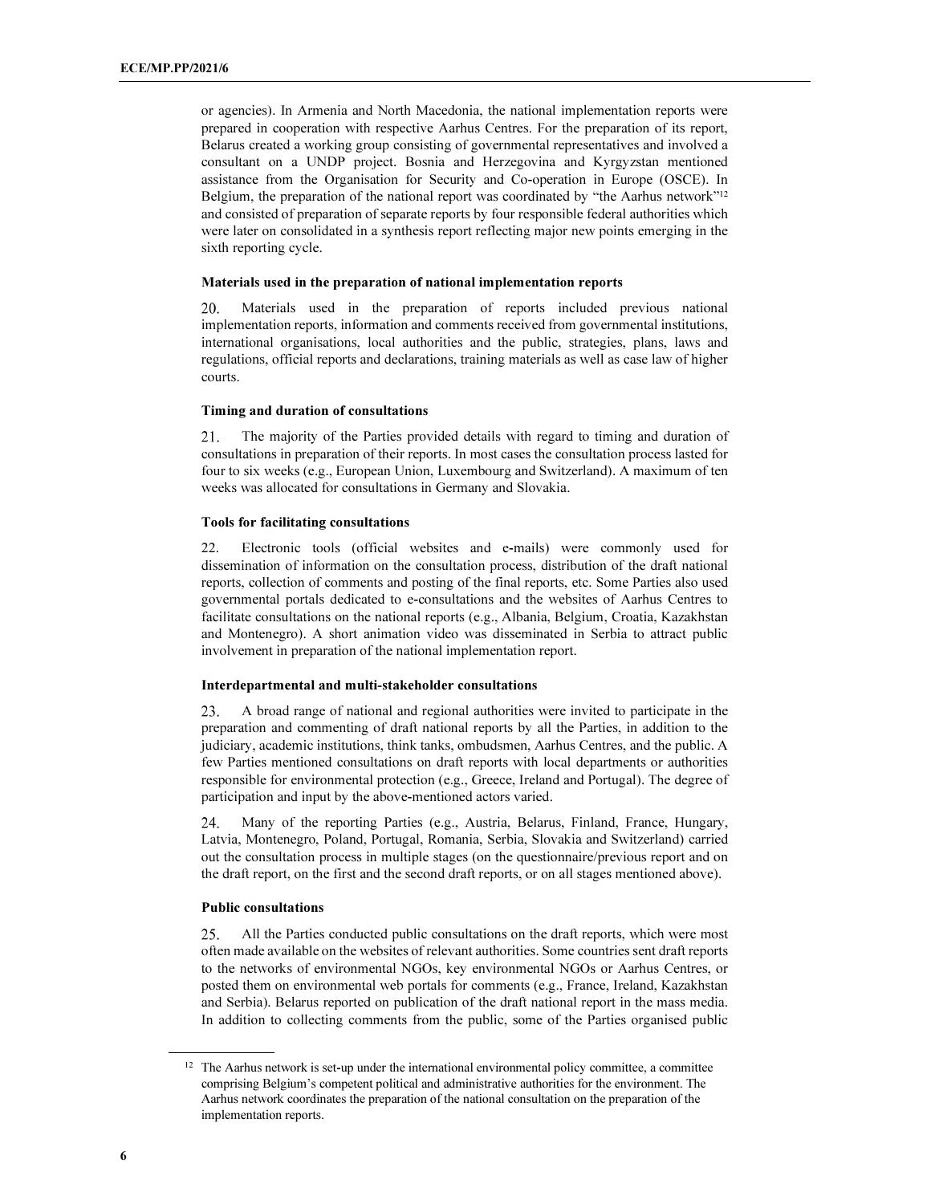or agencies). In Armenia and North Macedonia, the national implementation reports were prepared in cooperation with respective Aarhus Centres. For the preparation of its report, Belarus created a working group consisting of governmental representatives and involved a consultant on a UNDP project. Bosnia and Herzegovina and Kyrgyzstan mentioned assistance from the Organisation for Security and Co-operation in Europe (OSCE). In Belgium, the preparation of the national report was coordinated by "the Aarhus network"[12] and consisted of preparation of separate reports by four responsible federal authorities which were later on consolidated in a synthesis report reflecting major new points emerging in the sixth reporting cycle.

**Materials used in the preparation of national implementation reports**

20. Materials used in the preparation of reports included previous national implementation reports, information and comments received from governmental institutions, international organisations, local authorities and the public, strategies, plans, laws and regulations, official reports and declarations, training materials as well as case law of higher courts.

**Timing and duration of consultations**

21. The majority of the Parties provided details with regard to timing and duration of consultations in preparation of their reports. In most cases the consultation process lasted for four to six weeks (e.g., European Union, Luxembourg and Switzerland). A maximum of ten weeks was allocated for consultations in Germany and Slovakia.

**Tools for facilitating consultations**

22. Electronic tools (official websites and e-mails) were commonly used for dissemination of information on the consultation process, distribution of the draft national reports, collection of comments and posting of the final reports, etc. Some Parties also used governmental portals dedicated to e-consultations and the websites of Aarhus Centres to facilitate consultations on the national reports (e.g., Albania, Belgium, Croatia, Kazakhstan and Montenegro). A short animation video was disseminated in Serbia to attract public involvement in preparation of the national implementation report.

**Interdepartmental and multi-stakeholder consultations**

23. A broad range of national and regional authorities were invited to participate in the preparation and commenting of draft national reports by all the Parties, in addition to the judiciary, academic institutions, think tanks, ombudsmen, Aarhus Centres, and the public. A few Parties mentioned consultations on draft reports with local departments or authorities responsible for environmental protection (e.g., Greece, Ireland and Portugal). The degree of participation and input by the above-mentioned actors varied.

24. Many of the reporting Parties (e.g., Austria, Belarus, Finland, France, Hungary, Latvia, Montenegro, Poland, Portugal, Romania, Serbia, Slovakia and Switzerland) carried out the consultation process in multiple stages (on the questionnaire/previous report and on the draft report, on the first and the second draft reports, or on all stages mentioned above).

**Public consultations**

25. All the Parties conducted public consultations on the draft reports, which were most often made available on the websites of relevant authorities. Some countries sent draft reports to the networks of environmental NGOs, key environmental NGOs or Aarhus Centres, or posted them on environmental web portals for comments (e.g., France, Ireland, Kazakhstan and Serbia). Belarus reported on publication of the draft national report in the mass media. In addition to collecting comments from the public, some of the Parties organised public

---

[12] The Aarhus network is set-up under the international environmental policy committee, a committee comprising Belgium's competent political and administrative authorities for the environment. The Aarhus network coordinates the preparation of the national consultation on the preparation of the implementation reports.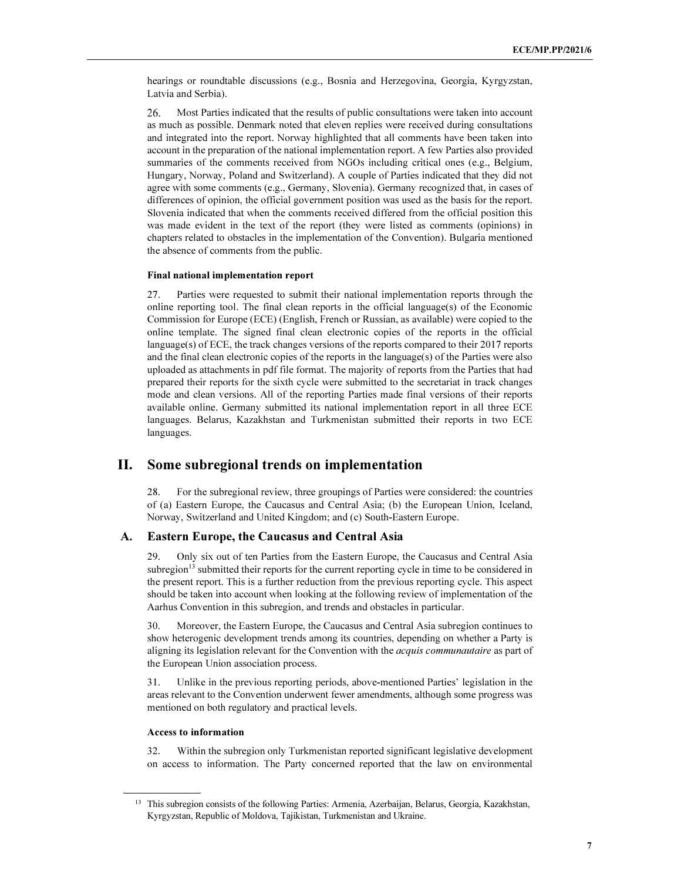hearings or roundtable discussions (e.g., Bosnia and Herzegovina, Georgia, Kyrgyzstan, Latvia and Serbia).

26. Most Parties indicated that the results of public consultations were taken into account as much as possible. Denmark noted that eleven replies were received during consultations and integrated into the report. Norway highlighted that all comments have been taken into account in the preparation of the national implementation report. A few Parties also provided summaries of the comments received from NGOs including critical ones (e.g., Belgium, Hungary, Norway, Poland and Switzerland). A couple of Parties indicated that they did not agree with some comments (e.g., Germany, Slovenia). Germany recognized that, in cases of differences of opinion, the official government position was used as the basis for the report. Slovenia indicated that when the comments received differed from the official position this was made evident in the text of the report (they were listed as comments (opinions) in chapters related to obstacles in the implementation of the Convention). Bulgaria mentioned the absence of comments from the public.

#### Final national implementation report

27. Parties were requested to submit their national implementation reports through the online reporting tool. The final clean reports in the official language(s) of the Economic Commission for Europe (ECE) (English, French or Russian, as available) were copied to the online template. The signed final clean electronic copies of the reports in the official language(s) of ECE, the track changes versions of the reports compared to their 2017 reports and the final clean electronic copies of the reports in the language(s) of the Parties were also uploaded as attachments in pdf file format. The majority of reports from the Parties that had prepared their reports for the sixth cycle were submitted to the secretariat in track changes mode and clean versions. All of the reporting Parties made final versions of their reports available online. Germany submitted its national implementation report in all three ECE languages. Belarus, Kazakhstan and Turkmenistan submitted their reports in two ECE languages.

## II. Some subregional trends on implementation

28. For the subregional review, three groupings of Parties were considered: the countries of (a) Eastern Europe, the Caucasus and Central Asia; (b) the European Union, Iceland, Norway, Switzerland and United Kingdom; and (c) South-Eastern Europe.

### A. Eastern Europe, the Caucasus and Central Asia

29. Only six out of ten Parties from the Eastern Europe, the Caucasus and Central Asia subregion[13] submitted their reports for the current reporting cycle in time to be considered in the present report. This is a further reduction from the previous reporting cycle. This aspect should be taken into account when looking at the following review of implementation of the Aarhus Convention in this subregion, and trends and obstacles in particular.

30. Moreover, the Eastern Europe, the Caucasus and Central Asia subregion continues to show heterogenic development trends among its countries, depending on whether a Party is aligning its legislation relevant for the Convention with the *acquis communautaire* as part of the European Union association process.

31. Unlike in the previous reporting periods, above-mentioned Parties' legislation in the areas relevant to the Convention underwent fewer amendments, although some progress was mentioned on both regulatory and practical levels.

#### Access to information

32. Within the subregion only Turkmenistan reported significant legislative development on access to information. The Party concerned reported that the law on environmental

[13] This subregion consists of the following Parties: Armenia, Azerbaijan, Belarus, Georgia, Kazakhstan, Kyrgyzstan, Republic of Moldova, Tajikistan, Turkmenistan and Ukraine.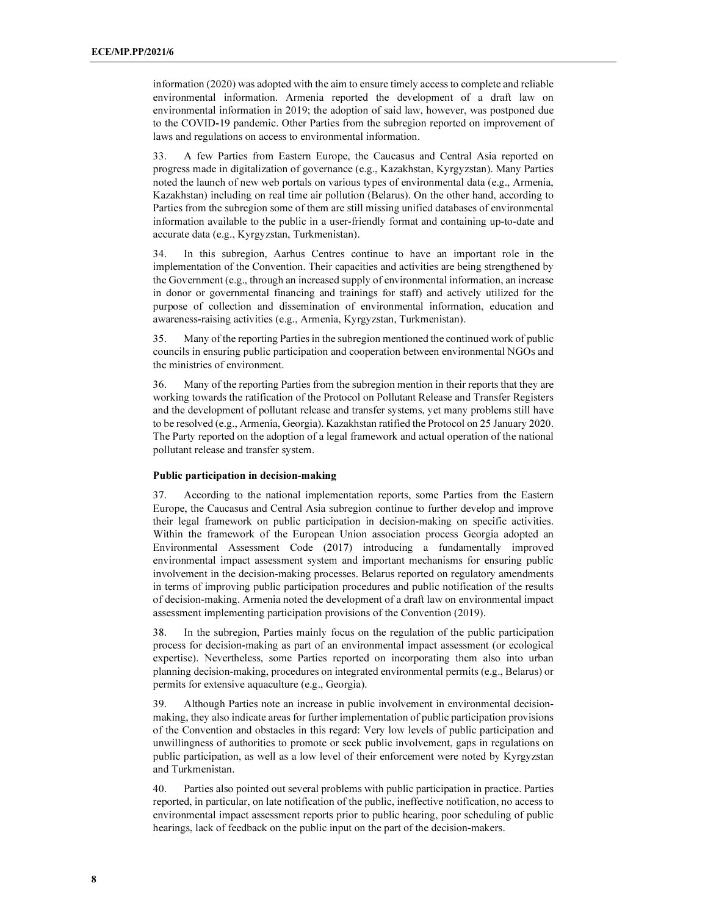information (2020) was adopted with the aim to ensure timely access to complete and reliable environmental information. Armenia reported the development of a draft law on environmental information in 2019; the adoption of said law, however, was postponed due to the COVID-19 pandemic. Other Parties from the subregion reported on improvement of laws and regulations on access to environmental information.

33. A few Parties from Eastern Europe, the Caucasus and Central Asia reported on progress made in digitalization of governance (e.g., Kazakhstan, Kyrgyzstan). Many Parties noted the launch of new web portals on various types of environmental data (e.g., Armenia, Kazakhstan) including on real time air pollution (Belarus). On the other hand, according to Parties from the subregion some of them are still missing unified databases of environmental information available to the public in a user-friendly format and containing up-to-date and accurate data (e.g., Kyrgyzstan, Turkmenistan).

34. In this subregion, Aarhus Centres continue to have an important role in the implementation of the Convention. Their capacities and activities are being strengthened by the Government (e.g., through an increased supply of environmental information, an increase in donor or governmental financing and trainings for staff) and actively utilized for the purpose of collection and dissemination of environmental information, education and awareness-raising activities (e.g., Armenia, Kyrgyzstan, Turkmenistan).

35. Many of the reporting Parties in the subregion mentioned the continued work of public councils in ensuring public participation and cooperation between environmental NGOs and the ministries of environment.

36. Many of the reporting Parties from the subregion mention in their reports that they are working towards the ratification of the Protocol on Pollutant Release and Transfer Registers and the development of pollutant release and transfer systems, yet many problems still have to be resolved (e.g., Armenia, Georgia). Kazakhstan ratified the Protocol on 25 January 2020. The Party reported on the adoption of a legal framework and actual operation of the national pollutant release and transfer system.

**Public participation in decision-making**

37. According to the national implementation reports, some Parties from the Eastern Europe, the Caucasus and Central Asia subregion continue to further develop and improve their legal framework on public participation in decision-making on specific activities. Within the framework of the European Union association process Georgia adopted an Environmental Assessment Code (2017) introducing a fundamentally improved environmental impact assessment system and important mechanisms for ensuring public involvement in the decision-making processes. Belarus reported on regulatory amendments in terms of improving public participation procedures and public notification of the results of decision-making. Armenia noted the development of a draft law on environmental impact assessment implementing participation provisions of the Convention (2019).

38. In the subregion, Parties mainly focus on the regulation of the public participation process for decision-making as part of an environmental impact assessment (or ecological expertise). Nevertheless, some Parties reported on incorporating them also into urban planning decision-making, procedures on integrated environmental permits (e.g., Belarus) or permits for extensive aquaculture (e.g., Georgia).

39. Although Parties note an increase in public involvement in environmental decision-making, they also indicate areas for further implementation of public participation provisions of the Convention and obstacles in this regard: Very low levels of public participation and unwillingness of authorities to promote or seek public involvement, gaps in regulations on public participation, as well as a low level of their enforcement were noted by Kyrgyzstan and Turkmenistan.

40. Parties also pointed out several problems with public participation in practice. Parties reported, in particular, on late notification of the public, ineffective notification, no access to environmental impact assessment reports prior to public hearing, poor scheduling of public hearings, lack of feedback on the public input on the part of the decision-makers.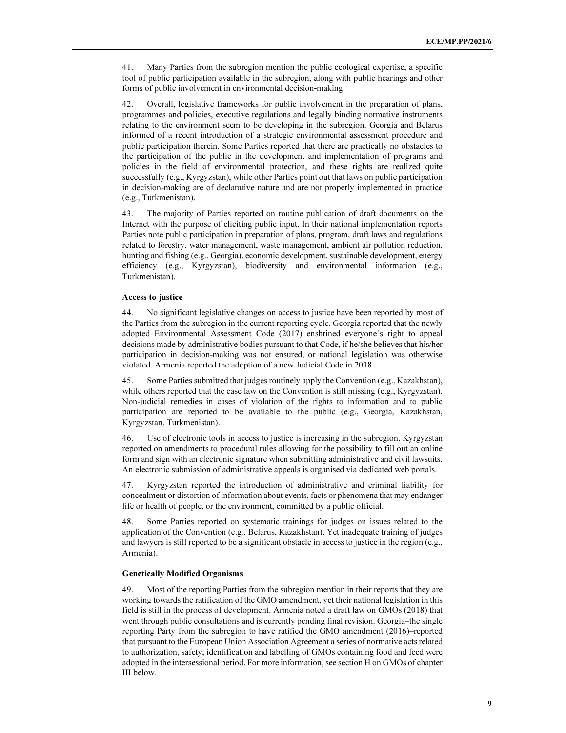41. Many Parties from the subregion mention the public ecological expertise, a specific tool of public participation available in the subregion, along with public hearings and other forms of public involvement in environmental decision-making.

42. Overall, legislative frameworks for public involvement in the preparation of plans, programmes and policies, executive regulations and legally binding normative instruments relating to the environment seem to be developing in the subregion. Georgia and Belarus informed of a recent introduction of a strategic environmental assessment procedure and public participation therein. Some Parties reported that there are practically no obstacles to the participation of the public in the development and implementation of programs and policies in the field of environmental protection, and these rights are realized quite successfully (e.g., Kyrgyzstan), while other Parties point out that laws on public participation in decision-making are of declarative nature and are not properly implemented in practice (e.g., Turkmenistan).

43. The majority of Parties reported on routine publication of draft documents on the Internet with the purpose of eliciting public input. In their national implementation reports Parties note public participation in preparation of plans, program, draft laws and regulations related to forestry, water management, waste management, ambient air pollution reduction, hunting and fishing (e.g., Georgia), economic development, sustainable development, energy efficiency (e.g., Kyrgyzstan), biodiversity and environmental information (e.g., Turkmenistan).

**Access to justice**

44. No significant legislative changes on access to justice have been reported by most of the Parties from the subregion in the current reporting cycle. Georgia reported that the newly adopted Environmental Assessment Code (2017) enshrined everyone's right to appeal decisions made by administrative bodies pursuant to that Code, if he/she believes that his/her participation in decision-making was not ensured, or national legislation was otherwise violated. Armenia reported the adoption of a new Judicial Code in 2018.

45. Some Parties submitted that judges routinely apply the Convention (e.g., Kazakhstan), while others reported that the case law on the Convention is still missing (e.g., Kyrgyzstan). Non-judicial remedies in cases of violation of the rights to information and to public participation are reported to be available to the public (e.g., Georgia, Kazakhstan, Kyrgyzstan, Turkmenistan).

46. Use of electronic tools in access to justice is increasing in the subregion. Kyrgyzstan reported on amendments to procedural rules allowing for the possibility to fill out an online form and sign with an electronic signature when submitting administrative and civil lawsuits. An electronic submission of administrative appeals is organised via dedicated web portals.

47. Kyrgyzstan reported the introduction of administrative and criminal liability for concealment or distortion of information about events, facts or phenomena that may endanger life or health of people, or the environment, committed by a public official.

48. Some Parties reported on systematic trainings for judges on issues related to the application of the Convention (e.g., Belarus, Kazakhstan). Yet inadequate training of judges and lawyers is still reported to be a significant obstacle in access to justice in the region (e.g., Armenia).

**Genetically Modified Organisms**

49. Most of the reporting Parties from the subregion mention in their reports that they are working towards the ratification of the GMO amendment, yet their national legislation in this field is still in the process of development. Armenia noted a draft law on GMOs (2018) that went through public consultations and is currently pending final revision. Georgia–the single reporting Party from the subregion to have ratified the GMO amendment (2016)–reported that pursuant to the European Union Association Agreement a series of normative acts related to authorization, safety, identification and labelling of GMOs containing food and feed were adopted in the intersessional period. For more information, see section H on GMOs of chapter III below.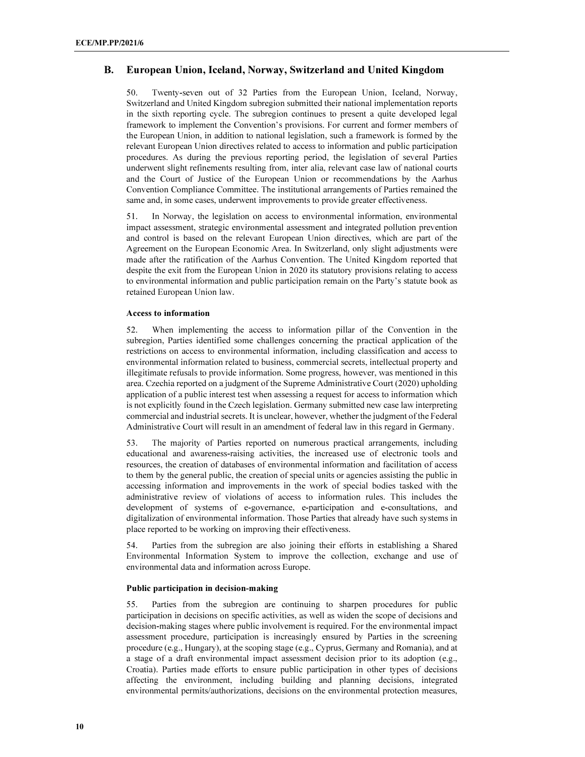## B. European Union, Iceland, Norway, Switzerland and United Kingdom

50. Twenty-seven out of 32 Parties from the European Union, Iceland, Norway, Switzerland and United Kingdom subregion submitted their national implementation reports in the sixth reporting cycle. The subregion continues to present a quite developed legal framework to implement the Convention's provisions. For current and former members of the European Union, in addition to national legislation, such a framework is formed by the relevant European Union directives related to access to information and public participation procedures. As during the previous reporting period, the legislation of several Parties underwent slight refinements resulting from, inter alia, relevant case law of national courts and the Court of Justice of the European Union or recommendations by the Aarhus Convention Compliance Committee. The institutional arrangements of Parties remained the same and, in some cases, underwent improvements to provide greater effectiveness.

51. In Norway, the legislation on access to environmental information, environmental impact assessment, strategic environmental assessment and integrated pollution prevention and control is based on the relevant European Union directives, which are part of the Agreement on the European Economic Area. In Switzerland, only slight adjustments were made after the ratification of the Aarhus Convention. The United Kingdom reported that despite the exit from the European Union in 2020 its statutory provisions relating to access to environmental information and public participation remain on the Party's statute book as retained European Union law.

#### Access to information

52. When implementing the access to information pillar of the Convention in the subregion, Parties identified some challenges concerning the practical application of the restrictions on access to environmental information, including classification and access to environmental information related to business, commercial secrets, intellectual property and illegitimate refusals to provide information. Some progress, however, was mentioned in this area. Czechia reported on a judgment of the Supreme Administrative Court (2020) upholding application of a public interest test when assessing a request for access to information which is not explicitly found in the Czech legislation. Germany submitted new case law interpreting commercial and industrial secrets. It is unclear, however, whether the judgment of the Federal Administrative Court will result in an amendment of federal law in this regard in Germany.

53. The majority of Parties reported on numerous practical arrangements, including educational and awareness-raising activities, the increased use of electronic tools and resources, the creation of databases of environmental information and facilitation of access to them by the general public, the creation of special units or agencies assisting the public in accessing information and improvements in the work of special bodies tasked with the administrative review of violations of access to information rules. This includes the development of systems of e-governance, e-participation and e-consultations, and digitalization of environmental information. Those Parties that already have such systems in place reported to be working on improving their effectiveness.

54. Parties from the subregion are also joining their efforts in establishing a Shared Environmental Information System to improve the collection, exchange and use of environmental data and information across Europe.

#### Public participation in decision-making

55. Parties from the subregion are continuing to sharpen procedures for public participation in decisions on specific activities, as well as widen the scope of decisions and decision-making stages where public involvement is required. For the environmental impact assessment procedure, participation is increasingly ensured by Parties in the screening procedure (e.g., Hungary), at the scoping stage (e.g., Cyprus, Germany and Romania), and at a stage of a draft environmental impact assessment decision prior to its adoption (e.g., Croatia). Parties made efforts to ensure public participation in other types of decisions affecting the environment, including building and planning decisions, integrated environmental permits/authorizations, decisions on the environmental protection measures,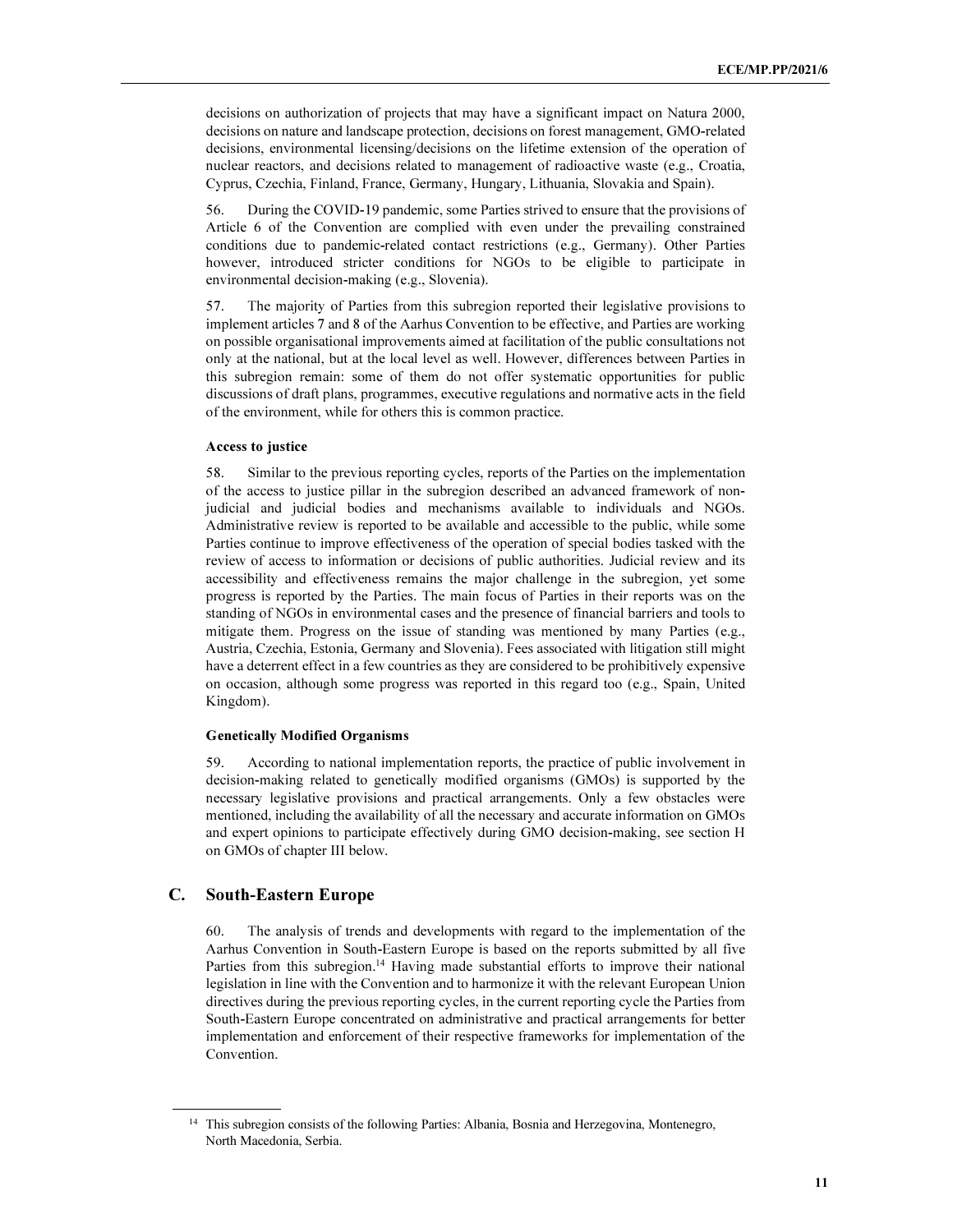decisions on authorization of projects that may have a significant impact on Natura 2000, decisions on nature and landscape protection, decisions on forest management, GMO-related decisions, environmental licensing/decisions on the lifetime extension of the operation of nuclear reactors, and decisions related to management of radioactive waste (e.g., Croatia, Cyprus, Czechia, Finland, France, Germany, Hungary, Lithuania, Slovakia and Spain).

56. During the COVID-19 pandemic, some Parties strived to ensure that the provisions of Article 6 of the Convention are complied with even under the prevailing constrained conditions due to pandemic-related contact restrictions (e.g., Germany). Other Parties however, introduced stricter conditions for NGOs to be eligible to participate in environmental decision-making (e.g., Slovenia).

57. The majority of Parties from this subregion reported their legislative provisions to implement articles 7 and 8 of the Aarhus Convention to be effective, and Parties are working on possible organisational improvements aimed at facilitation of the public consultations not only at the national, but at the local level as well. However, differences between Parties in this subregion remain: some of them do not offer systematic opportunities for public discussions of draft plans, programmes, executive regulations and normative acts in the field of the environment, while for others this is common practice.

#### Access to justice

58. Similar to the previous reporting cycles, reports of the Parties on the implementation of the access to justice pillar in the subregion described an advanced framework of non-judicial and judicial bodies and mechanisms available to individuals and NGOs. Administrative review is reported to be available and accessible to the public, while some Parties continue to improve effectiveness of the operation of special bodies tasked with the review of access to information or decisions of public authorities. Judicial review and its accessibility and effectiveness remains the major challenge in the subregion, yet some progress is reported by the Parties. The main focus of Parties in their reports was on the standing of NGOs in environmental cases and the presence of financial barriers and tools to mitigate them. Progress on the issue of standing was mentioned by many Parties (e.g., Austria, Czechia, Estonia, Germany and Slovenia). Fees associated with litigation still might have a deterrent effect in a few countries as they are considered to be prohibitively expensive on occasion, although some progress was reported in this regard too (e.g., Spain, United Kingdom).

#### Genetically Modified Organisms

59. According to national implementation reports, the practice of public involvement in decision-making related to genetically modified organisms (GMOs) is supported by the necessary legislative provisions and practical arrangements. Only a few obstacles were mentioned, including the availability of all the necessary and accurate information on GMOs and expert opinions to participate effectively during GMO decision-making, see section H on GMOs of chapter III below.

## C. South-Eastern Europe

60. The analysis of trends and developments with regard to the implementation of the Aarhus Convention in South-Eastern Europe is based on the reports submitted by all five Parties from this subregion.[14] Having made substantial efforts to improve their national legislation in line with the Convention and to harmonize it with the relevant European Union directives during the previous reporting cycles, in the current reporting cycle the Parties from South-Eastern Europe concentrated on administrative and practical arrangements for better implementation and enforcement of their respective frameworks for implementation of the Convention.

[14] This subregion consists of the following Parties: Albania, Bosnia and Herzegovina, Montenegro, North Macedonia, Serbia.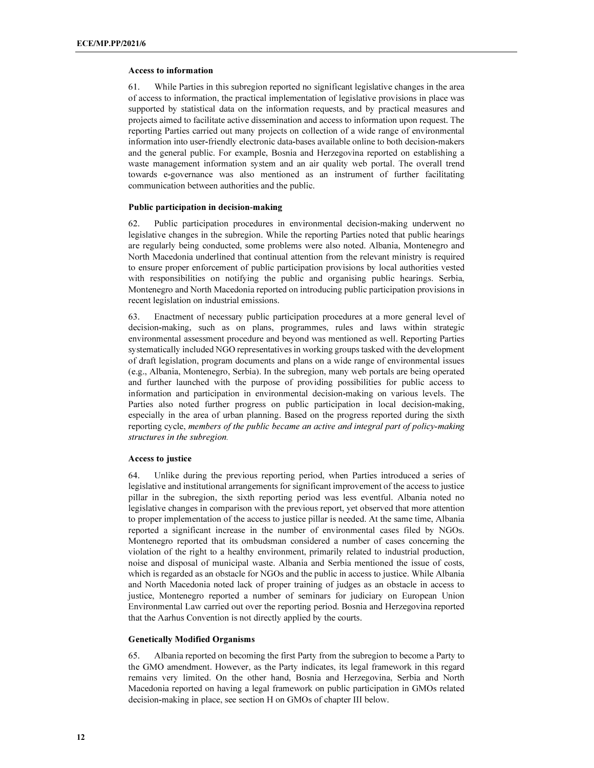### Access to information

61. While Parties in this subregion reported no significant legislative changes in the area of access to information, the practical implementation of legislative provisions in place was supported by statistical data on the information requests, and by practical measures and projects aimed to facilitate active dissemination and access to information upon request. The reporting Parties carried out many projects on collection of a wide range of environmental information into user-friendly electronic data-bases available online to both decision-makers and the general public. For example, Bosnia and Herzegovina reported on establishing a waste management information system and an air quality web portal. The overall trend towards e-governance was also mentioned as an instrument of further facilitating communication between authorities and the public.

### Public participation in decision-making

62. Public participation procedures in environmental decision-making underwent no legislative changes in the subregion. While the reporting Parties noted that public hearings are regularly being conducted, some problems were also noted. Albania, Montenegro and North Macedonia underlined that continual attention from the relevant ministry is required to ensure proper enforcement of public participation provisions by local authorities vested with responsibilities on notifying the public and organising public hearings. Serbia, Montenegro and North Macedonia reported on introducing public participation provisions in recent legislation on industrial emissions.

63. Enactment of necessary public participation procedures at a more general level of decision-making, such as on plans, programmes, rules and laws within strategic environmental assessment procedure and beyond was mentioned as well. Reporting Parties systematically included NGO representatives in working groups tasked with the development of draft legislation, program documents and plans on a wide range of environmental issues (e.g., Albania, Montenegro, Serbia). In the subregion, many web portals are being operated and further launched with the purpose of providing possibilities for public access to information and participation in environmental decision-making on various levels. The Parties also noted further progress on public participation in local decision-making, especially in the area of urban planning. Based on the progress reported during the sixth reporting cycle, *members of the public became an active and integral part of policy-making structures in the subregion*.

### Access to justice

64. Unlike during the previous reporting period, when Parties introduced a series of legislative and institutional arrangements for significant improvement of the access to justice pillar in the subregion, the sixth reporting period was less eventful. Albania noted no legislative changes in comparison with the previous report, yet observed that more attention to proper implementation of the access to justice pillar is needed. At the same time, Albania reported a significant increase in the number of environmental cases filed by NGOs. Montenegro reported that its ombudsman considered a number of cases concerning the violation of the right to a healthy environment, primarily related to industrial production, noise and disposal of municipal waste. Albania and Serbia mentioned the issue of costs, which is regarded as an obstacle for NGOs and the public in access to justice. While Albania and North Macedonia noted lack of proper training of judges as an obstacle in access to justice, Montenegro reported a number of seminars for judiciary on European Union Environmental Law carried out over the reporting period. Bosnia and Herzegovina reported that the Aarhus Convention is not directly applied by the courts.

### Genetically Modified Organisms

65. Albania reported on becoming the first Party from the subregion to become a Party to the GMO amendment. However, as the Party indicates, its legal framework in this regard remains very limited. On the other hand, Bosnia and Herzegovina, Serbia and North Macedonia reported on having a legal framework on public participation in GMOs related decision-making in place, see section H on GMOs of chapter III below.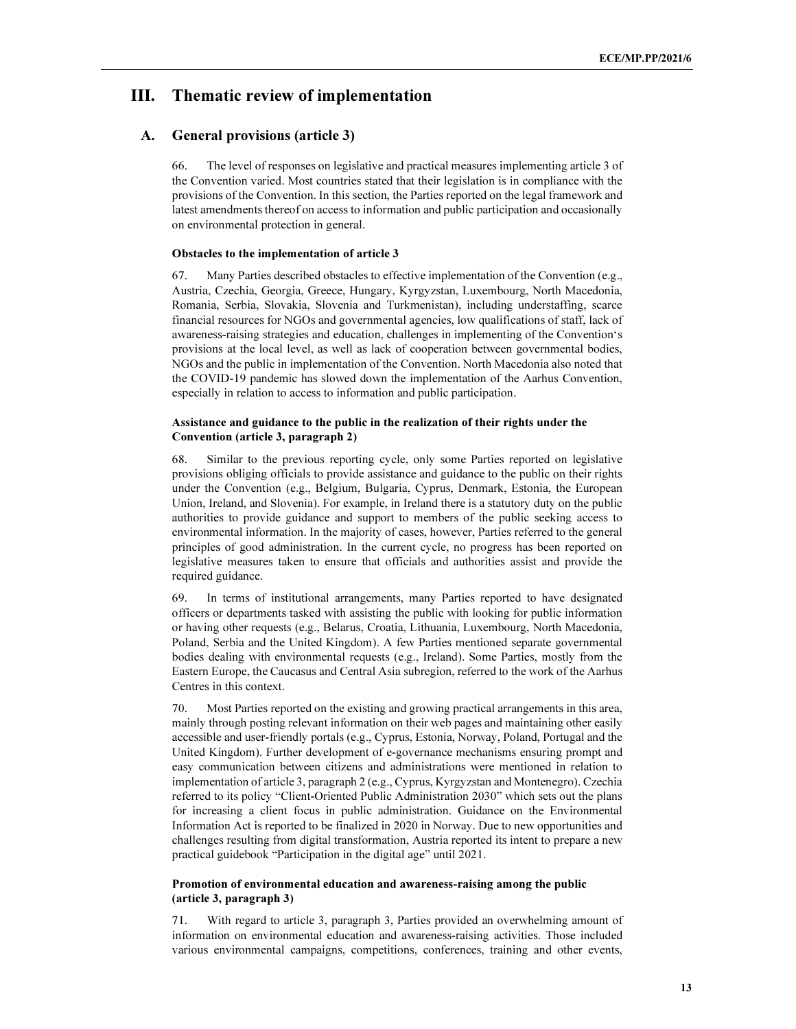# III. Thematic review of implementation

## A. General provisions (article 3)

66. The level of responses on legislative and practical measures implementing article 3 of the Convention varied. Most countries stated that their legislation is in compliance with the provisions of the Convention. In this section, the Parties reported on the legal framework and latest amendments thereof on access to information and public participation and occasionally on environmental protection in general.

#### Obstacles to the implementation of article 3

67. Many Parties described obstacles to effective implementation of the Convention (e.g., Austria, Czechia, Georgia, Greece, Hungary, Kyrgyzstan, Luxembourg, North Macedonia, Romania, Serbia, Slovakia, Slovenia and Turkmenistan), including understaffing, scarce financial resources for NGOs and governmental agencies, low qualifications of staff, lack of awareness-raising strategies and education, challenges in implementing of the Convention's provisions at the local level, as well as lack of cooperation between governmental bodies, NGOs and the public in implementation of the Convention. North Macedonia also noted that the COVID-19 pandemic has slowed down the implementation of the Aarhus Convention, especially in relation to access to information and public participation.

#### Assistance and guidance to the public in the realization of their rights under the Convention (article 3, paragraph 2)

68. Similar to the previous reporting cycle, only some Parties reported on legislative provisions obliging officials to provide assistance and guidance to the public on their rights under the Convention (e.g., Belgium, Bulgaria, Cyprus, Denmark, Estonia, the European Union, Ireland, and Slovenia). For example, in Ireland there is a statutory duty on the public authorities to provide guidance and support to members of the public seeking access to environmental information. In the majority of cases, however, Parties referred to the general principles of good administration. In the current cycle, no progress has been reported on legislative measures taken to ensure that officials and authorities assist and provide the required guidance.

69. In terms of institutional arrangements, many Parties reported to have designated officers or departments tasked with assisting the public with looking for public information or having other requests (e.g., Belarus, Croatia, Lithuania, Luxembourg, North Macedonia, Poland, Serbia and the United Kingdom). A few Parties mentioned separate governmental bodies dealing with environmental requests (e.g., Ireland). Some Parties, mostly from the Eastern Europe, the Caucasus and Central Asia subregion, referred to the work of the Aarhus Centres in this context.

70. Most Parties reported on the existing and growing practical arrangements in this area, mainly through posting relevant information on their web pages and maintaining other easily accessible and user-friendly portals (e.g., Cyprus, Estonia, Norway, Poland, Portugal and the United Kingdom). Further development of e-governance mechanisms ensuring prompt and easy communication between citizens and administrations were mentioned in relation to implementation of article 3, paragraph 2 (e.g., Cyprus, Kyrgyzstan and Montenegro). Czechia referred to its policy "Client-Oriented Public Administration 2030" which sets out the plans for increasing a client focus in public administration. Guidance on the Environmental Information Act is reported to be finalized in 2020 in Norway. Due to new opportunities and challenges resulting from digital transformation, Austria reported its intent to prepare a new practical guidebook "Participation in the digital age" until 2021.

#### Promotion of environmental education and awareness-raising among the public (article 3, paragraph 3)

71. With regard to article 3, paragraph 3, Parties provided an overwhelming amount of information on environmental education and awareness-raising activities. Those included various environmental campaigns, competitions, conferences, training and other events,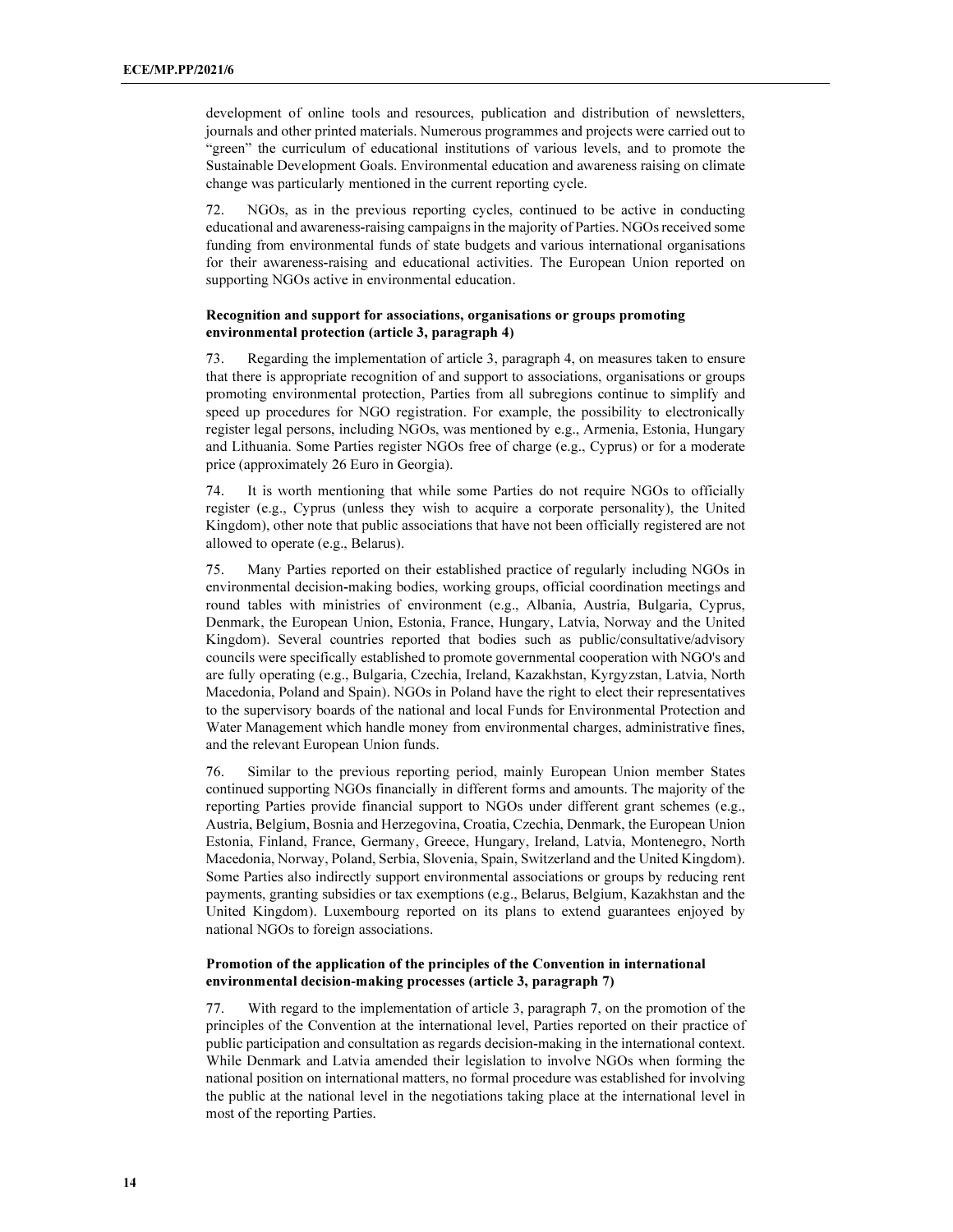development of online tools and resources, publication and distribution of newsletters, journals and other printed materials. Numerous programmes and projects were carried out to "green" the curriculum of educational institutions of various levels, and to promote the Sustainable Development Goals. Environmental education and awareness raising on climate change was particularly mentioned in the current reporting cycle.

72. NGOs, as in the previous reporting cycles, continued to be active in conducting educational and awareness-raising campaigns in the majority of Parties. NGOs received some funding from environmental funds of state budgets and various international organisations for their awareness-raising and educational activities. The European Union reported on supporting NGOs active in environmental education.

### Recognition and support for associations, organisations or groups promoting environmental protection (article 3, paragraph 4)

73. Regarding the implementation of article 3, paragraph 4, on measures taken to ensure that there is appropriate recognition of and support to associations, organisations or groups promoting environmental protection, Parties from all subregions continue to simplify and speed up procedures for NGO registration. For example, the possibility to electronically register legal persons, including NGOs, was mentioned by e.g., Armenia, Estonia, Hungary and Lithuania. Some Parties register NGOs free of charge (e.g., Cyprus) or for a moderate price (approximately 26 Euro in Georgia).

74. It is worth mentioning that while some Parties do not require NGOs to officially register (e.g., Cyprus (unless they wish to acquire a corporate personality), the United Kingdom), other note that public associations that have not been officially registered are not allowed to operate (e.g., Belarus).

75. Many Parties reported on their established practice of regularly including NGOs in environmental decision-making bodies, working groups, official coordination meetings and round tables with ministries of environment (e.g., Albania, Austria, Bulgaria, Cyprus, Denmark, the European Union, Estonia, France, Hungary, Latvia, Norway and the United Kingdom). Several countries reported that bodies such as public/consultative/advisory councils were specifically established to promote governmental cooperation with NGO's and are fully operating (e.g., Bulgaria, Czechia, Ireland, Kazakhstan, Kyrgyzstan, Latvia, North Macedonia, Poland and Spain). NGOs in Poland have the right to elect their representatives to the supervisory boards of the national and local Funds for Environmental Protection and Water Management which handle money from environmental charges, administrative fines, and the relevant European Union funds.

76. Similar to the previous reporting period, mainly European Union member States continued supporting NGOs financially in different forms and amounts. The majority of the reporting Parties provide financial support to NGOs under different grant schemes (e.g., Austria, Belgium, Bosnia and Herzegovina, Croatia, Czechia, Denmark, the European Union Estonia, Finland, France, Germany, Greece, Hungary, Ireland, Latvia, Montenegro, North Macedonia, Norway, Poland, Serbia, Slovenia, Spain, Switzerland and the United Kingdom). Some Parties also indirectly support environmental associations or groups by reducing rent payments, granting subsidies or tax exemptions (e.g., Belarus, Belgium, Kazakhstan and the United Kingdom). Luxembourg reported on its plans to extend guarantees enjoyed by national NGOs to foreign associations.

### Promotion of the application of the principles of the Convention in international environmental decision-making processes (article 3, paragraph 7)

77. With regard to the implementation of article 3, paragraph 7, on the promotion of the principles of the Convention at the international level, Parties reported on their practice of public participation and consultation as regards decision-making in the international context. While Denmark and Latvia amended their legislation to involve NGOs when forming the national position on international matters, no formal procedure was established for involving the public at the national level in the negotiations taking place at the international level in most of the reporting Parties.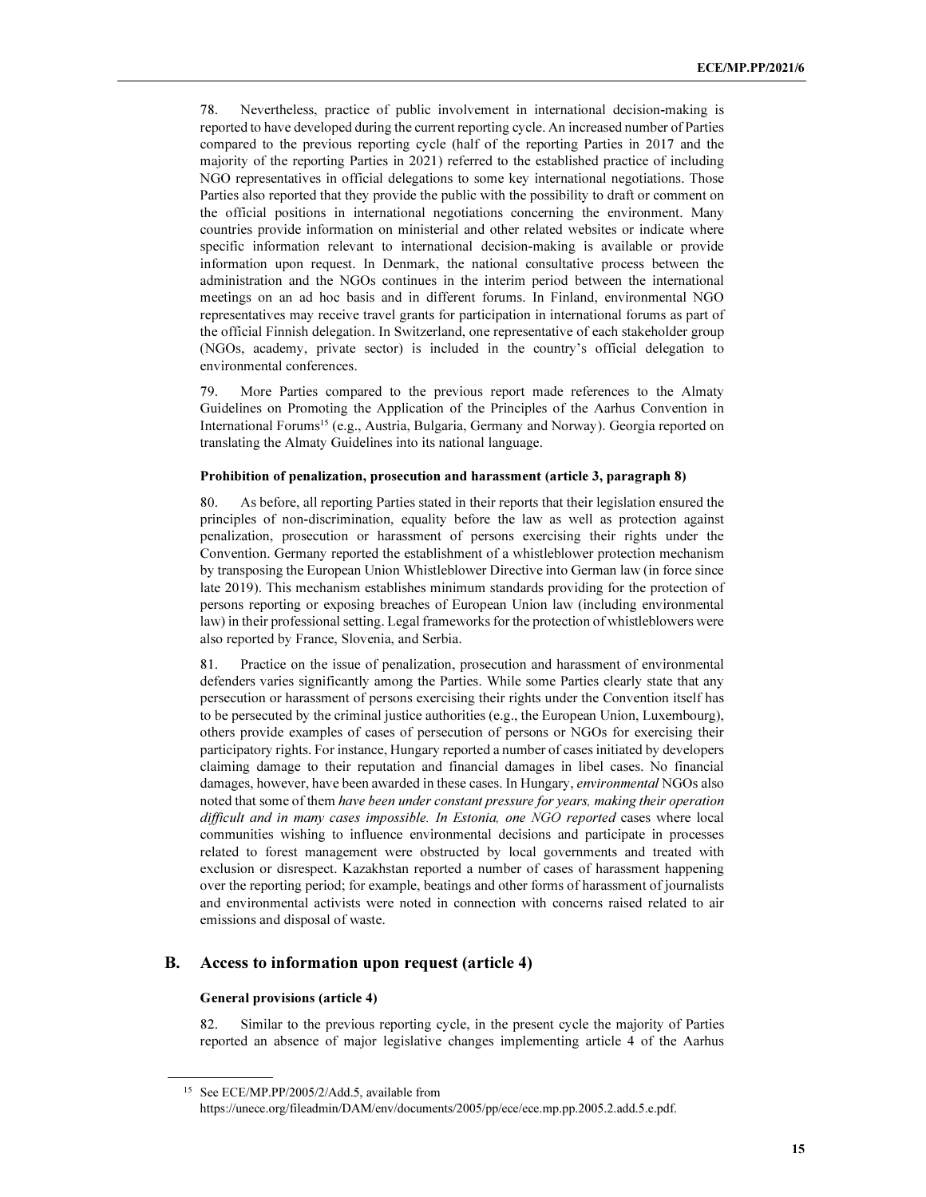78. Nevertheless, practice of public involvement in international decision-making is reported to have developed during the current reporting cycle. An increased number of Parties compared to the previous reporting cycle (half of the reporting Parties in 2017 and the majority of the reporting Parties in 2021) referred to the established practice of including NGO representatives in official delegations to some key international negotiations. Those Parties also reported that they provide the public with the possibility to draft or comment on the official positions in international negotiations concerning the environment. Many countries provide information on ministerial and other related websites or indicate where specific information relevant to international decision-making is available or provide information upon request. In Denmark, the national consultative process between the administration and the NGOs continues in the interim period between the international meetings on an ad hoc basis and in different forums. In Finland, environmental NGO representatives may receive travel grants for participation in international forums as part of the official Finnish delegation. In Switzerland, one representative of each stakeholder group (NGOs, academy, private sector) is included in the country's official delegation to environmental conferences.

79. More Parties compared to the previous report made references to the Almaty Guidelines on Promoting the Application of the Principles of the Aarhus Convention in International Forums[15] (e.g., Austria, Bulgaria, Germany and Norway). Georgia reported on translating the Almaty Guidelines into its national language.

#### Prohibition of penalization, prosecution and harassment (article 3, paragraph 8)

80. As before, all reporting Parties stated in their reports that their legislation ensured the principles of non-discrimination, equality before the law as well as protection against penalization, prosecution or harassment of persons exercising their rights under the Convention. Germany reported the establishment of a whistleblower protection mechanism by transposing the European Union Whistleblower Directive into German law (in force since late 2019). This mechanism establishes minimum standards providing for the protection of persons reporting or exposing breaches of European Union law (including environmental law) in their professional setting. Legal frameworks for the protection of whistleblowers were also reported by France, Slovenia, and Serbia.

81. Practice on the issue of penalization, prosecution and harassment of environmental defenders varies significantly among the Parties. While some Parties clearly state that any persecution or harassment of persons exercising their rights under the Convention itself has to be persecuted by the criminal justice authorities (e.g., the European Union, Luxembourg), others provide examples of cases of persecution of persons or NGOs for exercising their participatory rights. For instance, Hungary reported a number of cases initiated by developers claiming damage to their reputation and financial damages in libel cases. No financial damages, however, have been awarded in these cases. In Hungary, *environmental* NGOs also noted that some of them *have been under constant pressure for years, making their operation difficult and in many cases impossible. In Estonia, one NGO reported* cases where local communities wishing to influence environmental decisions and participate in processes related to forest management were obstructed by local governments and treated with exclusion or disrespect. Kazakhstan reported a number of cases of harassment happening over the reporting period; for example, beatings and other forms of harassment of journalists and environmental activists were noted in connection with concerns raised related to air emissions and disposal of waste.

## B. Access to information upon request (article 4)

#### General provisions (article 4)

82. Similar to the previous reporting cycle, in the present cycle the majority of Parties reported an absence of major legislative changes implementing article 4 of the Aarhus

---

[15] See ECE/MP.PP/2005/2/Add.5, available from https://unece.org/fileadmin/DAM/env/documents/2005/pp/ece/ece.mp.pp.2005.2.add.5.e.pdf.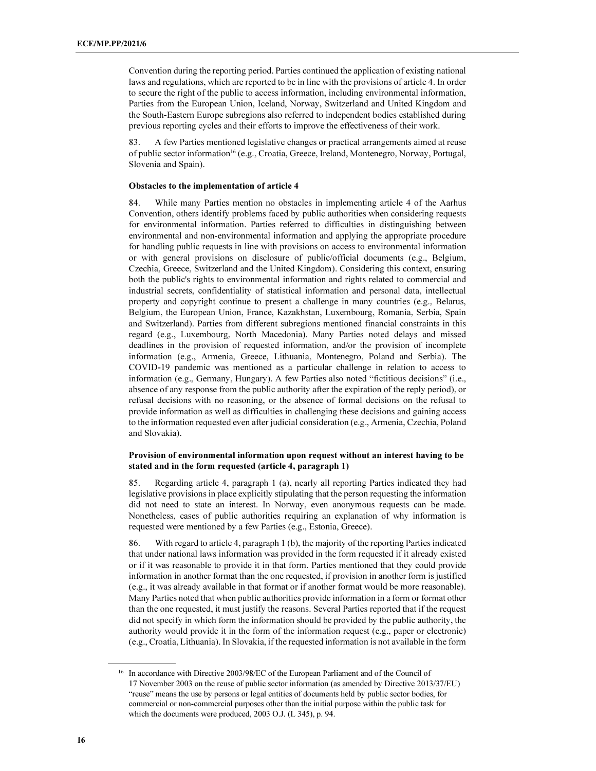Convention during the reporting period. Parties continued the application of existing national laws and regulations, which are reported to be in line with the provisions of article 4. In order to secure the right of the public to access information, including environmental information, Parties from the European Union, Iceland, Norway, Switzerland and United Kingdom and the South-Eastern Europe subregions also referred to independent bodies established during previous reporting cycles and their efforts to improve the effectiveness of their work.

83. A few Parties mentioned legislative changes or practical arrangements aimed at reuse of public sector information[16] (e.g., Croatia, Greece, Ireland, Montenegro, Norway, Portugal, Slovenia and Spain).

**Obstacles to the implementation of article 4**

84. While many Parties mention no obstacles in implementing article 4 of the Aarhus Convention, others identify problems faced by public authorities when considering requests for environmental information. Parties referred to difficulties in distinguishing between environmental and non-environmental information and applying the appropriate procedure for handling public requests in line with provisions on access to environmental information or with general provisions on disclosure of public/official documents (e.g., Belgium, Czechia, Greece, Switzerland and the United Kingdom). Considering this context, ensuring both the public's rights to environmental information and rights related to commercial and industrial secrets, confidentiality of statistical information and personal data, intellectual property and copyright continue to present a challenge in many countries (e.g., Belarus, Belgium, the European Union, France, Kazakhstan, Luxembourg, Romania, Serbia, Spain and Switzerland). Parties from different subregions mentioned financial constraints in this regard (e.g., Luxembourg, North Macedonia). Many Parties noted delays and missed deadlines in the provision of requested information, and/or the provision of incomplete information (e.g., Armenia, Greece, Lithuania, Montenegro, Poland and Serbia). The COVID-19 pandemic was mentioned as a particular challenge in relation to access to information (e.g., Germany, Hungary). A few Parties also noted "fictitious decisions" (i.e., absence of any response from the public authority after the expiration of the reply period), or refusal decisions with no reasoning, or the absence of formal decisions on the refusal to provide information as well as difficulties in challenging these decisions and gaining access to the information requested even after judicial consideration (e.g., Armenia, Czechia, Poland and Slovakia).

**Provision of environmental information upon request without an interest having to be stated and in the form requested (article 4, paragraph 1)**

85. Regarding article 4, paragraph 1 (a), nearly all reporting Parties indicated they had legislative provisions in place explicitly stipulating that the person requesting the information did not need to state an interest. In Norway, even anonymous requests can be made. Nonetheless, cases of public authorities requiring an explanation of why information is requested were mentioned by a few Parties (e.g., Estonia, Greece).

86. With regard to article 4, paragraph 1 (b), the majority of the reporting Parties indicated that under national laws information was provided in the form requested if it already existed or if it was reasonable to provide it in that form. Parties mentioned that they could provide information in another format than the one requested, if provision in another form is justified (e.g., it was already available in that format or if another format would be more reasonable). Many Parties noted that when public authorities provide information in a form or format other than the one requested, it must justify the reasons. Several Parties reported that if the request did not specify in which form the information should be provided by the public authority, the authority would provide it in the form of the information request (e.g., paper or electronic) (e.g., Croatia, Lithuania). In Slovakia, if the requested information is not available in the form

[16] In accordance with Directive 2003/98/EC of the European Parliament and of the Council of 17 November 2003 on the reuse of public sector information (as amended by Directive 2013/37/EU) "reuse" means the use by persons or legal entities of documents held by public sector bodies, for commercial or non-commercial purposes other than the initial purpose within the public task for which the documents were produced, 2003 O.J. (L 345), p. 94.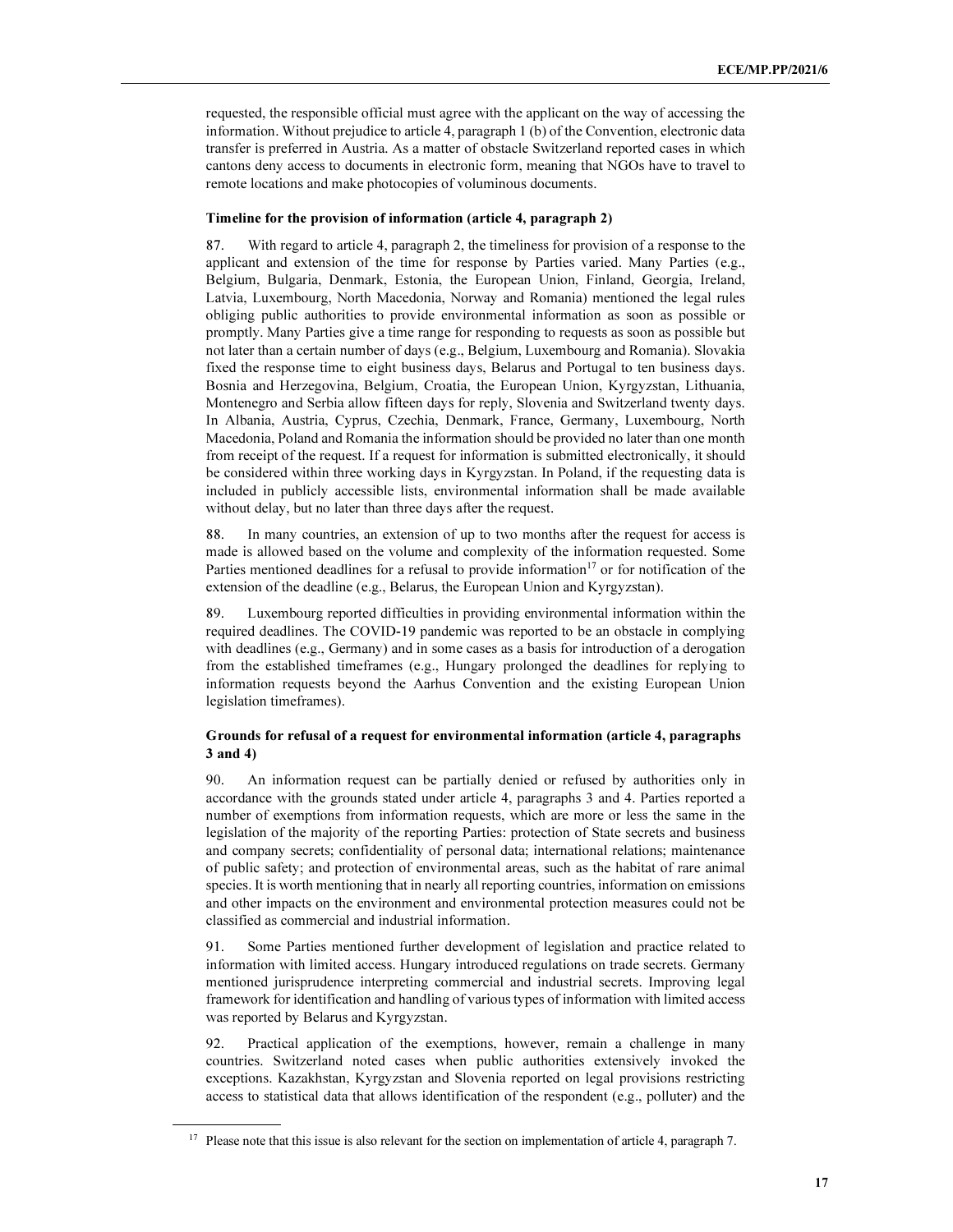requested, the responsible official must agree with the applicant on the way of accessing the information. Without prejudice to article 4, paragraph 1 (b) of the Convention, electronic data transfer is preferred in Austria. As a matter of obstacle Switzerland reported cases in which cantons deny access to documents in electronic form, meaning that NGOs have to travel to remote locations and make photocopies of voluminous documents.

**Timeline for the provision of information (article 4, paragraph 2)**

87. With regard to article 4, paragraph 2, the timeliness for provision of a response to the applicant and extension of the time for response by Parties varied. Many Parties (e.g., Belgium, Bulgaria, Denmark, Estonia, the European Union, Finland, Georgia, Ireland, Latvia, Luxembourg, North Macedonia, Norway and Romania) mentioned the legal rules obliging public authorities to provide environmental information as soon as possible or promptly. Many Parties give a time range for responding to requests as soon as possible but not later than a certain number of days (e.g., Belgium, Luxembourg and Romania). Slovakia fixed the response time to eight business days, Belarus and Portugal to ten business days. Bosnia and Herzegovina, Belgium, Croatia, the European Union, Kyrgyzstan, Lithuania, Montenegro and Serbia allow fifteen days for reply, Slovenia and Switzerland twenty days. In Albania, Austria, Cyprus, Czechia, Denmark, France, Germany, Luxembourg, North Macedonia, Poland and Romania the information should be provided no later than one month from receipt of the request. If a request for information is submitted electronically, it should be considered within three working days in Kyrgyzstan. In Poland, if the requesting data is included in publicly accessible lists, environmental information shall be made available without delay, but no later than three days after the request.

88. In many countries, an extension of up to two months after the request for access is made is allowed based on the volume and complexity of the information requested. Some Parties mentioned deadlines for a refusal to provide information[17] or for notification of the extension of the deadline (e.g., Belarus, the European Union and Kyrgyzstan).

89. Luxembourg reported difficulties in providing environmental information within the required deadlines. The COVID-19 pandemic was reported to be an obstacle in complying with deadlines (e.g., Germany) and in some cases as a basis for introduction of a derogation from the established timeframes (e.g., Hungary prolonged the deadlines for replying to information requests beyond the Aarhus Convention and the existing European Union legislation timeframes).

**Grounds for refusal of a request for environmental information (article 4, paragraphs 3 and 4)**

90. An information request can be partially denied or refused by authorities only in accordance with the grounds stated under article 4, paragraphs 3 and 4. Parties reported a number of exemptions from information requests, which are more or less the same in the legislation of the majority of the reporting Parties: protection of State secrets and business and company secrets; confidentiality of personal data; international relations; maintenance of public safety; and protection of environmental areas, such as the habitat of rare animal species. It is worth mentioning that in nearly all reporting countries, information on emissions and other impacts on the environment and environmental protection measures could not be classified as commercial and industrial information.

91. Some Parties mentioned further development of legislation and practice related to information with limited access. Hungary introduced regulations on trade secrets. Germany mentioned jurisprudence interpreting commercial and industrial secrets. Improving legal framework for identification and handling of various types of information with limited access was reported by Belarus and Kyrgyzstan.

92. Practical application of the exemptions, however, remain a challenge in many countries. Switzerland noted cases when public authorities extensively invoked the exceptions. Kazakhstan, Kyrgyzstan and Slovenia reported on legal provisions restricting access to statistical data that allows identification of the respondent (e.g., polluter) and the

---

[17] Please note that this issue is also relevant for the section on implementation of article 4, paragraph 7.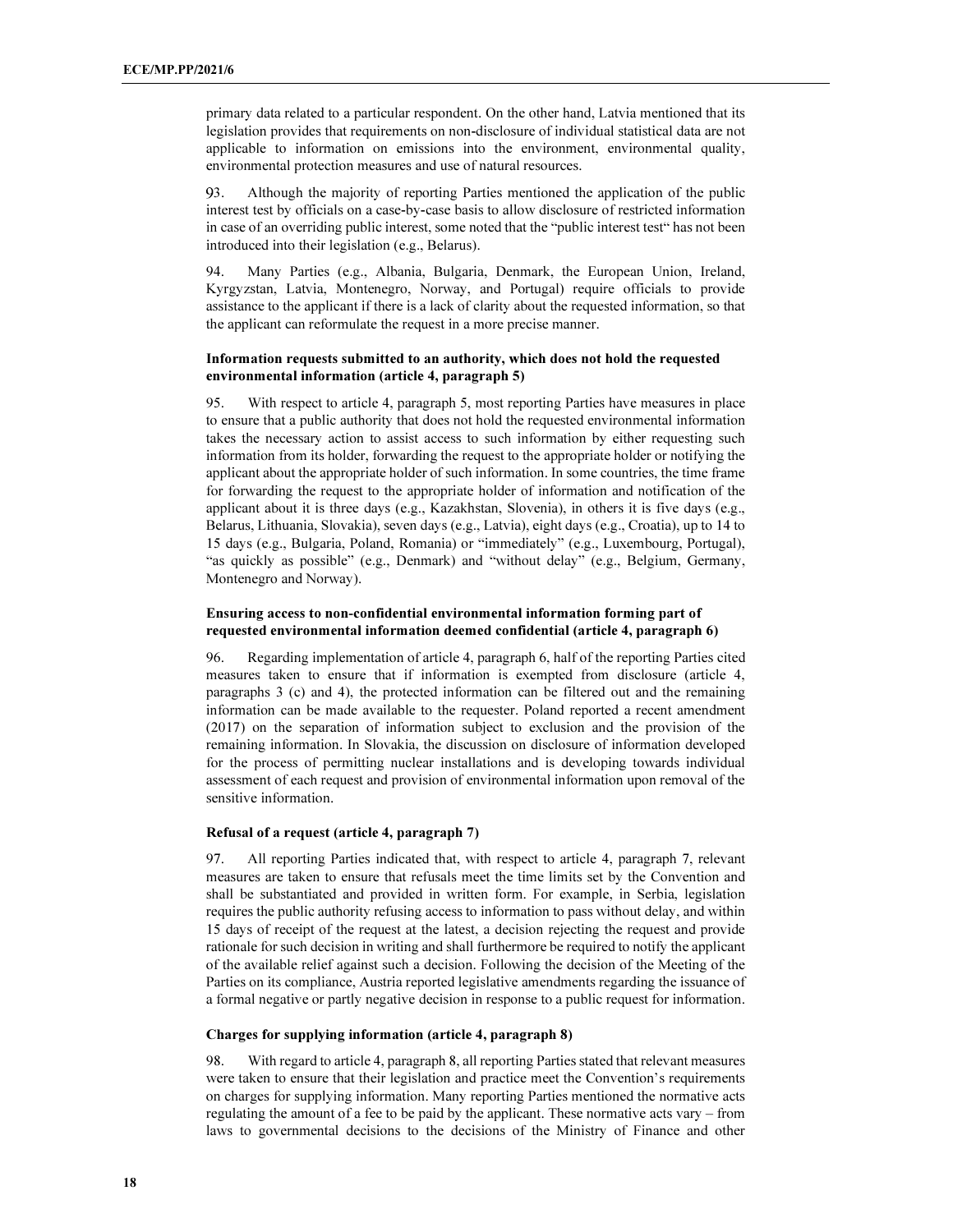primary data related to a particular respondent. On the other hand, Latvia mentioned that its legislation provides that requirements on non-disclosure of individual statistical data are not applicable to information on emissions into the environment, environmental quality, environmental protection measures and use of natural resources.

93. Although the majority of reporting Parties mentioned the application of the public interest test by officials on a case-by-case basis to allow disclosure of restricted information in case of an overriding public interest, some noted that the "public interest test" has not been introduced into their legislation (e.g., Belarus).

94. Many Parties (e.g., Albania, Bulgaria, Denmark, the European Union, Ireland, Kyrgyzstan, Latvia, Montenegro, Norway, and Portugal) require officials to provide assistance to the applicant if there is a lack of clarity about the requested information, so that the applicant can reformulate the request in a more precise manner.

#### Information requests submitted to an authority, which does not hold the requested environmental information (article 4, paragraph 5)

95. With respect to article 4, paragraph 5, most reporting Parties have measures in place to ensure that a public authority that does not hold the requested environmental information takes the necessary action to assist access to such information by either requesting such information from its holder, forwarding the request to the appropriate holder or notifying the applicant about the appropriate holder of such information. In some countries, the time frame for forwarding the request to the appropriate holder of information and notification of the applicant about it is three days (e.g., Kazakhstan, Slovenia), in others it is five days (e.g., Belarus, Lithuania, Slovakia), seven days (e.g., Latvia), eight days (e.g., Croatia), up to 14 to 15 days (e.g., Bulgaria, Poland, Romania) or "immediately" (e.g., Luxembourg, Portugal), "as quickly as possible" (e.g., Denmark) and "without delay" (e.g., Belgium, Germany, Montenegro and Norway).

#### Ensuring access to non-confidential environmental information forming part of requested environmental information deemed confidential (article 4, paragraph 6)

96. Regarding implementation of article 4, paragraph 6, half of the reporting Parties cited measures taken to ensure that if information is exempted from disclosure (article 4, paragraphs 3 (c) and 4), the protected information can be filtered out and the remaining information can be made available to the requester. Poland reported a recent amendment (2017) on the separation of information subject to exclusion and the provision of the remaining information. In Slovakia, the discussion on disclosure of information developed for the process of permitting nuclear installations and is developing towards individual assessment of each request and provision of environmental information upon removal of the sensitive information.

#### Refusal of a request (article 4, paragraph 7)

97. All reporting Parties indicated that, with respect to article 4, paragraph 7, relevant measures are taken to ensure that refusals meet the time limits set by the Convention and shall be substantiated and provided in written form. For example, in Serbia, legislation requires the public authority refusing access to information to pass without delay, and within 15 days of receipt of the request at the latest, a decision rejecting the request and provide rationale for such decision in writing and shall furthermore be required to notify the applicant of the available relief against such a decision. Following the decision of the Meeting of the Parties on its compliance, Austria reported legislative amendments regarding the issuance of a formal negative or partly negative decision in response to a public request for information.

#### Charges for supplying information (article 4, paragraph 8)

98. With regard to article 4, paragraph 8, all reporting Parties stated that relevant measures were taken to ensure that their legislation and practice meet the Convention's requirements on charges for supplying information. Many reporting Parties mentioned the normative acts regulating the amount of a fee to be paid by the applicant. These normative acts vary – from laws to governmental decisions to the decisions of the Ministry of Finance and other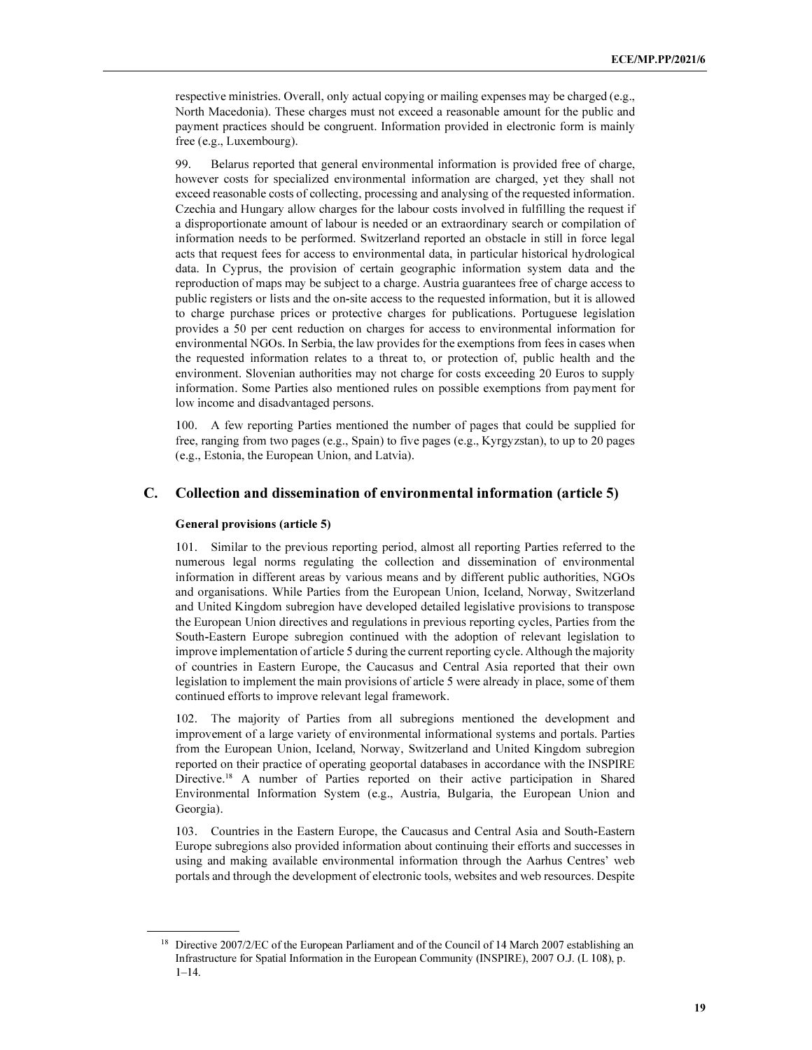respective ministries. Overall, only actual copying or mailing expenses may be charged (e.g., North Macedonia). These charges must not exceed a reasonable amount for the public and payment practices should be congruent. Information provided in electronic form is mainly free (e.g., Luxembourg).

99. Belarus reported that general environmental information is provided free of charge, however costs for specialized environmental information are charged, yet they shall not exceed reasonable costs of collecting, processing and analysing of the requested information. Czechia and Hungary allow charges for the labour costs involved in fulfilling the request if a disproportionate amount of labour is needed or an extraordinary search or compilation of information needs to be performed. Switzerland reported an obstacle in still in force legal acts that request fees for access to environmental data, in particular historical hydrological data. In Cyprus, the provision of certain geographic information system data and the reproduction of maps may be subject to a charge. Austria guarantees free of charge access to public registers or lists and the on-site access to the requested information, but it is allowed to charge purchase prices or protective charges for publications. Portuguese legislation provides a 50 per cent reduction on charges for access to environmental information for environmental NGOs. In Serbia, the law provides for the exemptions from fees in cases when the requested information relates to a threat to, or protection of, public health and the environment. Slovenian authorities may not charge for costs exceeding 20 Euros to supply information. Some Parties also mentioned rules on possible exemptions from payment for low income and disadvantaged persons.

100. A few reporting Parties mentioned the number of pages that could be supplied for free, ranging from two pages (e.g., Spain) to five pages (e.g., Kyrgyzstan), to up to 20 pages (e.g., Estonia, the European Union, and Latvia).

## C. Collection and dissemination of environmental information (article 5)

### General provisions (article 5)

101. Similar to the previous reporting period, almost all reporting Parties referred to the numerous legal norms regulating the collection and dissemination of environmental information in different areas by various means and by different public authorities, NGOs and organisations. While Parties from the European Union, Iceland, Norway, Switzerland and United Kingdom subregion have developed detailed legislative provisions to transpose the European Union directives and regulations in previous reporting cycles, Parties from the South-Eastern Europe subregion continued with the adoption of relevant legislation to improve implementation of article 5 during the current reporting cycle. Although the majority of countries in Eastern Europe, the Caucasus and Central Asia reported that their own legislation to implement the main provisions of article 5 were already in place, some of them continued efforts to improve relevant legal framework.

102. The majority of Parties from all subregions mentioned the development and improvement of a large variety of environmental informational systems and portals. Parties from the European Union, Iceland, Norway, Switzerland and United Kingdom subregion reported on their practice of operating geoportal databases in accordance with the INSPIRE Directive.[18] A number of Parties reported on their active participation in Shared Environmental Information System (e.g., Austria, Bulgaria, the European Union and Georgia).

103. Countries in the Eastern Europe, the Caucasus and Central Asia and South-Eastern Europe subregions also provided information about continuing their efforts and successes in using and making available environmental information through the Aarhus Centres' web portals and through the development of electronic tools, websites and web resources. Despite

[18] Directive 2007/2/EC of the European Parliament and of the Council of 14 March 2007 establishing an Infrastructure for Spatial Information in the European Community (INSPIRE), 2007 O.J. (L 108), p. 1–14.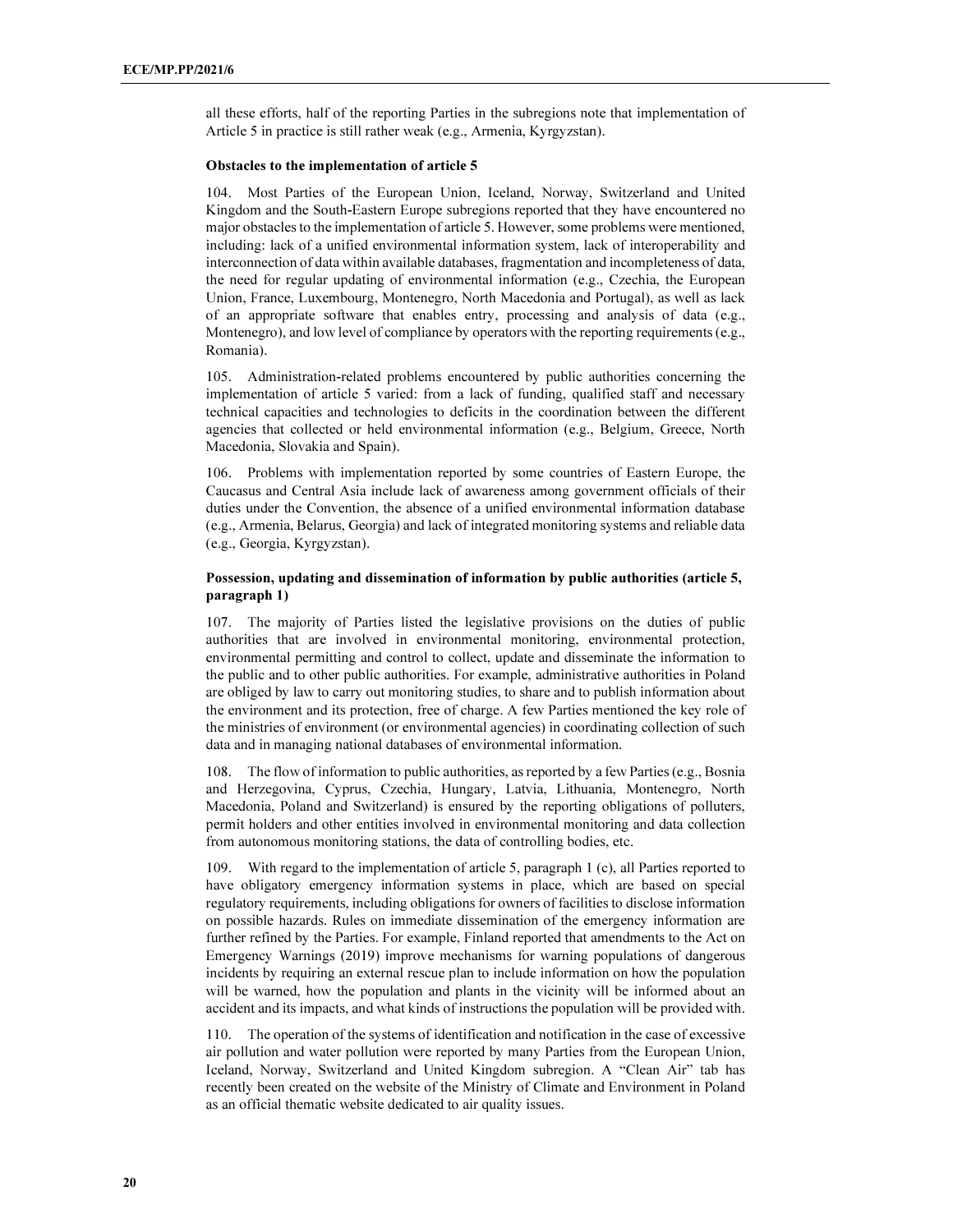all these efforts, half of the reporting Parties in the subregions note that implementation of Article 5 in practice is still rather weak (e.g., Armenia, Kyrgyzstan).

**Obstacles to the implementation of article 5**

104. Most Parties of the European Union, Iceland, Norway, Switzerland and United Kingdom and the South-Eastern Europe subregions reported that they have encountered no major obstacles to the implementation of article 5. However, some problems were mentioned, including: lack of a unified environmental information system, lack of interoperability and interconnection of data within available databases, fragmentation and incompleteness of data, the need for regular updating of environmental information (e.g., Czechia, the European Union, France, Luxembourg, Montenegro, North Macedonia and Portugal), as well as lack of an appropriate software that enables entry, processing and analysis of data (e.g., Montenegro), and low level of compliance by operators with the reporting requirements (e.g., Romania).

105. Administration-related problems encountered by public authorities concerning the implementation of article 5 varied: from a lack of funding, qualified staff and necessary technical capacities and technologies to deficits in the coordination between the different agencies that collected or held environmental information (e.g., Belgium, Greece, North Macedonia, Slovakia and Spain).

106. Problems with implementation reported by some countries of Eastern Europe, the Caucasus and Central Asia include lack of awareness among government officials of their duties under the Convention, the absence of a unified environmental information database (e.g., Armenia, Belarus, Georgia) and lack of integrated monitoring systems and reliable data (e.g., Georgia, Kyrgyzstan).

**Possession, updating and dissemination of information by public authorities (article 5, paragraph 1)**

107. The majority of Parties listed the legislative provisions on the duties of public authorities that are involved in environmental monitoring, environmental protection, environmental permitting and control to collect, update and disseminate the information to the public and to other public authorities. For example, administrative authorities in Poland are obliged by law to carry out monitoring studies, to share and to publish information about the environment and its protection, free of charge. A few Parties mentioned the key role of the ministries of environment (or environmental agencies) in coordinating collection of such data and in managing national databases of environmental information.

108. The flow of information to public authorities, as reported by a few Parties (e.g., Bosnia and Herzegovina, Cyprus, Czechia, Hungary, Latvia, Lithuania, Montenegro, North Macedonia, Poland and Switzerland) is ensured by the reporting obligations of polluters, permit holders and other entities involved in environmental monitoring and data collection from autonomous monitoring stations, the data of controlling bodies, etc.

109. With regard to the implementation of article 5, paragraph 1 (c), all Parties reported to have obligatory emergency information systems in place, which are based on special regulatory requirements, including obligations for owners of facilities to disclose information on possible hazards. Rules on immediate dissemination of the emergency information are further refined by the Parties. For example, Finland reported that amendments to the Act on Emergency Warnings (2019) improve mechanisms for warning populations of dangerous incidents by requiring an external rescue plan to include information on how the population will be warned, how the population and plants in the vicinity will be informed about an accident and its impacts, and what kinds of instructions the population will be provided with.

110. The operation of the systems of identification and notification in the case of excessive air pollution and water pollution were reported by many Parties from the European Union, Iceland, Norway, Switzerland and United Kingdom subregion. A "Clean Air" tab has recently been created on the website of the Ministry of Climate and Environment in Poland as an official thematic website dedicated to air quality issues.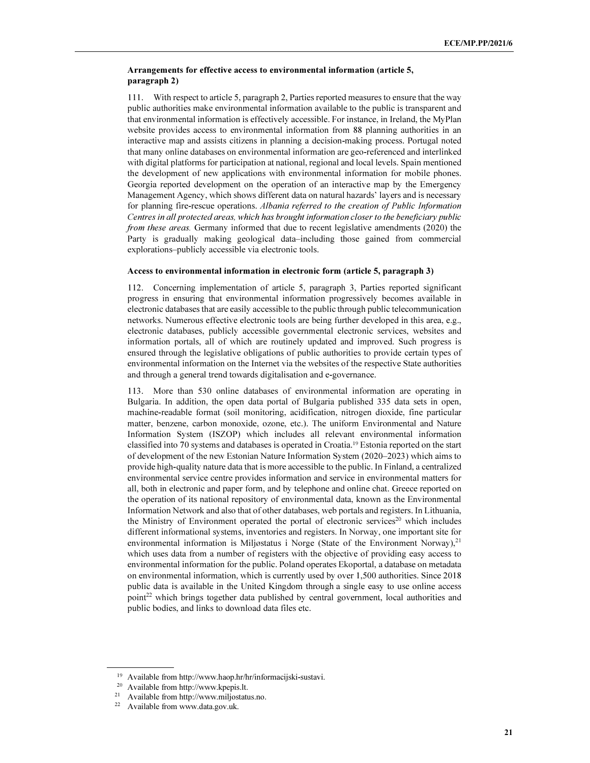**Arrangements for effective access to environmental information (article 5, paragraph 2)**

111. With respect to article 5, paragraph 2, Parties reported measures to ensure that the way public authorities make environmental information available to the public is transparent and that environmental information is effectively accessible. For instance, in Ireland, the MyPlan website provides access to environmental information from 88 planning authorities in an interactive map and assists citizens in planning a decision-making process. Portugal noted that many online databases on environmental information are geo-referenced and interlinked with digital platforms for participation at national, regional and local levels. Spain mentioned the development of new applications with environmental information for mobile phones. Georgia reported development on the operation of an interactive map by the Emergency Management Agency, which shows different data on natural hazards' layers and is necessary for planning fire-rescue operations. *Albania referred to the creation of Public Information Centres in all protected areas, which has brought information closer to the beneficiary public from these areas.* Germany informed that due to recent legislative amendments (2020) the Party is gradually making geological data–including those gained from commercial explorations–publicly accessible via electronic tools.

**Access to environmental information in electronic form (article 5, paragraph 3)**

112. Concerning implementation of article 5, paragraph 3, Parties reported significant progress in ensuring that environmental information progressively becomes available in electronic databases that are easily accessible to the public through public telecommunication networks. Numerous effective electronic tools are being further developed in this area, e.g., electronic databases, publicly accessible governmental electronic services, websites and information portals, all of which are routinely updated and improved. Such progress is ensured through the legislative obligations of public authorities to provide certain types of environmental information on the Internet via the websites of the respective State authorities and through a general trend towards digitalisation and e-governance.

113. More than 530 online databases of environmental information are operating in Bulgaria. In addition, the open data portal of Bulgaria published 335 data sets in open, machine-readable format (soil monitoring, acidification, nitrogen dioxide, fine particular matter, benzene, carbon monoxide, ozone, etc.). The uniform Environmental and Nature Information System (ISZOP) which includes all relevant environmental information classified into 70 systems and databases is operated in Croatia.[19] Estonia reported on the start of development of the new Estonian Nature Information System (2020–2023) which aims to provide high-quality nature data that is more accessible to the public. In Finland, a centralized environmental service centre provides information and service in environmental matters for all, both in electronic and paper form, and by telephone and online chat. Greece reported on the operation of its national repository of environmental data, known as the Environmental Information Network and also that of other databases, web portals and registers. In Lithuania, the Ministry of Environment operated the portal of electronic services[20] which includes different informational systems, inventories and registers. In Norway, one important site for environmental information is Miljøstatus i Norge (State of the Environment Norway),[21] which uses data from a number of registers with the objective of providing easy access to environmental information for the public. Poland operates Ekoportal, a database on metadata on environmental information, which is currently used by over 1,500 authorities. Since 2018 public data is available in the United Kingdom through a single easy to use online access point[22] which brings together data published by central government, local authorities and public bodies, and links to download data files etc.

[19] Available from http://www.haop.hr/hr/informacijski-sustavi.

[20] Available from http://www.kpepis.lt.

[21] Available from http://www.miljostatus.no.

[22] Available from www.data.gov.uk.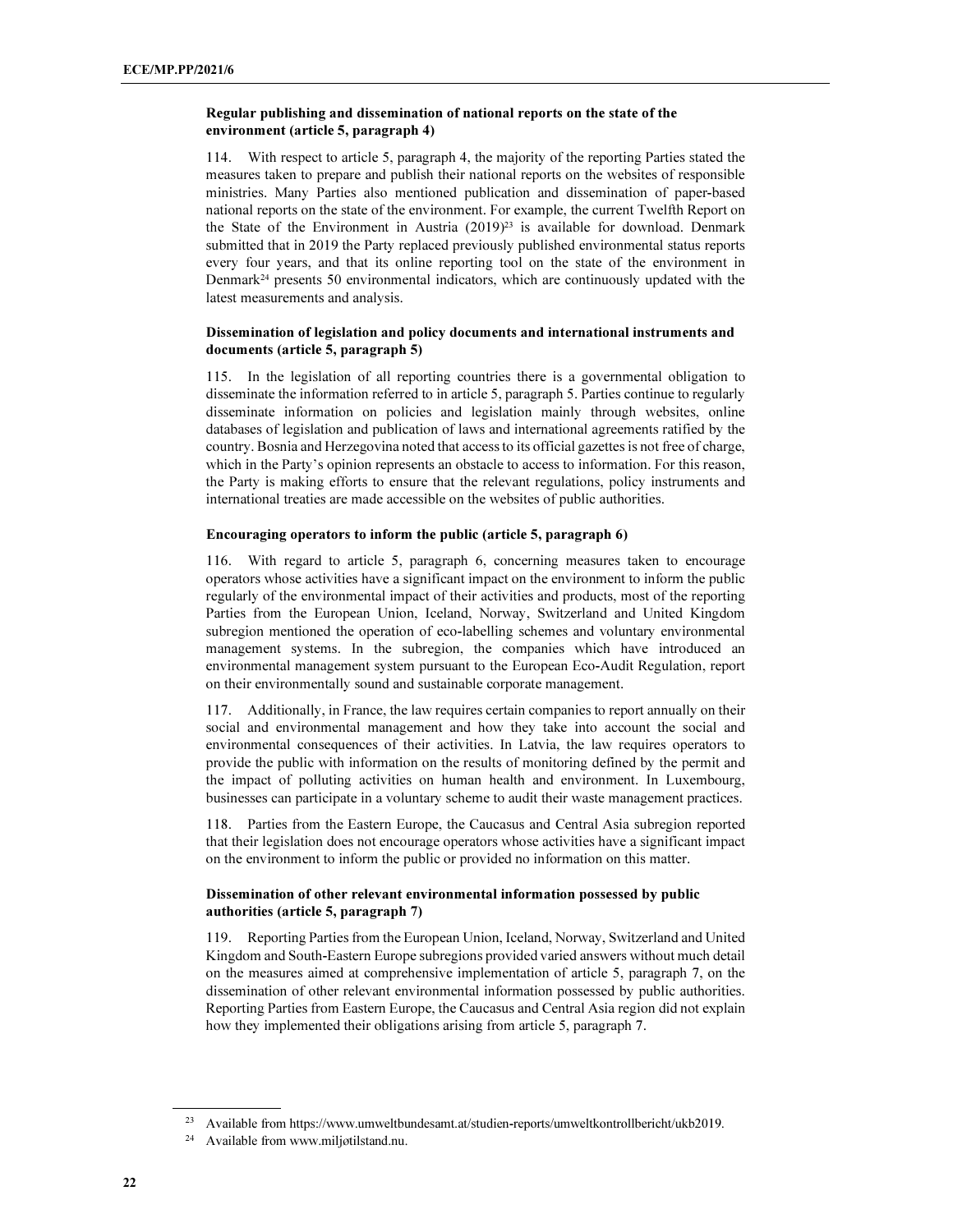### Regular publishing and dissemination of national reports on the state of the environment (article 5, paragraph 4)

114. With respect to article 5, paragraph 4, the majority of the reporting Parties stated the measures taken to prepare and publish their national reports on the websites of responsible ministries. Many Parties also mentioned publication and dissemination of paper-based national reports on the state of the environment. For example, the current Twelfth Report on the State of the Environment in Austria (2019)[23] is available for download. Denmark submitted that in 2019 the Party replaced previously published environmental status reports every four years, and that its online reporting tool on the state of the environment in Denmark[24] presents 50 environmental indicators, which are continuously updated with the latest measurements and analysis.

### Dissemination of legislation and policy documents and international instruments and documents (article 5, paragraph 5)

115. In the legislation of all reporting countries there is a governmental obligation to disseminate the information referred to in article 5, paragraph 5. Parties continue to regularly disseminate information on policies and legislation mainly through websites, online databases of legislation and publication of laws and international agreements ratified by the country. Bosnia and Herzegovina noted that access to its official gazettes is not free of charge, which in the Party's opinion represents an obstacle to access to information. For this reason, the Party is making efforts to ensure that the relevant regulations, policy instruments and international treaties are made accessible on the websites of public authorities.

### Encouraging operators to inform the public (article 5, paragraph 6)

116. With regard to article 5, paragraph 6, concerning measures taken to encourage operators whose activities have a significant impact on the environment to inform the public regularly of the environmental impact of their activities and products, most of the reporting Parties from the European Union, Iceland, Norway, Switzerland and United Kingdom subregion mentioned the operation of eco-labelling schemes and voluntary environmental management systems. In the subregion, the companies which have introduced an environmental management system pursuant to the European Eco-Audit Regulation, report on their environmentally sound and sustainable corporate management.

117. Additionally, in France, the law requires certain companies to report annually on their social and environmental management and how they take into account the social and environmental consequences of their activities. In Latvia, the law requires operators to provide the public with information on the results of monitoring defined by the permit and the impact of polluting activities on human health and environment. In Luxembourg, businesses can participate in a voluntary scheme to audit their waste management practices.

118. Parties from the Eastern Europe, the Caucasus and Central Asia subregion reported that their legislation does not encourage operators whose activities have a significant impact on the environment to inform the public or provided no information on this matter.

### Dissemination of other relevant environmental information possessed by public authorities (article 5, paragraph 7)

119. Reporting Parties from the European Union, Iceland, Norway, Switzerland and United Kingdom and South-Eastern Europe subregions provided varied answers without much detail on the measures aimed at comprehensive implementation of article 5, paragraph 7, on the dissemination of other relevant environmental information possessed by public authorities. Reporting Parties from Eastern Europe, the Caucasus and Central Asia region did not explain how they implemented their obligations arising from article 5, paragraph 7.

---

[23] Available from https://www.umweltbundesamt.at/studien-reports/umweltkontrollbericht/ukb2019.

[24] Available from www.miljøtilstand.nu.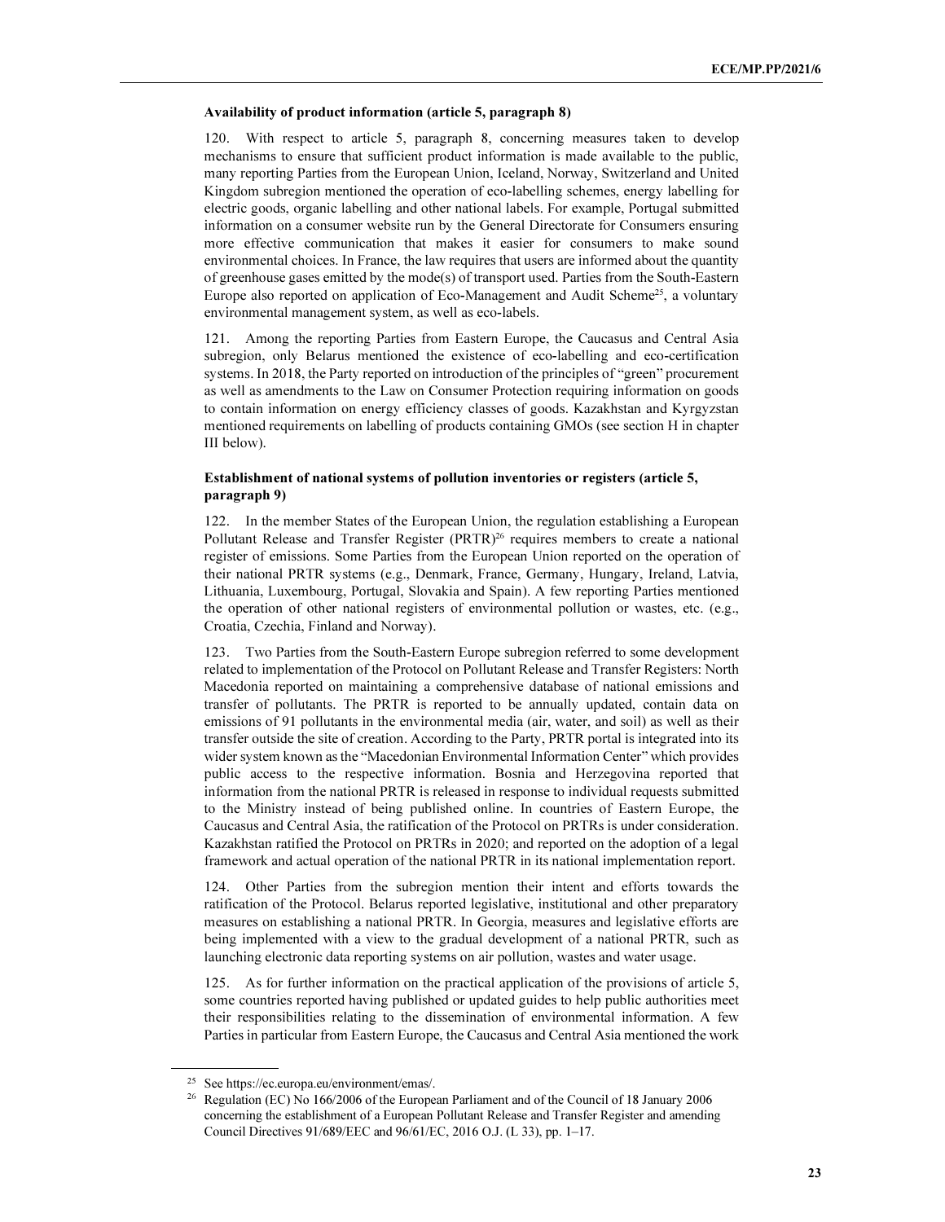**Availability of product information (article 5, paragraph 8)**

120. With respect to article 5, paragraph 8, concerning measures taken to develop mechanisms to ensure that sufficient product information is made available to the public, many reporting Parties from the European Union, Iceland, Norway, Switzerland and United Kingdom subregion mentioned the operation of eco-labelling schemes, energy labelling for electric goods, organic labelling and other national labels. For example, Portugal submitted information on a consumer website run by the General Directorate for Consumers ensuring more effective communication that makes it easier for consumers to make sound environmental choices. In France, the law requires that users are informed about the quantity of greenhouse gases emitted by the mode(s) of transport used. Parties from the South-Eastern Europe also reported on application of Eco-Management and Audit Scheme[25], a voluntary environmental management system, as well as eco-labels.

121. Among the reporting Parties from Eastern Europe, the Caucasus and Central Asia subregion, only Belarus mentioned the existence of eco-labelling and eco-certification systems. In 2018, the Party reported on introduction of the principles of "green" procurement as well as amendments to the Law on Consumer Protection requiring information on goods to contain information on energy efficiency classes of goods. Kazakhstan and Kyrgyzstan mentioned requirements on labelling of products containing GMOs (see section H in chapter III below).

**Establishment of national systems of pollution inventories or registers (article 5, paragraph 9)**

122. In the member States of the European Union, the regulation establishing a European Pollutant Release and Transfer Register (PRTR)[26] requires members to create a national register of emissions. Some Parties from the European Union reported on the operation of their national PRTR systems (e.g., Denmark, France, Germany, Hungary, Ireland, Latvia, Lithuania, Luxembourg, Portugal, Slovakia and Spain). A few reporting Parties mentioned the operation of other national registers of environmental pollution or wastes, etc. (e.g., Croatia, Czechia, Finland and Norway).

123. Two Parties from the South-Eastern Europe subregion referred to some development related to implementation of the Protocol on Pollutant Release and Transfer Registers: North Macedonia reported on maintaining a comprehensive database of national emissions and transfer of pollutants. The PRTR is reported to be annually updated, contain data on emissions of 91 pollutants in the environmental media (air, water, and soil) as well as their transfer outside the site of creation. According to the Party, PRTR portal is integrated into its wider system known as the "Macedonian Environmental Information Center" which provides public access to the respective information. Bosnia and Herzegovina reported that information from the national PRTR is released in response to individual requests submitted to the Ministry instead of being published online. In countries of Eastern Europe, the Caucasus and Central Asia, the ratification of the Protocol on PRTRs is under consideration. Kazakhstan ratified the Protocol on PRTRs in 2020; and reported on the adoption of a legal framework and actual operation of the national PRTR in its national implementation report.

124. Other Parties from the subregion mention their intent and efforts towards the ratification of the Protocol. Belarus reported legislative, institutional and other preparatory measures on establishing a national PRTR. In Georgia, measures and legislative efforts are being implemented with a view to the gradual development of a national PRTR, such as launching electronic data reporting systems on air pollution, wastes and water usage.

125. As for further information on the practical application of the provisions of article 5, some countries reported having published or updated guides to help public authorities meet their responsibilities relating to the dissemination of environmental information. A few Parties in particular from Eastern Europe, the Caucasus and Central Asia mentioned the work

---

[25] See https://ec.europa.eu/environment/emas/.

[26] Regulation (EC) No 166/2006 of the European Parliament and of the Council of 18 January 2006 concerning the establishment of a European Pollutant Release and Transfer Register and amending Council Directives 91/689/EEC and 96/61/EC, 2016 O.J. (L 33), pp. 1–17.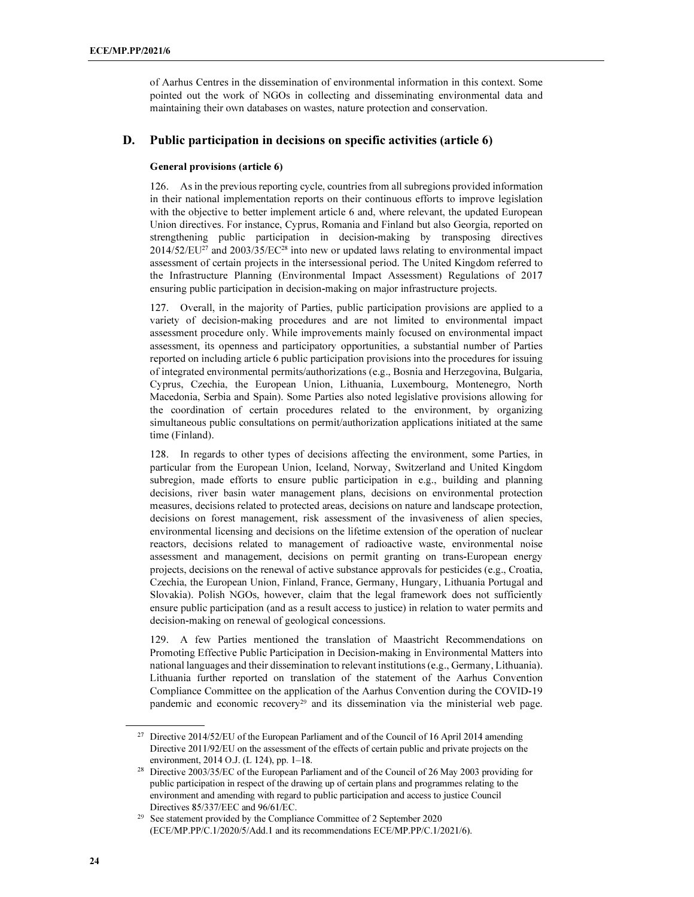of Aarhus Centres in the dissemination of environmental information in this context. Some pointed out the work of NGOs in collecting and disseminating environmental data and maintaining their own databases on wastes, nature protection and conservation.

## D. Public participation in decisions on specific activities (article 6)

**General provisions (article 6)**

126. As in the previous reporting cycle, countries from all subregions provided information in their national implementation reports on their continuous efforts to improve legislation with the objective to better implement article 6 and, where relevant, the updated European Union directives. For instance, Cyprus, Romania and Finland but also Georgia, reported on strengthening public participation in decision-making by transposing directives 2014/52/EU[27] and 2003/35/EC[28] into new or updated laws relating to environmental impact assessment of certain projects in the intersessional period. The United Kingdom referred to the Infrastructure Planning (Environmental Impact Assessment) Regulations of 2017 ensuring public participation in decision-making on major infrastructure projects.

127. Overall, in the majority of Parties, public participation provisions are applied to a variety of decision-making procedures and are not limited to environmental impact assessment procedure only. While improvements mainly focused on environmental impact assessment, its openness and participatory opportunities, a substantial number of Parties reported on including article 6 public participation provisions into the procedures for issuing of integrated environmental permits/authorizations (e.g., Bosnia and Herzegovina, Bulgaria, Cyprus, Czechia, the European Union, Lithuania, Luxembourg, Montenegro, North Macedonia, Serbia and Spain). Some Parties also noted legislative provisions allowing for the coordination of certain procedures related to the environment, by organizing simultaneous public consultations on permit/authorization applications initiated at the same time (Finland).

128. In regards to other types of decisions affecting the environment, some Parties, in particular from the European Union, Iceland, Norway, Switzerland and United Kingdom subregion, made efforts to ensure public participation in e.g., building and planning decisions, river basin water management plans, decisions on environmental protection measures, decisions related to protected areas, decisions on nature and landscape protection, decisions on forest management, risk assessment of the invasiveness of alien species, environmental licensing and decisions on the lifetime extension of the operation of nuclear reactors, decisions related to management of radioactive waste, environmental noise assessment and management, decisions on permit granting on trans-European energy projects, decisions on the renewal of active substance approvals for pesticides (e.g., Croatia, Czechia, the European Union, Finland, France, Germany, Hungary, Lithuania Portugal and Slovakia). Polish NGOs, however, claim that the legal framework does not sufficiently ensure public participation (and as a result access to justice) in relation to water permits and decision-making on renewal of geological concessions.

129. A few Parties mentioned the translation of Maastricht Recommendations on Promoting Effective Public Participation in Decision-making in Environmental Matters into national languages and their dissemination to relevant institutions (e.g., Germany, Lithuania). Lithuania further reported on translation of the statement of the Aarhus Convention Compliance Committee on the application of the Aarhus Convention during the COVID-19 pandemic and economic recovery[29] and its dissemination via the ministerial web page.

---

[27] Directive 2014/52/EU of the European Parliament and of the Council of 16 April 2014 amending Directive 2011/92/EU on the assessment of the effects of certain public and private projects on the environment, 2014 O.J. (L 124), pp. 1–18.

[28] Directive 2003/35/EC of the European Parliament and of the Council of 26 May 2003 providing for public participation in respect of the drawing up of certain plans and programmes relating to the environment and amending with regard to public participation and access to justice Council Directives 85/337/EEC and 96/61/EC.

[29] See statement provided by the Compliance Committee of 2 September 2020 (ECE/MP.PP/C.1/2020/5/Add.1 and its recommendations ECE/MP.PP/C.1/2021/6).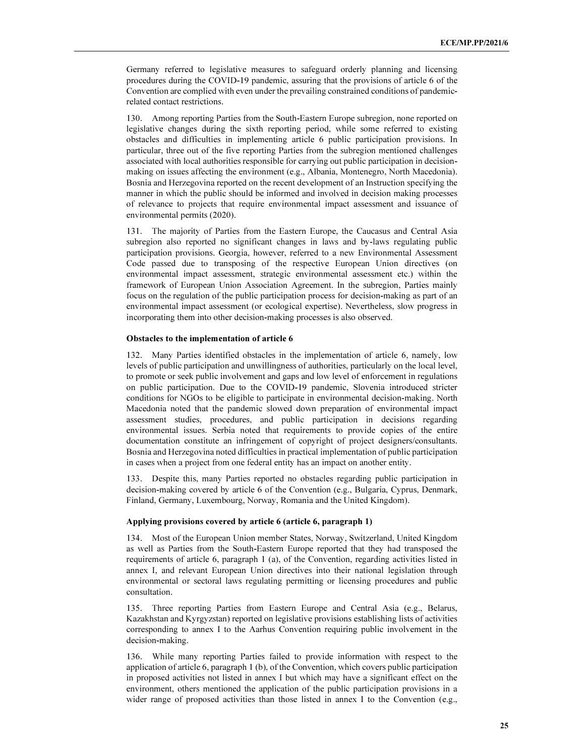Germany referred to legislative measures to safeguard orderly planning and licensing procedures during the COVID-19 pandemic, assuring that the provisions of article 6 of the Convention are complied with even under the prevailing constrained conditions of pandemic-related contact restrictions.

130. Among reporting Parties from the South-Eastern Europe subregion, none reported on legislative changes during the sixth reporting period, while some referred to existing obstacles and difficulties in implementing article 6 public participation provisions. In particular, three out of the five reporting Parties from the subregion mentioned challenges associated with local authorities responsible for carrying out public participation in decision-making on issues affecting the environment (e.g., Albania, Montenegro, North Macedonia). Bosnia and Herzegovina reported on the recent development of an Instruction specifying the manner in which the public should be informed and involved in decision making processes of relevance to projects that require environmental impact assessment and issuance of environmental permits (2020).

131. The majority of Parties from the Eastern Europe, the Caucasus and Central Asia subregion also reported no significant changes in laws and by-laws regulating public participation provisions. Georgia, however, referred to a new Environmental Assessment Code passed due to transposing of the respective European Union directives (on environmental impact assessment, strategic environmental assessment etc.) within the framework of European Union Association Agreement. In the subregion, Parties mainly focus on the regulation of the public participation process for decision-making as part of an environmental impact assessment (or ecological expertise). Nevertheless, slow progress in incorporating them into other decision-making processes is also observed.

**Obstacles to the implementation of article 6**

132. Many Parties identified obstacles in the implementation of article 6, namely, low levels of public participation and unwillingness of authorities, particularly on the local level, to promote or seek public involvement and gaps and low level of enforcement in regulations on public participation. Due to the COVID-19 pandemic, Slovenia introduced stricter conditions for NGOs to be eligible to participate in environmental decision-making. North Macedonia noted that the pandemic slowed down preparation of environmental impact assessment studies, procedures, and public participation in decisions regarding environmental issues. Serbia noted that requirements to provide copies of the entire documentation constitute an infringement of copyright of project designers/consultants. Bosnia and Herzegovina noted difficulties in practical implementation of public participation in cases when a project from one federal entity has an impact on another entity.

133. Despite this, many Parties reported no obstacles regarding public participation in decision-making covered by article 6 of the Convention (e.g., Bulgaria, Cyprus, Denmark, Finland, Germany, Luxembourg, Norway, Romania and the United Kingdom).

**Applying provisions covered by article 6 (article 6, paragraph 1)**

134. Most of the European Union member States, Norway, Switzerland, United Kingdom as well as Parties from the South-Eastern Europe reported that they had transposed the requirements of article 6, paragraph 1 (a), of the Convention, regarding activities listed in annex I, and relevant European Union directives into their national legislation through environmental or sectoral laws regulating permitting or licensing procedures and public consultation.

135. Three reporting Parties from Eastern Europe and Central Asia (e.g., Belarus, Kazakhstan and Kyrgyzstan) reported on legislative provisions establishing lists of activities corresponding to annex I to the Aarhus Convention requiring public involvement in the decision-making.

136. While many reporting Parties failed to provide information with respect to the application of article 6, paragraph 1 (b), of the Convention, which covers public participation in proposed activities not listed in annex I but which may have a significant effect on the environment, others mentioned the application of the public participation provisions in a wider range of proposed activities than those listed in annex I to the Convention (e.g.,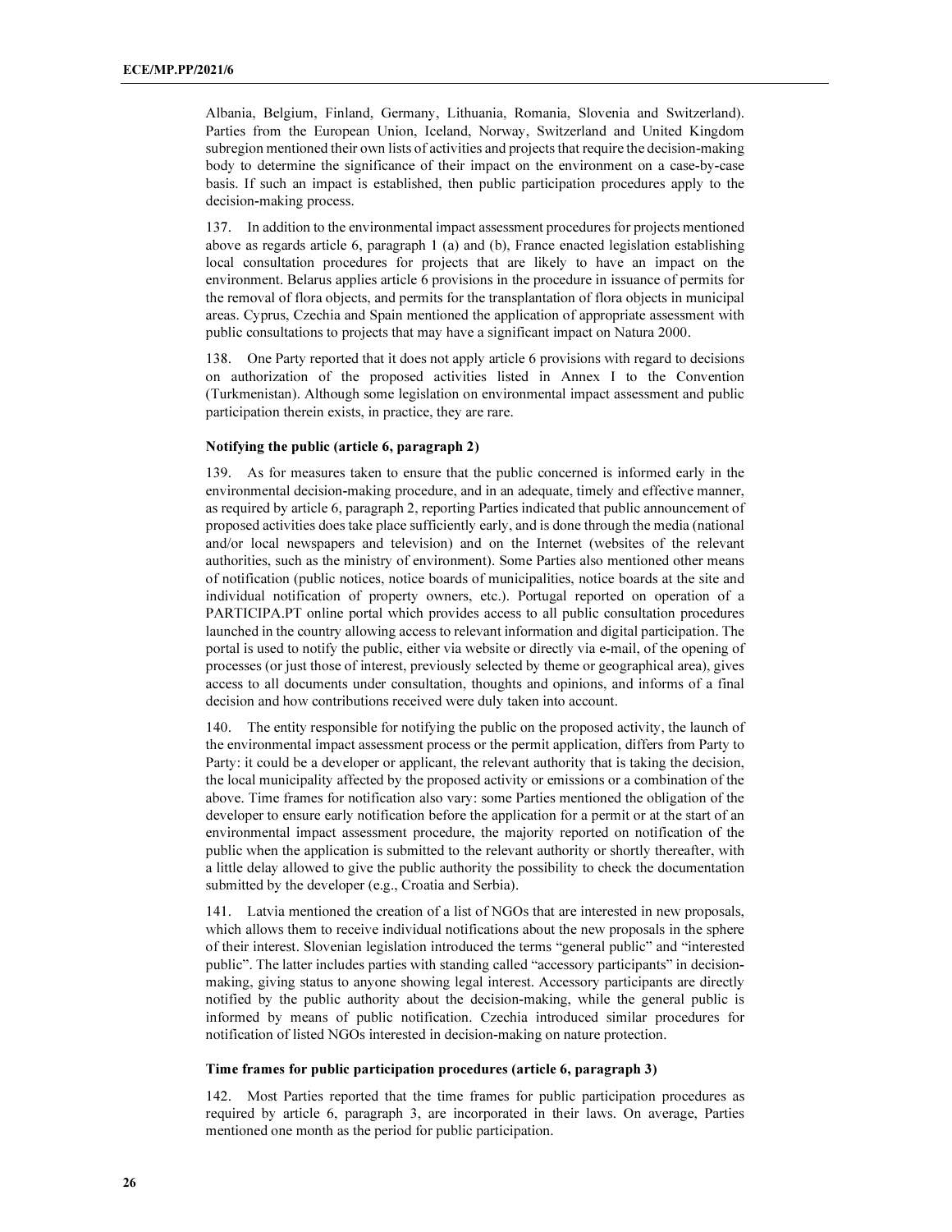Albania, Belgium, Finland, Germany, Lithuania, Romania, Slovenia and Switzerland). Parties from the European Union, Iceland, Norway, Switzerland and United Kingdom subregion mentioned their own lists of activities and projects that require the decision-making body to determine the significance of their impact on the environment on a case-by-case basis. If such an impact is established, then public participation procedures apply to the decision-making process.

137. In addition to the environmental impact assessment procedures for projects mentioned above as regards article 6, paragraph 1 (a) and (b), France enacted legislation establishing local consultation procedures for projects that are likely to have an impact on the environment. Belarus applies article 6 provisions in the procedure in issuance of permits for the removal of flora objects, and permits for the transplantation of flora objects in municipal areas. Cyprus, Czechia and Spain mentioned the application of appropriate assessment with public consultations to projects that may have a significant impact on Natura 2000.

138. One Party reported that it does not apply article 6 provisions with regard to decisions on authorization of the proposed activities listed in Annex I to the Convention (Turkmenistan). Although some legislation on environmental impact assessment and public participation therein exists, in practice, they are rare.

**Notifying the public (article 6, paragraph 2)**

139. As for measures taken to ensure that the public concerned is informed early in the environmental decision-making procedure, and in an adequate, timely and effective manner, as required by article 6, paragraph 2, reporting Parties indicated that public announcement of proposed activities does take place sufficiently early, and is done through the media (national and/or local newspapers and television) and on the Internet (websites of the relevant authorities, such as the ministry of environment). Some Parties also mentioned other means of notification (public notices, notice boards of municipalities, notice boards at the site and individual notification of property owners, etc.). Portugal reported on operation of a PARTICIPA.PT online portal which provides access to all public consultation procedures launched in the country allowing access to relevant information and digital participation. The portal is used to notify the public, either via website or directly via e-mail, of the opening of processes (or just those of interest, previously selected by theme or geographical area), gives access to all documents under consultation, thoughts and opinions, and informs of a final decision and how contributions received were duly taken into account.

140. The entity responsible for notifying the public on the proposed activity, the launch of the environmental impact assessment process or the permit application, differs from Party to Party: it could be a developer or applicant, the relevant authority that is taking the decision, the local municipality affected by the proposed activity or emissions or a combination of the above. Time frames for notification also vary: some Parties mentioned the obligation of the developer to ensure early notification before the application for a permit or at the start of an environmental impact assessment procedure, the majority reported on notification of the public when the application is submitted to the relevant authority or shortly thereafter, with a little delay allowed to give the public authority the possibility to check the documentation submitted by the developer (e.g., Croatia and Serbia).

141. Latvia mentioned the creation of a list of NGOs that are interested in new proposals, which allows them to receive individual notifications about the new proposals in the sphere of their interest. Slovenian legislation introduced the terms "general public" and "interested public". The latter includes parties with standing called "accessory participants" in decision-making, giving status to anyone showing legal interest. Accessory participants are directly notified by the public authority about the decision-making, while the general public is informed by means of public notification. Czechia introduced similar procedures for notification of listed NGOs interested in decision-making on nature protection.

**Time frames for public participation procedures (article 6, paragraph 3)**

142. Most Parties reported that the time frames for public participation procedures as required by article 6, paragraph 3, are incorporated in their laws. On average, Parties mentioned one month as the period for public participation.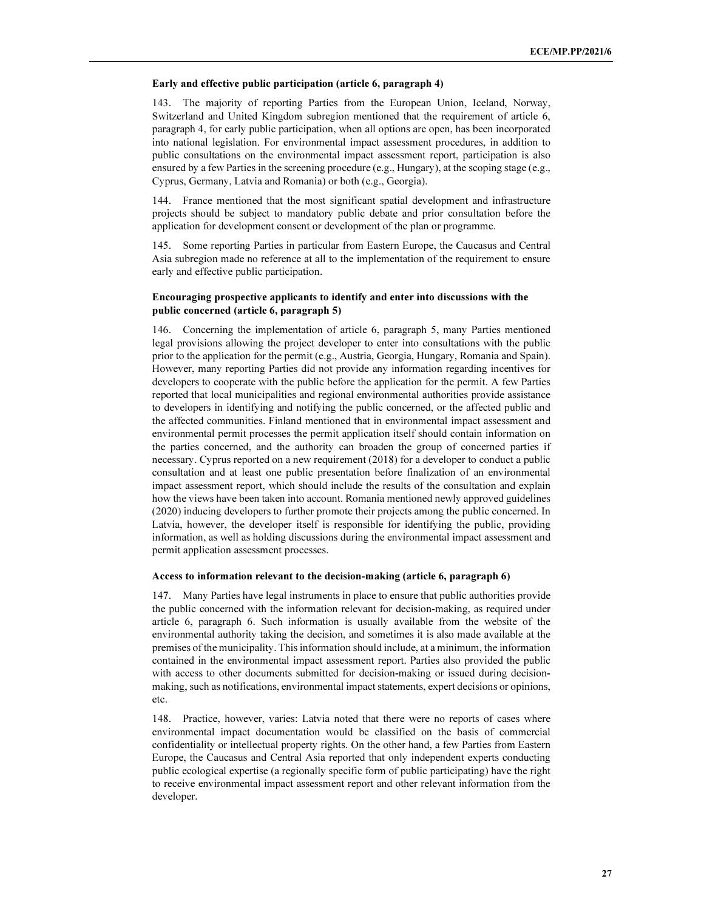### Early and effective public participation (article 6, paragraph 4)

143. The majority of reporting Parties from the European Union, Iceland, Norway, Switzerland and United Kingdom subregion mentioned that the requirement of article 6, paragraph 4, for early public participation, when all options are open, has been incorporated into national legislation. For environmental impact assessment procedures, in addition to public consultations on the environmental impact assessment report, participation is also ensured by a few Parties in the screening procedure (e.g., Hungary), at the scoping stage (e.g., Cyprus, Germany, Latvia and Romania) or both (e.g., Georgia).

144. France mentioned that the most significant spatial development and infrastructure projects should be subject to mandatory public debate and prior consultation before the application for development consent or development of the plan or programme.

145. Some reporting Parties in particular from Eastern Europe, the Caucasus and Central Asia subregion made no reference at all to the implementation of the requirement to ensure early and effective public participation.

### Encouraging prospective applicants to identify and enter into discussions with the public concerned (article 6, paragraph 5)

146. Concerning the implementation of article 6, paragraph 5, many Parties mentioned legal provisions allowing the project developer to enter into consultations with the public prior to the application for the permit (e.g., Austria, Georgia, Hungary, Romania and Spain). However, many reporting Parties did not provide any information regarding incentives for developers to cooperate with the public before the application for the permit. A few Parties reported that local municipalities and regional environmental authorities provide assistance to developers in identifying and notifying the public concerned, or the affected public and the affected communities. Finland mentioned that in environmental impact assessment and environmental permit processes the permit application itself should contain information on the parties concerned, and the authority can broaden the group of concerned parties if necessary. Cyprus reported on a new requirement (2018) for a developer to conduct a public consultation and at least one public presentation before finalization of an environmental impact assessment report, which should include the results of the consultation and explain how the views have been taken into account. Romania mentioned newly approved guidelines (2020) inducing developers to further promote their projects among the public concerned. In Latvia, however, the developer itself is responsible for identifying the public, providing information, as well as holding discussions during the environmental impact assessment and permit application assessment processes.

### Access to information relevant to the decision-making (article 6, paragraph 6)

147. Many Parties have legal instruments in place to ensure that public authorities provide the public concerned with the information relevant for decision-making, as required under article 6, paragraph 6. Such information is usually available from the website of the environmental authority taking the decision, and sometimes it is also made available at the premises of the municipality. This information should include, at a minimum, the information contained in the environmental impact assessment report. Parties also provided the public with access to other documents submitted for decision-making or issued during decision-making, such as notifications, environmental impact statements, expert decisions or opinions, etc.

148. Practice, however, varies: Latvia noted that there were no reports of cases where environmental impact documentation would be classified on the basis of commercial confidentiality or intellectual property rights. On the other hand, a few Parties from Eastern Europe, the Caucasus and Central Asia reported that only independent experts conducting public ecological expertise (a regionally specific form of public participating) have the right to receive environmental impact assessment report and other relevant information from the developer.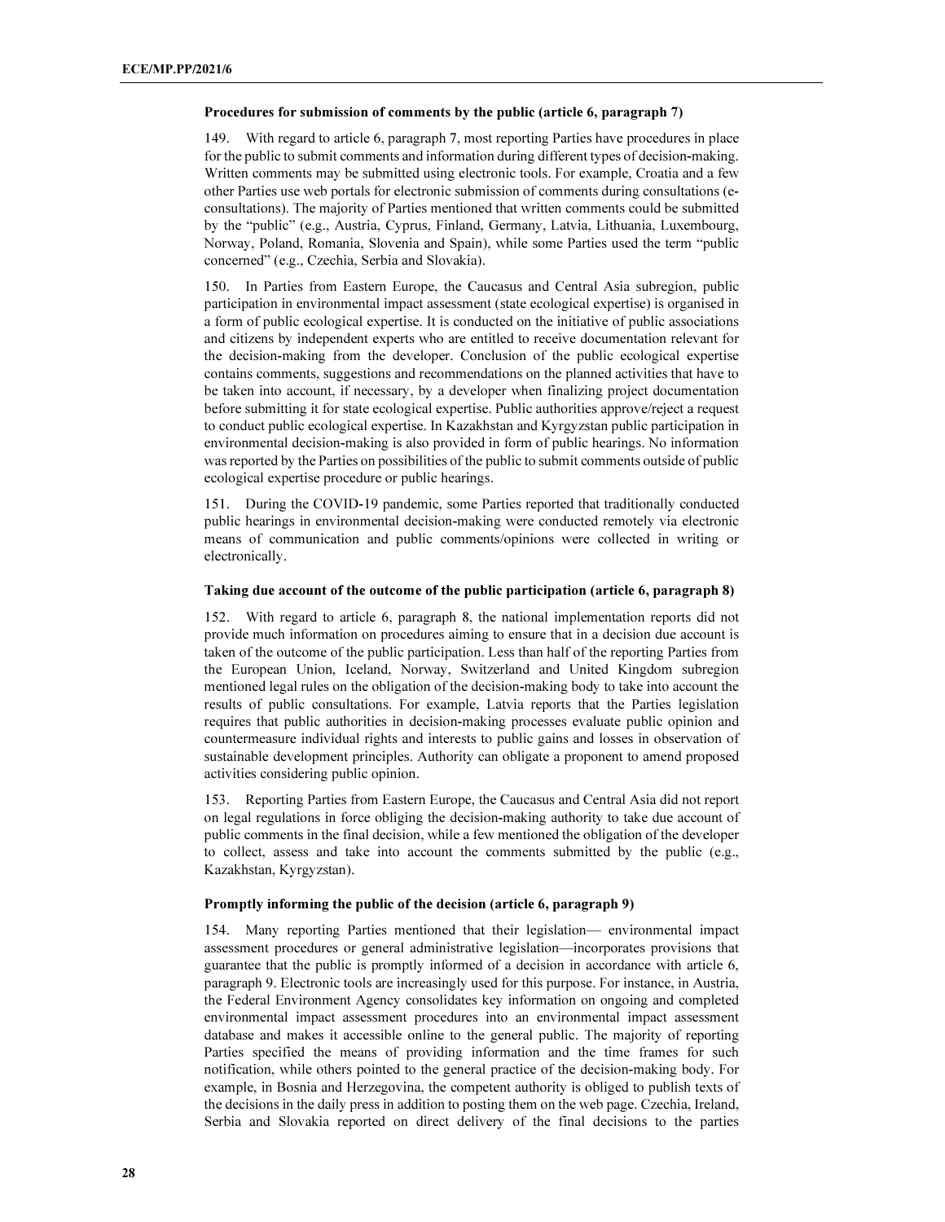**Procedures for submission of comments by the public (article 6, paragraph 7)**

149. With regard to article 6, paragraph 7, most reporting Parties have procedures in place for the public to submit comments and information during different types of decision-making. Written comments may be submitted using electronic tools. For example, Croatia and a few other Parties use web portals for electronic submission of comments during consultations (e-consultations). The majority of Parties mentioned that written comments could be submitted by the "public" (e.g., Austria, Cyprus, Finland, Germany, Latvia, Lithuania, Luxembourg, Norway, Poland, Romania, Slovenia and Spain), while some Parties used the term "public concerned" (e.g., Czechia, Serbia and Slovakia).

150. In Parties from Eastern Europe, the Caucasus and Central Asia subregion, public participation in environmental impact assessment (state ecological expertise) is organised in a form of public ecological expertise. It is conducted on the initiative of public associations and citizens by independent experts who are entitled to receive documentation relevant for the decision-making from the developer. Conclusion of the public ecological expertise contains comments, suggestions and recommendations on the planned activities that have to be taken into account, if necessary, by a developer when finalizing project documentation before submitting it for state ecological expertise. Public authorities approve/reject a request to conduct public ecological expertise. In Kazakhstan and Kyrgyzstan public participation in environmental decision-making is also provided in form of public hearings. No information was reported by the Parties on possibilities of the public to submit comments outside of public ecological expertise procedure or public hearings.

151. During the COVID-19 pandemic, some Parties reported that traditionally conducted public hearings in environmental decision-making were conducted remotely via electronic means of communication and public comments/opinions were collected in writing or electronically.

**Taking due account of the outcome of the public participation (article 6, paragraph 8)**

152. With regard to article 6, paragraph 8, the national implementation reports did not provide much information on procedures aiming to ensure that in a decision due account is taken of the outcome of the public participation. Less than half of the reporting Parties from the European Union, Iceland, Norway, Switzerland and United Kingdom subregion mentioned legal rules on the obligation of the decision-making body to take into account the results of public consultations. For example, Latvia reports that the Parties legislation requires that public authorities in decision-making processes evaluate public opinion and countermeasure individual rights and interests to public gains and losses in observation of sustainable development principles. Authority can obligate a proponent to amend proposed activities considering public opinion.

153. Reporting Parties from Eastern Europe, the Caucasus and Central Asia did not report on legal regulations in force obliging the decision-making authority to take due account of public comments in the final decision, while a few mentioned the obligation of the developer to collect, assess and take into account the comments submitted by the public (e.g., Kazakhstan, Kyrgyzstan).

**Promptly informing the public of the decision (article 6, paragraph 9)**

154. Many reporting Parties mentioned that their legislation— environmental impact assessment procedures or general administrative legislation—incorporates provisions that guarantee that the public is promptly informed of a decision in accordance with article 6, paragraph 9. Electronic tools are increasingly used for this purpose. For instance, in Austria, the Federal Environment Agency consolidates key information on ongoing and completed environmental impact assessment procedures into an environmental impact assessment database and makes it accessible online to the general public. The majority of reporting Parties specified the means of providing information and the time frames for such notification, while others pointed to the general practice of the decision-making body. For example, in Bosnia and Herzegovina, the competent authority is obliged to publish texts of the decisions in the daily press in addition to posting them on the web page. Czechia, Ireland, Serbia and Slovakia reported on direct delivery of the final decisions to the parties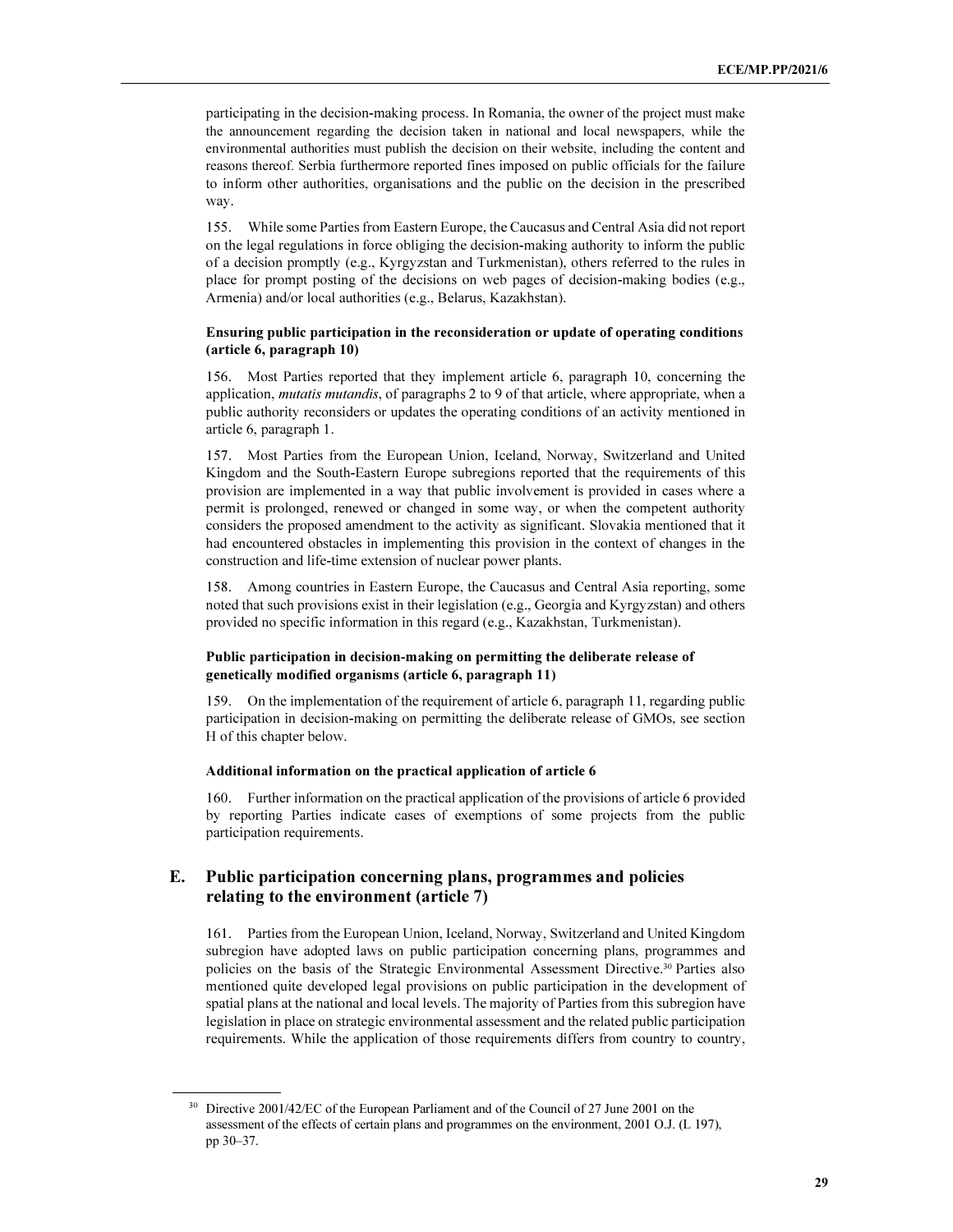participating in the decision-making process. In Romania, the owner of the project must make the announcement regarding the decision taken in national and local newspapers, while the environmental authorities must publish the decision on their website, including the content and reasons thereof. Serbia furthermore reported fines imposed on public officials for the failure to inform other authorities, organisations and the public on the decision in the prescribed way.

155. While some Parties from Eastern Europe, the Caucasus and Central Asia did not report on the legal regulations in force obliging the decision-making authority to inform the public of a decision promptly (e.g., Kyrgyzstan and Turkmenistan), others referred to the rules in place for prompt posting of the decisions on web pages of decision-making bodies (e.g., Armenia) and/or local authorities (e.g., Belarus, Kazakhstan).

**Ensuring public participation in the reconsideration or update of operating conditions (article 6, paragraph 10)**

156. Most Parties reported that they implement article 6, paragraph 10, concerning the application, *mutatis mutandis*, of paragraphs 2 to 9 of that article, where appropriate, when a public authority reconsiders or updates the operating conditions of an activity mentioned in article 6, paragraph 1.

157. Most Parties from the European Union, Iceland, Norway, Switzerland and United Kingdom and the South-Eastern Europe subregions reported that the requirements of this provision are implemented in a way that public involvement is provided in cases where a permit is prolonged, renewed or changed in some way, or when the competent authority considers the proposed amendment to the activity as significant. Slovakia mentioned that it had encountered obstacles in implementing this provision in the context of changes in the construction and life-time extension of nuclear power plants.

158. Among countries in Eastern Europe, the Caucasus and Central Asia reporting, some noted that such provisions exist in their legislation (e.g., Georgia and Kyrgyzstan) and others provided no specific information in this regard (e.g., Kazakhstan, Turkmenistan).

**Public participation in decision-making on permitting the deliberate release of genetically modified organisms (article 6, paragraph 11)**

159. On the implementation of the requirement of article 6, paragraph 11, regarding public participation in decision-making on permitting the deliberate release of GMOs, see section H of this chapter below.

**Additional information on the practical application of article 6**

160. Further information on the practical application of the provisions of article 6 provided by reporting Parties indicate cases of exemptions of some projects from the public participation requirements.

## E. Public participation concerning plans, programmes and policies relating to the environment (article 7)

161. Parties from the European Union, Iceland, Norway, Switzerland and United Kingdom subregion have adopted laws on public participation concerning plans, programmes and policies on the basis of the Strategic Environmental Assessment Directive.[30] Parties also mentioned quite developed legal provisions on public participation in the development of spatial plans at the national and local levels. The majority of Parties from this subregion have legislation in place on strategic environmental assessment and the related public participation requirements. While the application of those requirements differs from country to country,

---

[30] Directive 2001/42/EC of the European Parliament and of the Council of 27 June 2001 on the assessment of the effects of certain plans and programmes on the environment, 2001 O.J. (L 197), pp 30–37.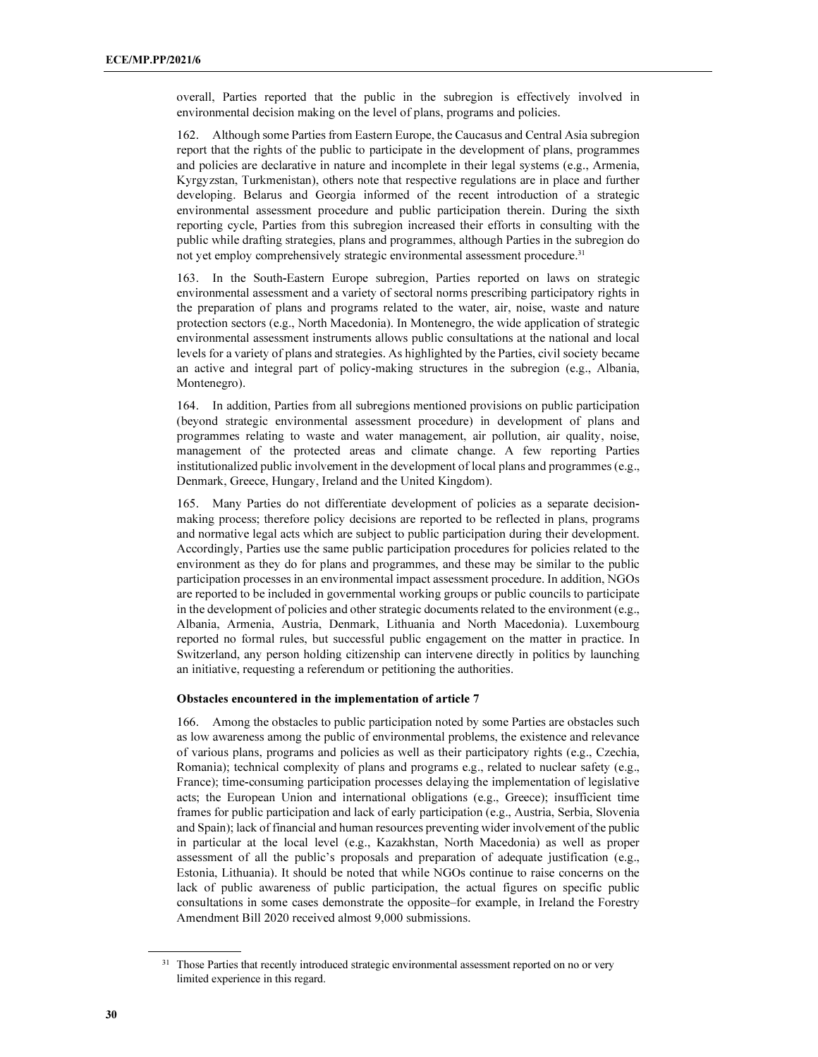overall, Parties reported that the public in the subregion is effectively involved in environmental decision making on the level of plans, programs and policies.

162. Although some Parties from Eastern Europe, the Caucasus and Central Asia subregion report that the rights of the public to participate in the development of plans, programmes and policies are declarative in nature and incomplete in their legal systems (e.g., Armenia, Kyrgyzstan, Turkmenistan), others note that respective regulations are in place and further developing. Belarus and Georgia informed of the recent introduction of a strategic environmental assessment procedure and public participation therein. During the sixth reporting cycle, Parties from this subregion increased their efforts in consulting with the public while drafting strategies, plans and programmes, although Parties in the subregion do not yet employ comprehensively strategic environmental assessment procedure.[31]

163. In the South-Eastern Europe subregion, Parties reported on laws on strategic environmental assessment and a variety of sectoral norms prescribing participatory rights in the preparation of plans and programs related to the water, air, noise, waste and nature protection sectors (e.g., North Macedonia). In Montenegro, the wide application of strategic environmental assessment instruments allows public consultations at the national and local levels for a variety of plans and strategies. As highlighted by the Parties, civil society became an active and integral part of policy-making structures in the subregion (e.g., Albania, Montenegro).

164. In addition, Parties from all subregions mentioned provisions on public participation (beyond strategic environmental assessment procedure) in development of plans and programmes relating to waste and water management, air pollution, air quality, noise, management of the protected areas and climate change. A few reporting Parties institutionalized public involvement in the development of local plans and programmes (e.g., Denmark, Greece, Hungary, Ireland and the United Kingdom).

165. Many Parties do not differentiate development of policies as a separate decision-making process; therefore policy decisions are reported to be reflected in plans, programs and normative legal acts which are subject to public participation during their development. Accordingly, Parties use the same public participation procedures for policies related to the environment as they do for plans and programmes, and these may be similar to the public participation processes in an environmental impact assessment procedure. In addition, NGOs are reported to be included in governmental working groups or public councils to participate in the development of policies and other strategic documents related to the environment (e.g., Albania, Armenia, Austria, Denmark, Lithuania and North Macedonia). Luxembourg reported no formal rules, but successful public engagement on the matter in practice. In Switzerland, any person holding citizenship can intervene directly in politics by launching an initiative, requesting a referendum or petitioning the authorities.

**Obstacles encountered in the implementation of article 7**

166. Among the obstacles to public participation noted by some Parties are obstacles such as low awareness among the public of environmental problems, the existence and relevance of various plans, programs and policies as well as their participatory rights (e.g., Czechia, Romania); technical complexity of plans and programs e.g., related to nuclear safety (e.g., France); time-consuming participation processes delaying the implementation of legislative acts; the European Union and international obligations (e.g., Greece); insufficient time frames for public participation and lack of early participation (e.g., Austria, Serbia, Slovenia and Spain); lack of financial and human resources preventing wider involvement of the public in particular at the local level (e.g., Kazakhstan, North Macedonia) as well as proper assessment of all the public's proposals and preparation of adequate justification (e.g., Estonia, Lithuania). It should be noted that while NGOs continue to raise concerns on the lack of public awareness of public participation, the actual figures on specific public consultations in some cases demonstrate the opposite–for example, in Ireland the Forestry Amendment Bill 2020 received almost 9,000 submissions.

[31] Those Parties that recently introduced strategic environmental assessment reported on no or very limited experience in this regard.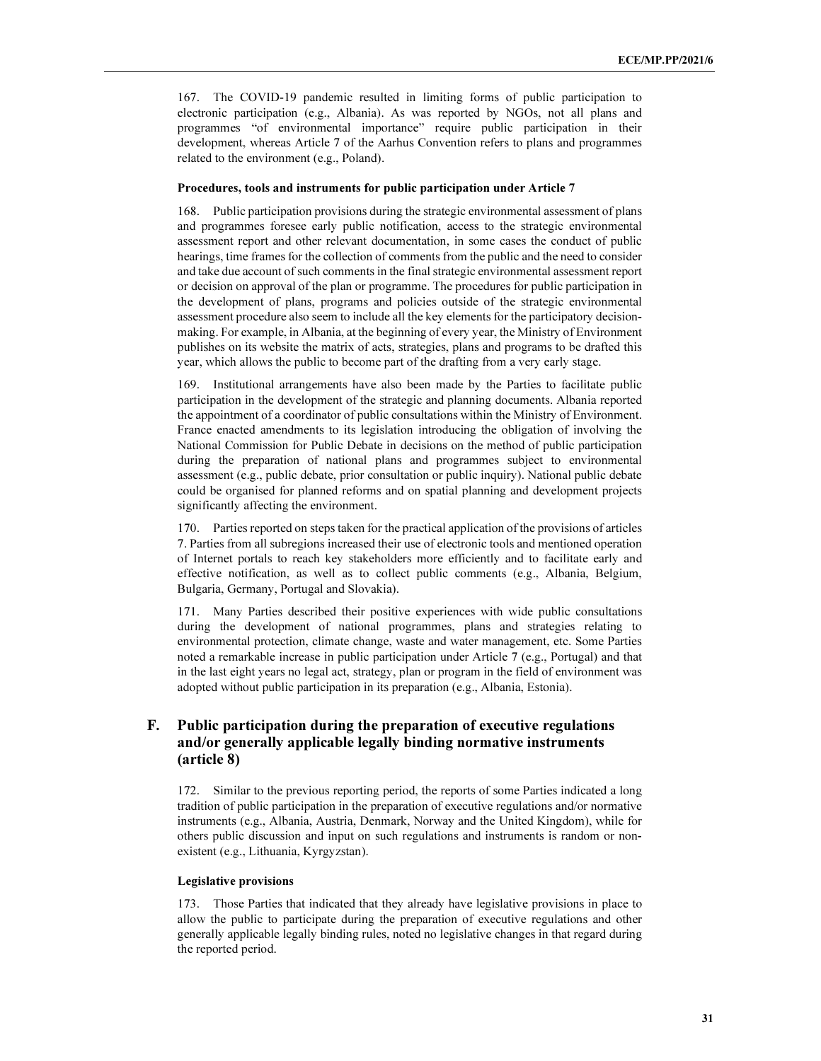167. The COVID-19 pandemic resulted in limiting forms of public participation to electronic participation (e.g., Albania). As was reported by NGOs, not all plans and programmes "of environmental importance" require public participation in their development, whereas Article 7 of the Aarhus Convention refers to plans and programmes related to the environment (e.g., Poland).

#### Procedures, tools and instruments for public participation under Article 7

168. Public participation provisions during the strategic environmental assessment of plans and programmes foresee early public notification, access to the strategic environmental assessment report and other relevant documentation, in some cases the conduct of public hearings, time frames for the collection of comments from the public and the need to consider and take due account of such comments in the final strategic environmental assessment report or decision on approval of the plan or programme. The procedures for public participation in the development of plans, programs and policies outside of the strategic environmental assessment procedure also seem to include all the key elements for the participatory decision-making. For example, in Albania, at the beginning of every year, the Ministry of Environment publishes on its website the matrix of acts, strategies, plans and programs to be drafted this year, which allows the public to become part of the drafting from a very early stage.

169. Institutional arrangements have also been made by the Parties to facilitate public participation in the development of the strategic and planning documents. Albania reported the appointment of a coordinator of public consultations within the Ministry of Environment. France enacted amendments to its legislation introducing the obligation of involving the National Commission for Public Debate in decisions on the method of public participation during the preparation of national plans and programmes subject to environmental assessment (e.g., public debate, prior consultation or public inquiry). National public debate could be organised for planned reforms and on spatial planning and development projects significantly affecting the environment.

170. Parties reported on steps taken for the practical application of the provisions of articles 7. Parties from all subregions increased their use of electronic tools and mentioned operation of Internet portals to reach key stakeholders more efficiently and to facilitate early and effective notification, as well as to collect public comments (e.g., Albania, Belgium, Bulgaria, Germany, Portugal and Slovakia).

171. Many Parties described their positive experiences with wide public consultations during the development of national programmes, plans and strategies relating to environmental protection, climate change, waste and water management, etc. Some Parties noted a remarkable increase in public participation under Article 7 (e.g., Portugal) and that in the last eight years no legal act, strategy, plan or program in the field of environment was adopted without public participation in its preparation (e.g., Albania, Estonia).

## F. Public participation during the preparation of executive regulations and/or generally applicable legally binding normative instruments (article 8)

172. Similar to the previous reporting period, the reports of some Parties indicated a long tradition of public participation in the preparation of executive regulations and/or normative instruments (e.g., Albania, Austria, Denmark, Norway and the United Kingdom), while for others public discussion and input on such regulations and instruments is random or non-existent (e.g., Lithuania, Kyrgyzstan).

#### Legislative provisions

173. Those Parties that indicated that they already have legislative provisions in place to allow the public to participate during the preparation of executive regulations and other generally applicable legally binding rules, noted no legislative changes in that regard during the reported period.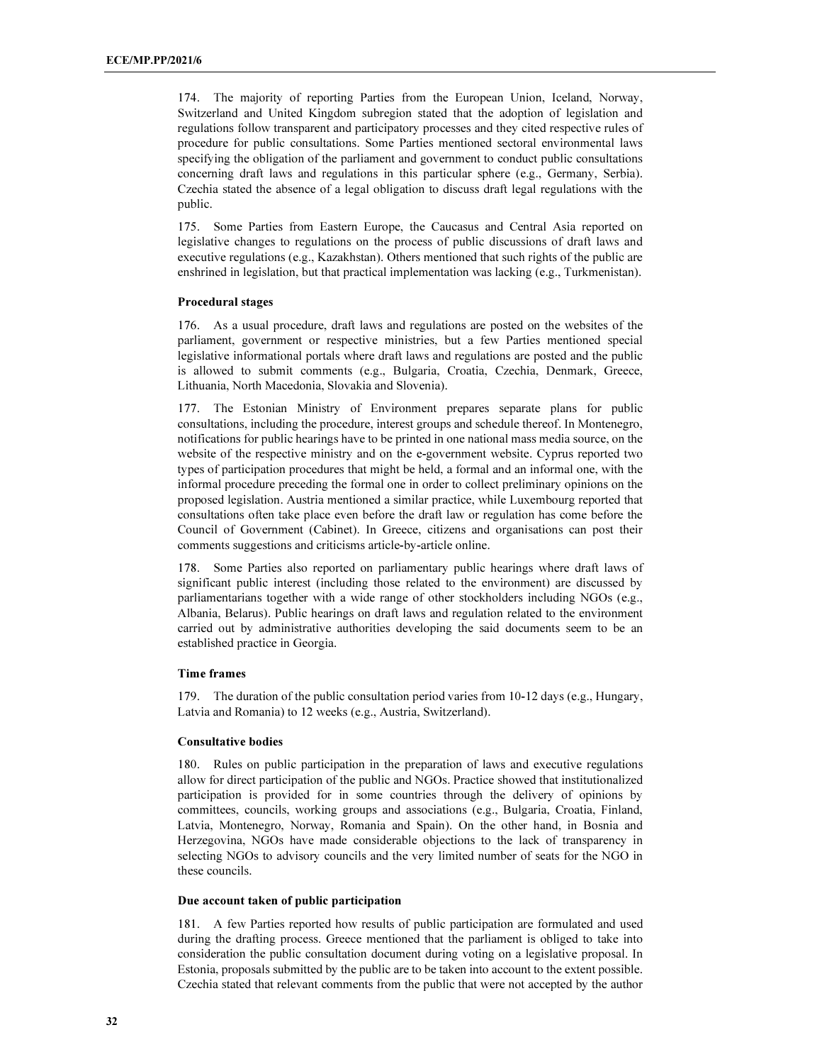174. The majority of reporting Parties from the European Union, Iceland, Norway, Switzerland and United Kingdom subregion stated that the adoption of legislation and regulations follow transparent and participatory processes and they cited respective rules of procedure for public consultations. Some Parties mentioned sectoral environmental laws specifying the obligation of the parliament and government to conduct public consultations concerning draft laws and regulations in this particular sphere (e.g., Germany, Serbia). Czechia stated the absence of a legal obligation to discuss draft legal regulations with the public.

175. Some Parties from Eastern Europe, the Caucasus and Central Asia reported on legislative changes to regulations on the process of public discussions of draft laws and executive regulations (e.g., Kazakhstan). Others mentioned that such rights of the public are enshrined in legislation, but that practical implementation was lacking (e.g., Turkmenistan).

### Procedural stages

176. As a usual procedure, draft laws and regulations are posted on the websites of the parliament, government or respective ministries, but a few Parties mentioned special legislative informational portals where draft laws and regulations are posted and the public is allowed to submit comments (e.g., Bulgaria, Croatia, Czechia, Denmark, Greece, Lithuania, North Macedonia, Slovakia and Slovenia).

177. The Estonian Ministry of Environment prepares separate plans for public consultations, including the procedure, interest groups and schedule thereof. In Montenegro, notifications for public hearings have to be printed in one national mass media source, on the website of the respective ministry and on the e-government website. Cyprus reported two types of participation procedures that might be held, a formal and an informal one, with the informal procedure preceding the formal one in order to collect preliminary opinions on the proposed legislation. Austria mentioned a similar practice, while Luxembourg reported that consultations often take place even before the draft law or regulation has come before the Council of Government (Cabinet). In Greece, citizens and organisations can post their comments suggestions and criticisms article-by-article online.

178. Some Parties also reported on parliamentary public hearings where draft laws of significant public interest (including those related to the environment) are discussed by parliamentarians together with a wide range of other stockholders including NGOs (e.g., Albania, Belarus). Public hearings on draft laws and regulation related to the environment carried out by administrative authorities developing the said documents seem to be an established practice in Georgia.

### Time frames

179. The duration of the public consultation period varies from 10-12 days (e.g., Hungary, Latvia and Romania) to 12 weeks (e.g., Austria, Switzerland).

### Consultative bodies

180. Rules on public participation in the preparation of laws and executive regulations allow for direct participation of the public and NGOs. Practice showed that institutionalized participation is provided for in some countries through the delivery of opinions by committees, councils, working groups and associations (e.g., Bulgaria, Croatia, Finland, Latvia, Montenegro, Norway, Romania and Spain). On the other hand, in Bosnia and Herzegovina, NGOs have made considerable objections to the lack of transparency in selecting NGOs to advisory councils and the very limited number of seats for the NGO in these councils.

### Due account taken of public participation

181. A few Parties reported how results of public participation are formulated and used during the drafting process. Greece mentioned that the parliament is obliged to take into consideration the public consultation document during voting on a legislative proposal. In Estonia, proposals submitted by the public are to be taken into account to the extent possible. Czechia stated that relevant comments from the public that were not accepted by the author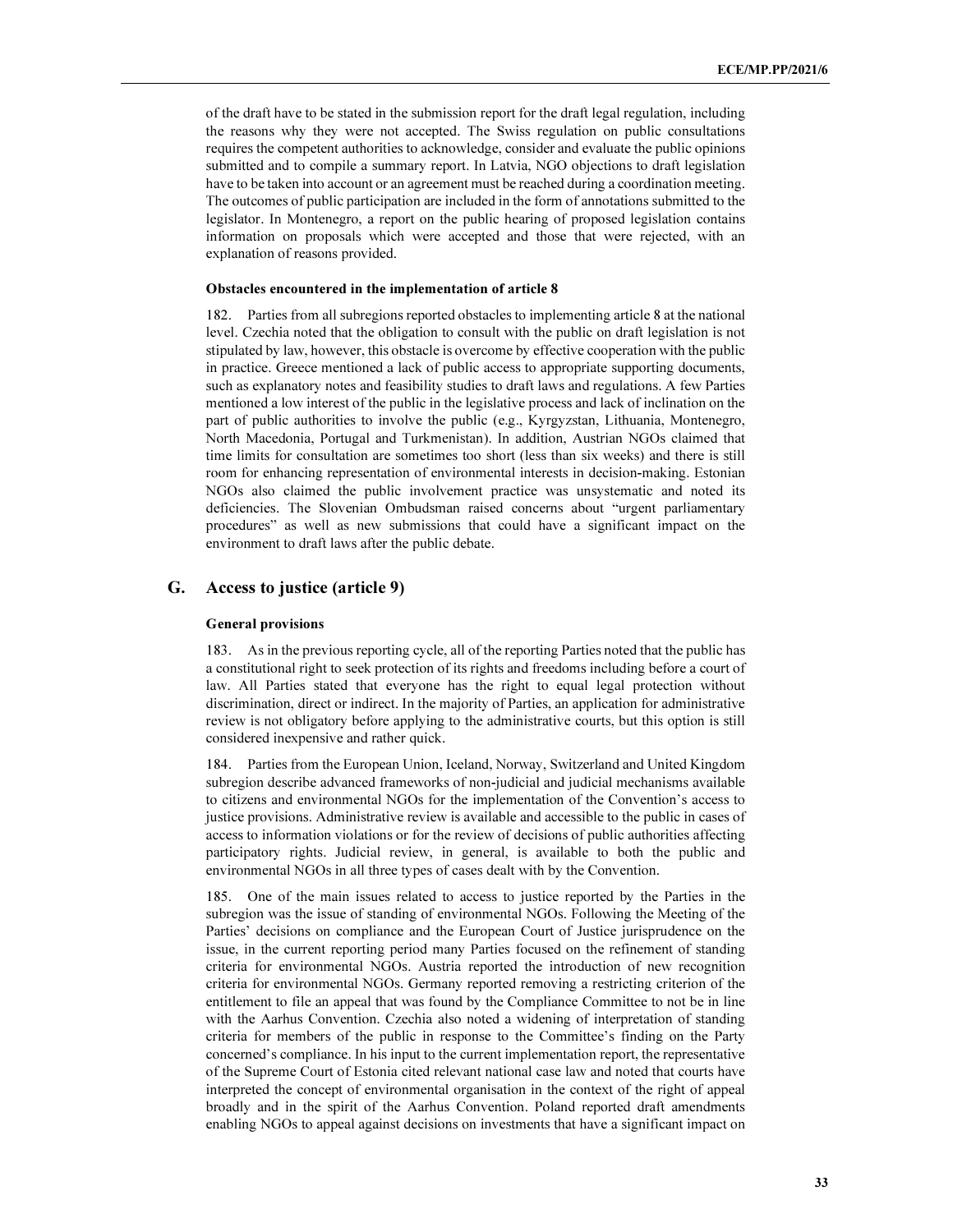of the draft have to be stated in the submission report for the draft legal regulation, including the reasons why they were not accepted. The Swiss regulation on public consultations requires the competent authorities to acknowledge, consider and evaluate the public opinions submitted and to compile a summary report. In Latvia, NGO objections to draft legislation have to be taken into account or an agreement must be reached during a coordination meeting. The outcomes of public participation are included in the form of annotations submitted to the legislator. In Montenegro, a report on the public hearing of proposed legislation contains information on proposals which were accepted and those that were rejected, with an explanation of reasons provided.

#### Obstacles encountered in the implementation of article 8

182. Parties from all subregions reported obstacles to implementing article 8 at the national level. Czechia noted that the obligation to consult with the public on draft legislation is not stipulated by law, however, this obstacle is overcome by effective cooperation with the public in practice. Greece mentioned a lack of public access to appropriate supporting documents, such as explanatory notes and feasibility studies to draft laws and regulations. A few Parties mentioned a low interest of the public in the legislative process and lack of inclination on the part of public authorities to involve the public (e.g., Kyrgyzstan, Lithuania, Montenegro, North Macedonia, Portugal and Turkmenistan). In addition, Austrian NGOs claimed that time limits for consultation are sometimes too short (less than six weeks) and there is still room for enhancing representation of environmental interests in decision-making. Estonian NGOs also claimed the public involvement practice was unsystematic and noted its deficiencies. The Slovenian Ombudsman raised concerns about "urgent parliamentary procedures" as well as new submissions that could have a significant impact on the environment to draft laws after the public debate.

## G. Access to justice (article 9)

#### General provisions

183. As in the previous reporting cycle, all of the reporting Parties noted that the public has a constitutional right to seek protection of its rights and freedoms including before a court of law. All Parties stated that everyone has the right to equal legal protection without discrimination, direct or indirect. In the majority of Parties, an application for administrative review is not obligatory before applying to the administrative courts, but this option is still considered inexpensive and rather quick.

184. Parties from the European Union, Iceland, Norway, Switzerland and United Kingdom subregion describe advanced frameworks of non-judicial and judicial mechanisms available to citizens and environmental NGOs for the implementation of the Convention's access to justice provisions. Administrative review is available and accessible to the public in cases of access to information violations or for the review of decisions of public authorities affecting participatory rights. Judicial review, in general, is available to both the public and environmental NGOs in all three types of cases dealt with by the Convention.

185. One of the main issues related to access to justice reported by the Parties in the subregion was the issue of standing of environmental NGOs. Following the Meeting of the Parties' decisions on compliance and the European Court of Justice jurisprudence on the issue, in the current reporting period many Parties focused on the refinement of standing criteria for environmental NGOs. Austria reported the introduction of new recognition criteria for environmental NGOs. Germany reported removing a restricting criterion of the entitlement to file an appeal that was found by the Compliance Committee to not be in line with the Aarhus Convention. Czechia also noted a widening of interpretation of standing criteria for members of the public in response to the Committee's finding on the Party concerned's compliance. In his input to the current implementation report, the representative of the Supreme Court of Estonia cited relevant national case law and noted that courts have interpreted the concept of environmental organisation in the context of the right of appeal broadly and in the spirit of the Aarhus Convention. Poland reported draft amendments enabling NGOs to appeal against decisions on investments that have a significant impact on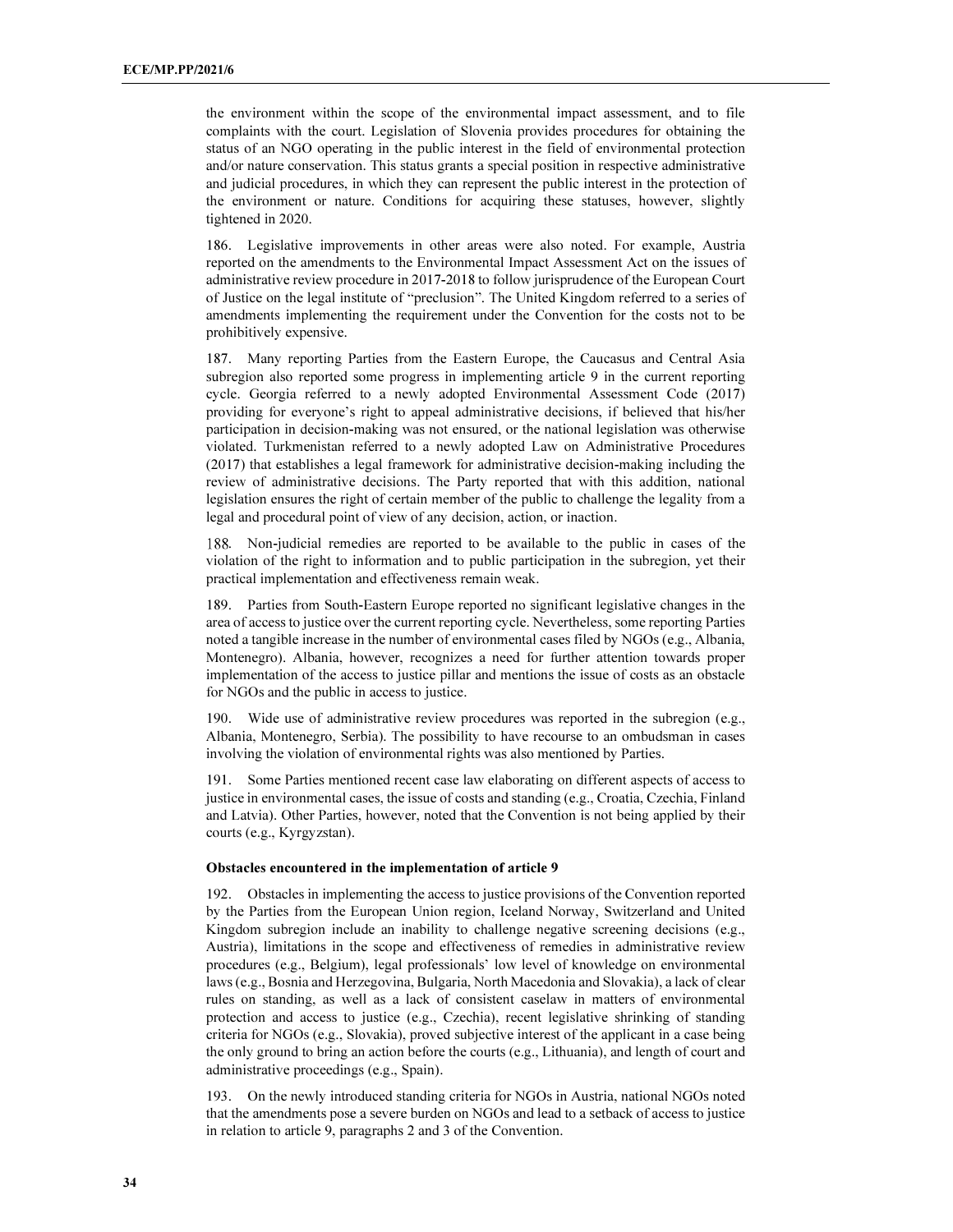the environment within the scope of the environmental impact assessment, and to file complaints with the court. Legislation of Slovenia provides procedures for obtaining the status of an NGO operating in the public interest in the field of environmental protection and/or nature conservation. This status grants a special position in respective administrative and judicial procedures, in which they can represent the public interest in the protection of the environment or nature. Conditions for acquiring these statuses, however, slightly tightened in 2020.

186. Legislative improvements in other areas were also noted. For example, Austria reported on the amendments to the Environmental Impact Assessment Act on the issues of administrative review procedure in 2017-2018 to follow jurisprudence of the European Court of Justice on the legal institute of "preclusion". The United Kingdom referred to a series of amendments implementing the requirement under the Convention for the costs not to be prohibitively expensive.

187. Many reporting Parties from the Eastern Europe, the Caucasus and Central Asia subregion also reported some progress in implementing article 9 in the current reporting cycle. Georgia referred to a newly adopted Environmental Assessment Code (2017) providing for everyone's right to appeal administrative decisions, if believed that his/her participation in decision-making was not ensured, or the national legislation was otherwise violated. Turkmenistan referred to a newly adopted Law on Administrative Procedures (2017) that establishes a legal framework for administrative decision-making including the review of administrative decisions. The Party reported that with this addition, national legislation ensures the right of certain member of the public to challenge the legality from a legal and procedural point of view of any decision, action, or inaction.

188. Non-judicial remedies are reported to be available to the public in cases of the violation of the right to information and to public participation in the subregion, yet their practical implementation and effectiveness remain weak.

189. Parties from South-Eastern Europe reported no significant legislative changes in the area of access to justice over the current reporting cycle. Nevertheless, some reporting Parties noted a tangible increase in the number of environmental cases filed by NGOs (e.g., Albania, Montenegro). Albania, however, recognizes a need for further attention towards proper implementation of the access to justice pillar and mentions the issue of costs as an obstacle for NGOs and the public in access to justice.

190. Wide use of administrative review procedures was reported in the subregion (e.g., Albania, Montenegro, Serbia). The possibility to have recourse to an ombudsman in cases involving the violation of environmental rights was also mentioned by Parties.

191. Some Parties mentioned recent case law elaborating on different aspects of access to justice in environmental cases, the issue of costs and standing (e.g., Croatia, Czechia, Finland and Latvia). Other Parties, however, noted that the Convention is not being applied by their courts (e.g., Kyrgyzstan).

**Obstacles encountered in the implementation of article 9**

192. Obstacles in implementing the access to justice provisions of the Convention reported by the Parties from the European Union region, Iceland Norway, Switzerland and United Kingdom subregion include an inability to challenge negative screening decisions (e.g., Austria), limitations in the scope and effectiveness of remedies in administrative review procedures (e.g., Belgium), legal professionals' low level of knowledge on environmental laws (e.g., Bosnia and Herzegovina, Bulgaria, North Macedonia and Slovakia), a lack of clear rules on standing, as well as a lack of consistent caselaw in matters of environmental protection and access to justice (e.g., Czechia), recent legislative shrinking of standing criteria for NGOs (e.g., Slovakia), proved subjective interest of the applicant in a case being the only ground to bring an action before the courts (e.g., Lithuania), and length of court and administrative proceedings (e.g., Spain).

193. On the newly introduced standing criteria for NGOs in Austria, national NGOs noted that the amendments pose a severe burden on NGOs and lead to a setback of access to justice in relation to article 9, paragraphs 2 and 3 of the Convention.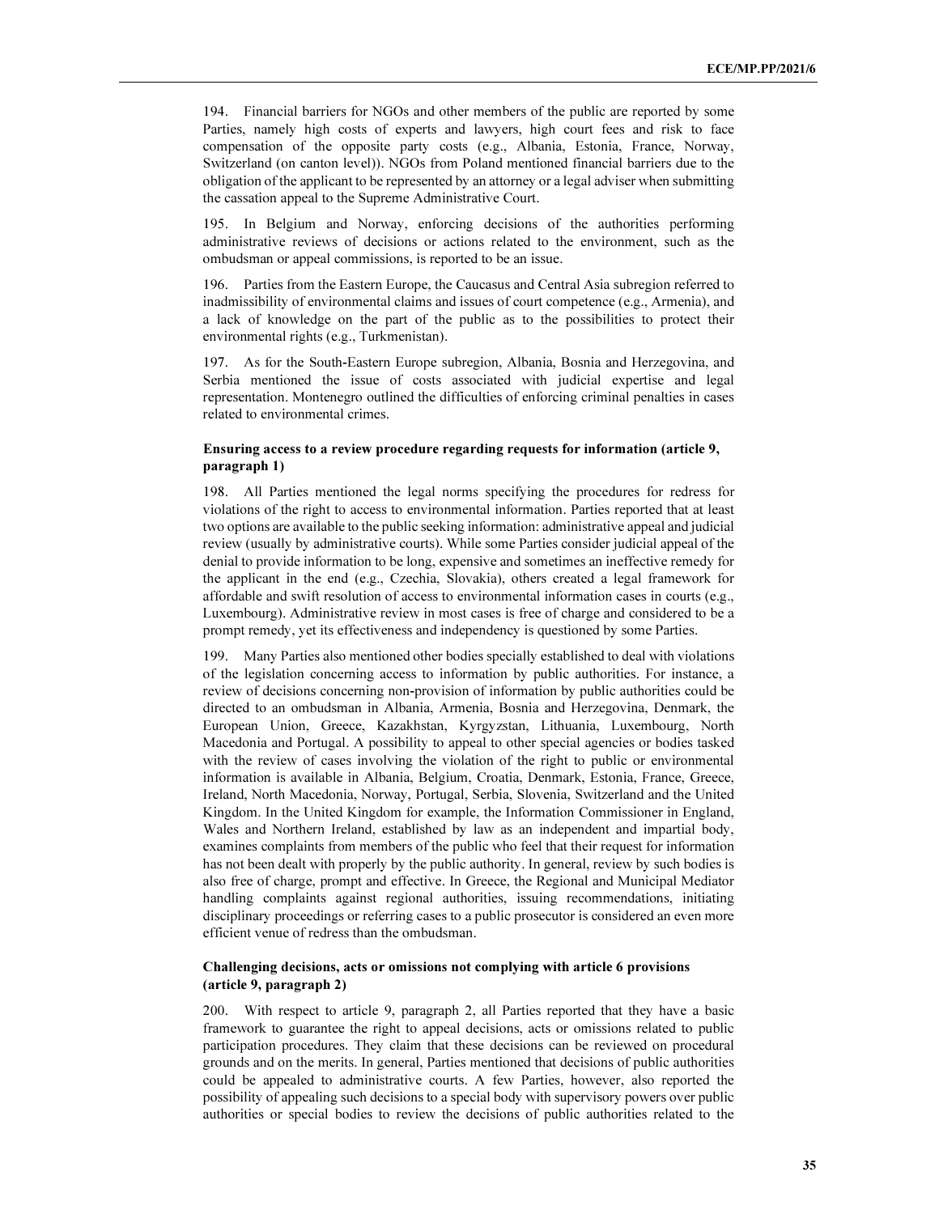194. Financial barriers for NGOs and other members of the public are reported by some Parties, namely high costs of experts and lawyers, high court fees and risk to face compensation of the opposite party costs (e.g., Albania, Estonia, France, Norway, Switzerland (on canton level)). NGOs from Poland mentioned financial barriers due to the obligation of the applicant to be represented by an attorney or a legal adviser when submitting the cassation appeal to the Supreme Administrative Court.

195. In Belgium and Norway, enforcing decisions of the authorities performing administrative reviews of decisions or actions related to the environment, such as the ombudsman or appeal commissions, is reported to be an issue.

196. Parties from the Eastern Europe, the Caucasus and Central Asia subregion referred to inadmissibility of environmental claims and issues of court competence (e.g., Armenia), and a lack of knowledge on the part of the public as to the possibilities to protect their environmental rights (e.g., Turkmenistan).

197. As for the South-Eastern Europe subregion, Albania, Bosnia and Herzegovina, and Serbia mentioned the issue of costs associated with judicial expertise and legal representation. Montenegro outlined the difficulties of enforcing criminal penalties in cases related to environmental crimes.

**Ensuring access to a review procedure regarding requests for information (article 9, paragraph 1)**

198. All Parties mentioned the legal norms specifying the procedures for redress for violations of the right to access to environmental information. Parties reported that at least two options are available to the public seeking information: administrative appeal and judicial review (usually by administrative courts). While some Parties consider judicial appeal of the denial to provide information to be long, expensive and sometimes an ineffective remedy for the applicant in the end (e.g., Czechia, Slovakia), others created a legal framework for affordable and swift resolution of access to environmental information cases in courts (e.g., Luxembourg). Administrative review in most cases is free of charge and considered to be a prompt remedy, yet its effectiveness and independency is questioned by some Parties.

199. Many Parties also mentioned other bodies specially established to deal with violations of the legislation concerning access to information by public authorities. For instance, a review of decisions concerning non-provision of information by public authorities could be directed to an ombudsman in Albania, Armenia, Bosnia and Herzegovina, Denmark, the European Union, Greece, Kazakhstan, Kyrgyzstan, Lithuania, Luxembourg, North Macedonia and Portugal. A possibility to appeal to other special agencies or bodies tasked with the review of cases involving the violation of the right to public or environmental information is available in Albania, Belgium, Croatia, Denmark, Estonia, France, Greece, Ireland, North Macedonia, Norway, Portugal, Serbia, Slovenia, Switzerland and the United Kingdom. In the United Kingdom for example, the Information Commissioner in England, Wales and Northern Ireland, established by law as an independent and impartial body, examines complaints from members of the public who feel that their request for information has not been dealt with properly by the public authority. In general, review by such bodies is also free of charge, prompt and effective. In Greece, the Regional and Municipal Mediator handling complaints against regional authorities, issuing recommendations, initiating disciplinary proceedings or referring cases to a public prosecutor is considered an even more efficient venue of redress than the ombudsman.

**Challenging decisions, acts or omissions not complying with article 6 provisions (article 9, paragraph 2)**

200. With respect to article 9, paragraph 2, all Parties reported that they have a basic framework to guarantee the right to appeal decisions, acts or omissions related to public participation procedures. They claim that these decisions can be reviewed on procedural grounds and on the merits. In general, Parties mentioned that decisions of public authorities could be appealed to administrative courts. A few Parties, however, also reported the possibility of appealing such decisions to a special body with supervisory powers over public authorities or special bodies to review the decisions of public authorities related to the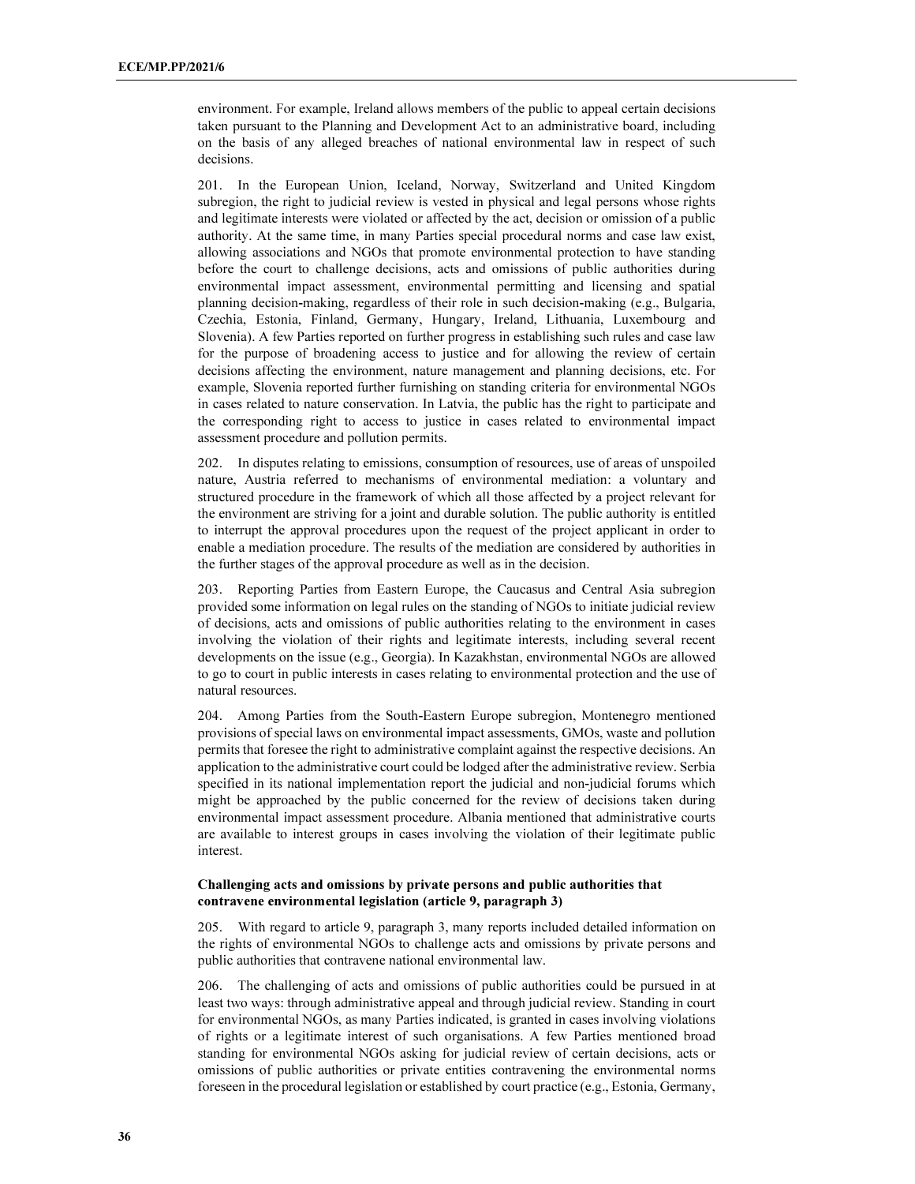environment. For example, Ireland allows members of the public to appeal certain decisions taken pursuant to the Planning and Development Act to an administrative board, including on the basis of any alleged breaches of national environmental law in respect of such decisions.

201. In the European Union, Iceland, Norway, Switzerland and United Kingdom subregion, the right to judicial review is vested in physical and legal persons whose rights and legitimate interests were violated or affected by the act, decision or omission of a public authority. At the same time, in many Parties special procedural norms and case law exist, allowing associations and NGOs that promote environmental protection to have standing before the court to challenge decisions, acts and omissions of public authorities during environmental impact assessment, environmental permitting and licensing and spatial planning decision-making, regardless of their role in such decision-making (e.g., Bulgaria, Czechia, Estonia, Finland, Germany, Hungary, Ireland, Lithuania, Luxembourg and Slovenia). A few Parties reported on further progress in establishing such rules and case law for the purpose of broadening access to justice and for allowing the review of certain decisions affecting the environment, nature management and planning decisions, etc. For example, Slovenia reported further furnishing on standing criteria for environmental NGOs in cases related to nature conservation. In Latvia, the public has the right to participate and the corresponding right to access to justice in cases related to environmental impact assessment procedure and pollution permits.

202. In disputes relating to emissions, consumption of resources, use of areas of unspoiled nature, Austria referred to mechanisms of environmental mediation: a voluntary and structured procedure in the framework of which all those affected by a project relevant for the environment are striving for a joint and durable solution. The public authority is entitled to interrupt the approval procedures upon the request of the project applicant in order to enable a mediation procedure. The results of the mediation are considered by authorities in the further stages of the approval procedure as well as in the decision.

203. Reporting Parties from Eastern Europe, the Caucasus and Central Asia subregion provided some information on legal rules on the standing of NGOs to initiate judicial review of decisions, acts and omissions of public authorities relating to the environment in cases involving the violation of their rights and legitimate interests, including several recent developments on the issue (e.g., Georgia). In Kazakhstan, environmental NGOs are allowed to go to court in public interests in cases relating to environmental protection and the use of natural resources.

204. Among Parties from the South-Eastern Europe subregion, Montenegro mentioned provisions of special laws on environmental impact assessments, GMOs, waste and pollution permits that foresee the right to administrative complaint against the respective decisions. An application to the administrative court could be lodged after the administrative review. Serbia specified in its national implementation report the judicial and non-judicial forums which might be approached by the public concerned for the review of decisions taken during environmental impact assessment procedure. Albania mentioned that administrative courts are available to interest groups in cases involving the violation of their legitimate public interest.

**Challenging acts and omissions by private persons and public authorities that contravene environmental legislation (article 9, paragraph 3)**

205. With regard to article 9, paragraph 3, many reports included detailed information on the rights of environmental NGOs to challenge acts and omissions by private persons and public authorities that contravene national environmental law.

206. The challenging of acts and omissions of public authorities could be pursued in at least two ways: through administrative appeal and through judicial review. Standing in court for environmental NGOs, as many Parties indicated, is granted in cases involving violations of rights or a legitimate interest of such organisations. A few Parties mentioned broad standing for environmental NGOs asking for judicial review of certain decisions, acts or omissions of public authorities or private entities contravening the environmental norms foreseen in the procedural legislation or established by court practice (e.g., Estonia, Germany,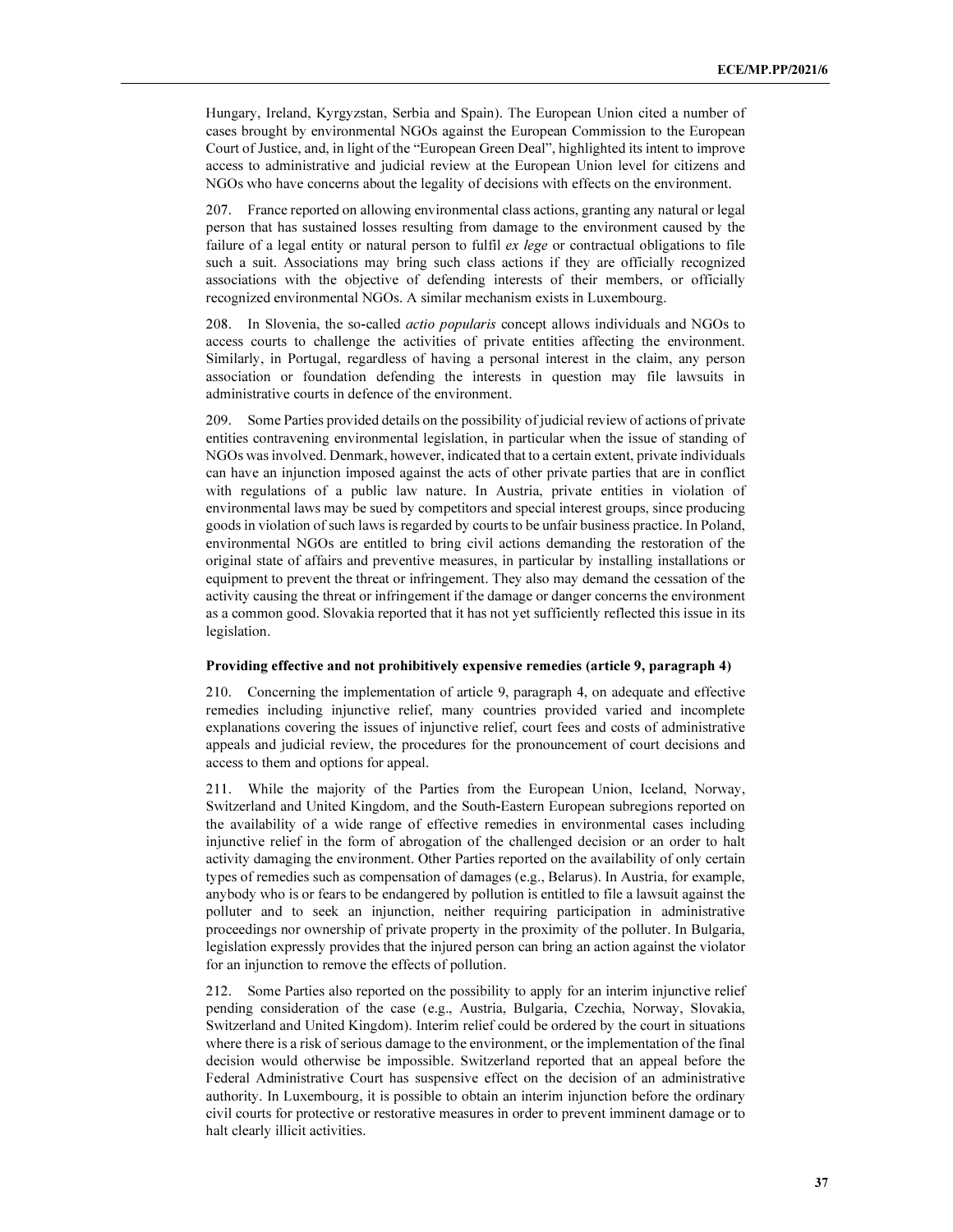Hungary, Ireland, Kyrgyzstan, Serbia and Spain). The European Union cited a number of cases brought by environmental NGOs against the European Commission to the European Court of Justice, and, in light of the "European Green Deal", highlighted its intent to improve access to administrative and judicial review at the European Union level for citizens and NGOs who have concerns about the legality of decisions with effects on the environment.

207. France reported on allowing environmental class actions, granting any natural or legal person that has sustained losses resulting from damage to the environment caused by the failure of a legal entity or natural person to fulfil *ex lege* or contractual obligations to file such a suit. Associations may bring such class actions if they are officially recognized associations with the objective of defending interests of their members, or officially recognized environmental NGOs. A similar mechanism exists in Luxembourg.

208. In Slovenia, the so-called *actio popularis* concept allows individuals and NGOs to access courts to challenge the activities of private entities affecting the environment. Similarly, in Portugal, regardless of having a personal interest in the claim, any person association or foundation defending the interests in question may file lawsuits in administrative courts in defence of the environment.

209. Some Parties provided details on the possibility of judicial review of actions of private entities contravening environmental legislation, in particular when the issue of standing of NGOs was involved. Denmark, however, indicated that to a certain extent, private individuals can have an injunction imposed against the acts of other private parties that are in conflict with regulations of a public law nature. In Austria, private entities in violation of environmental laws may be sued by competitors and special interest groups, since producing goods in violation of such laws is regarded by courts to be unfair business practice. In Poland, environmental NGOs are entitled to bring civil actions demanding the restoration of the original state of affairs and preventive measures, in particular by installing installations or equipment to prevent the threat or infringement. They also may demand the cessation of the activity causing the threat or infringement if the damage or danger concerns the environment as a common good. Slovakia reported that it has not yet sufficiently reflected this issue in its legislation.

**Providing effective and not prohibitively expensive remedies (article 9, paragraph 4)**

210. Concerning the implementation of article 9, paragraph 4, on adequate and effective remedies including injunctive relief, many countries provided varied and incomplete explanations covering the issues of injunctive relief, court fees and costs of administrative appeals and judicial review, the procedures for the pronouncement of court decisions and access to them and options for appeal.

211. While the majority of the Parties from the European Union, Iceland, Norway, Switzerland and United Kingdom, and the South-Eastern European subregions reported on the availability of a wide range of effective remedies in environmental cases including injunctive relief in the form of abrogation of the challenged decision or an order to halt activity damaging the environment. Other Parties reported on the availability of only certain types of remedies such as compensation of damages (e.g., Belarus). In Austria, for example, anybody who is or fears to be endangered by pollution is entitled to file a lawsuit against the polluter and to seek an injunction, neither requiring participation in administrative proceedings nor ownership of private property in the proximity of the polluter. In Bulgaria, legislation expressly provides that the injured person can bring an action against the violator for an injunction to remove the effects of pollution.

212. Some Parties also reported on the possibility to apply for an interim injunctive relief pending consideration of the case (e.g., Austria, Bulgaria, Czechia, Norway, Slovakia, Switzerland and United Kingdom). Interim relief could be ordered by the court in situations where there is a risk of serious damage to the environment, or the implementation of the final decision would otherwise be impossible. Switzerland reported that an appeal before the Federal Administrative Court has suspensive effect on the decision of an administrative authority. In Luxembourg, it is possible to obtain an interim injunction before the ordinary civil courts for protective or restorative measures in order to prevent imminent damage or to halt clearly illicit activities.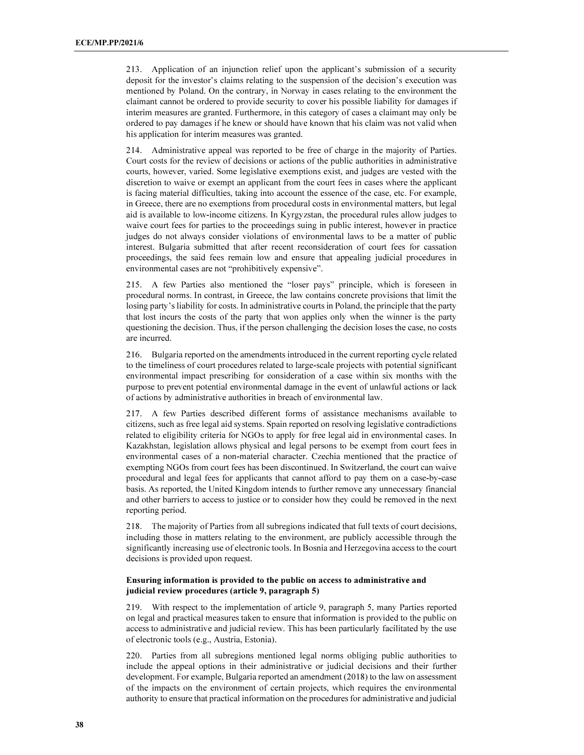213. Application of an injunction relief upon the applicant's submission of a security deposit for the investor's claims relating to the suspension of the decision's execution was mentioned by Poland. On the contrary, in Norway in cases relating to the environment the claimant cannot be ordered to provide security to cover his possible liability for damages if interim measures are granted. Furthermore, in this category of cases a claimant may only be ordered to pay damages if he knew or should have known that his claim was not valid when his application for interim measures was granted.

214. Administrative appeal was reported to be free of charge in the majority of Parties. Court costs for the review of decisions or actions of the public authorities in administrative courts, however, varied. Some legislative exemptions exist, and judges are vested with the discretion to waive or exempt an applicant from the court fees in cases where the applicant is facing material difficulties, taking into account the essence of the case, etc. For example, in Greece, there are no exemptions from procedural costs in environmental matters, but legal aid is available to low-income citizens. In Kyrgyzstan, the procedural rules allow judges to waive court fees for parties to the proceedings suing in public interest, however in practice judges do not always consider violations of environmental laws to be a matter of public interest. Bulgaria submitted that after recent reconsideration of court fees for cassation proceedings, the said fees remain low and ensure that appealing judicial procedures in environmental cases are not "prohibitively expensive".

215. A few Parties also mentioned the "loser pays" principle, which is foreseen in procedural norms. In contrast, in Greece, the law contains concrete provisions that limit the losing party's liability for costs. In administrative courts in Poland, the principle that the party that lost incurs the costs of the party that won applies only when the winner is the party questioning the decision. Thus, if the person challenging the decision loses the case, no costs are incurred.

216. Bulgaria reported on the amendments introduced in the current reporting cycle related to the timeliness of court procedures related to large-scale projects with potential significant environmental impact prescribing for consideration of a case within six months with the purpose to prevent potential environmental damage in the event of unlawful actions or lack of actions by administrative authorities in breach of environmental law.

217. A few Parties described different forms of assistance mechanisms available to citizens, such as free legal aid systems. Spain reported on resolving legislative contradictions related to eligibility criteria for NGOs to apply for free legal aid in environmental cases. In Kazakhstan, legislation allows physical and legal persons to be exempt from court fees in environmental cases of a non-material character. Czechia mentioned that the practice of exempting NGOs from court fees has been discontinued. In Switzerland, the court can waive procedural and legal fees for applicants that cannot afford to pay them on a case-by-case basis. As reported, the United Kingdom intends to further remove any unnecessary financial and other barriers to access to justice or to consider how they could be removed in the next reporting period.

218. The majority of Parties from all subregions indicated that full texts of court decisions, including those in matters relating to the environment, are publicly accessible through the significantly increasing use of electronic tools. In Bosnia and Herzegovina access to the court decisions is provided upon request.

### Ensuring information is provided to the public on access to administrative and judicial review procedures (article 9, paragraph 5)

219. With respect to the implementation of article 9, paragraph 5, many Parties reported on legal and practical measures taken to ensure that information is provided to the public on access to administrative and judicial review. This has been particularly facilitated by the use of electronic tools (e.g., Austria, Estonia).

220. Parties from all subregions mentioned legal norms obliging public authorities to include the appeal options in their administrative or judicial decisions and their further development. For example, Bulgaria reported an amendment (2018) to the law on assessment of the impacts on the environment of certain projects, which requires the environmental authority to ensure that practical information on the procedures for administrative and judicial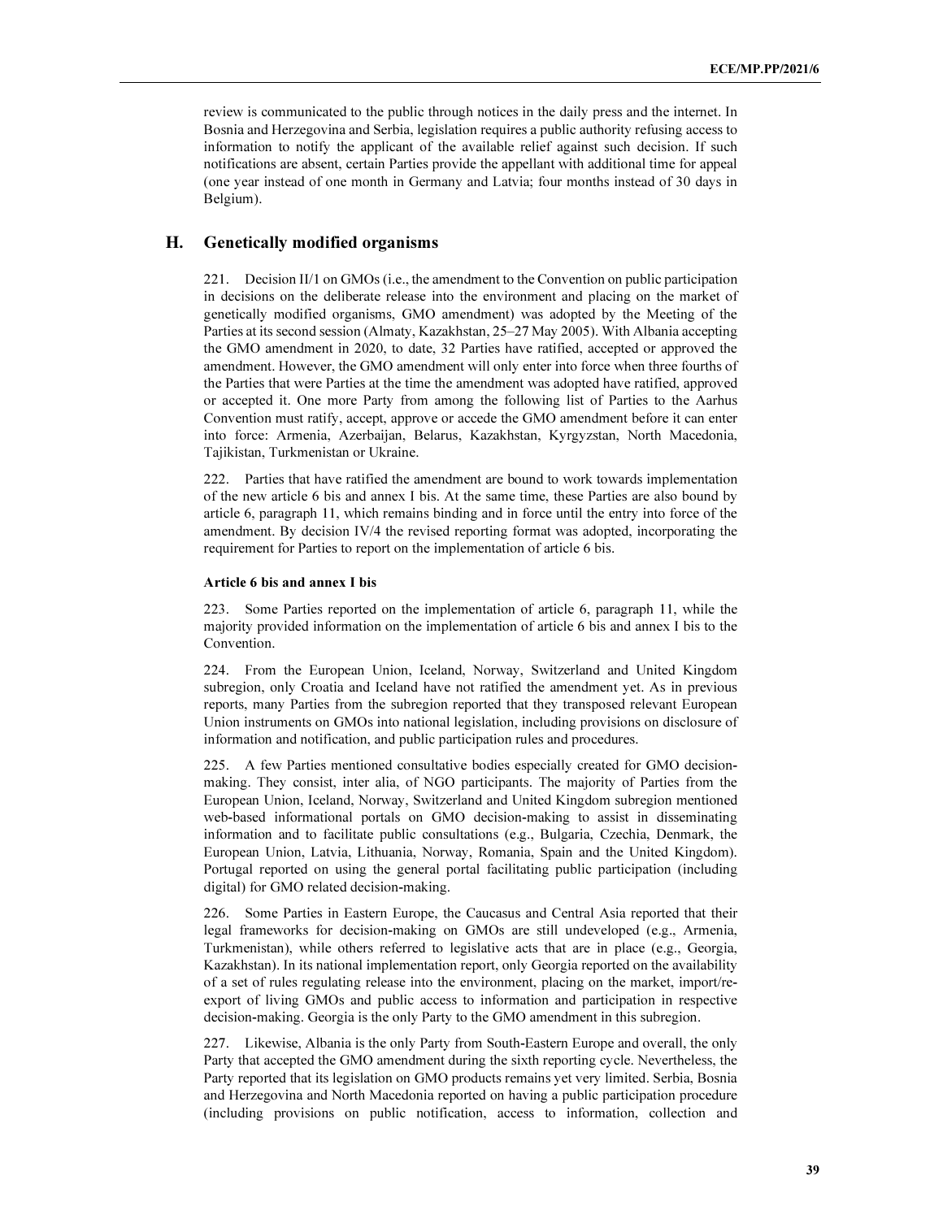review is communicated to the public through notices in the daily press and the internet. In Bosnia and Herzegovina and Serbia, legislation requires a public authority refusing access to information to notify the applicant of the available relief against such decision. If such notifications are absent, certain Parties provide the appellant with additional time for appeal (one year instead of one month in Germany and Latvia; four months instead of 30 days in Belgium).

## H. Genetically modified organisms

221. Decision II/1 on GMOs (i.e., the amendment to the Convention on public participation in decisions on the deliberate release into the environment and placing on the market of genetically modified organisms, GMO amendment) was adopted by the Meeting of the Parties at its second session (Almaty, Kazakhstan, 25–27 May 2005). With Albania accepting the GMO amendment in 2020, to date, 32 Parties have ratified, accepted or approved the amendment. However, the GMO amendment will only enter into force when three fourths of the Parties that were Parties at the time the amendment was adopted have ratified, approved or accepted it. One more Party from among the following list of Parties to the Aarhus Convention must ratify, accept, approve or accede the GMO amendment before it can enter into force: Armenia, Azerbaijan, Belarus, Kazakhstan, Kyrgyzstan, North Macedonia, Tajikistan, Turkmenistan or Ukraine.

222. Parties that have ratified the amendment are bound to work towards implementation of the new article 6 bis and annex I bis. At the same time, these Parties are also bound by article 6, paragraph 11, which remains binding and in force until the entry into force of the amendment. By decision IV/4 the revised reporting format was adopted, incorporating the requirement for Parties to report on the implementation of article 6 bis.

**Article 6 bis and annex I bis**

223. Some Parties reported on the implementation of article 6, paragraph 11, while the majority provided information on the implementation of article 6 bis and annex I bis to the Convention.

224. From the European Union, Iceland, Norway, Switzerland and United Kingdom subregion, only Croatia and Iceland have not ratified the amendment yet. As in previous reports, many Parties from the subregion reported that they transposed relevant European Union instruments on GMOs into national legislation, including provisions on disclosure of information and notification, and public participation rules and procedures.

225. A few Parties mentioned consultative bodies especially created for GMO decision-making. They consist, inter alia, of NGO participants. The majority of Parties from the European Union, Iceland, Norway, Switzerland and United Kingdom subregion mentioned web-based informational portals on GMO decision-making to assist in disseminating information and to facilitate public consultations (e.g., Bulgaria, Czechia, Denmark, the European Union, Latvia, Lithuania, Norway, Romania, Spain and the United Kingdom). Portugal reported on using the general portal facilitating public participation (including digital) for GMO related decision-making.

226. Some Parties in Eastern Europe, the Caucasus and Central Asia reported that their legal frameworks for decision-making on GMOs are still undeveloped (e.g., Armenia, Turkmenistan), while others referred to legislative acts that are in place (e.g., Georgia, Kazakhstan). In its national implementation report, only Georgia reported on the availability of a set of rules regulating release into the environment, placing on the market, import/re-export of living GMOs and public access to information and participation in respective decision-making. Georgia is the only Party to the GMO amendment in this subregion.

227. Likewise, Albania is the only Party from South-Eastern Europe and overall, the only Party that accepted the GMO amendment during the sixth reporting cycle. Nevertheless, the Party reported that its legislation on GMO products remains yet very limited. Serbia, Bosnia and Herzegovina and North Macedonia reported on having a public participation procedure (including provisions on public notification, access to information, collection and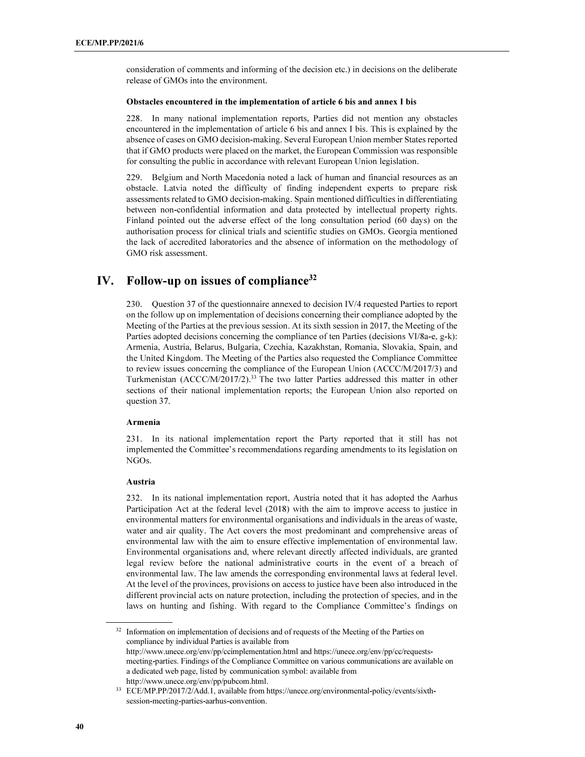consideration of comments and informing of the decision etc.) in decisions on the deliberate release of GMOs into the environment.

**Obstacles encountered in the implementation of article 6 bis and annex I bis**

228. In many national implementation reports, Parties did not mention any obstacles encountered in the implementation of article 6 bis and annex I bis. This is explained by the absence of cases on GMO decision-making. Several European Union member States reported that if GMO products were placed on the market, the European Commission was responsible for consulting the public in accordance with relevant European Union legislation.

229. Belgium and North Macedonia noted a lack of human and financial resources as an obstacle. Latvia noted the difficulty of finding independent experts to prepare risk assessments related to GMO decision-making. Spain mentioned difficulties in differentiating between non-confidential information and data protected by intellectual property rights. Finland pointed out the adverse effect of the long consultation period (60 days) on the authorisation process for clinical trials and scientific studies on GMOs. Georgia mentioned the lack of accredited laboratories and the absence of information on the methodology of GMO risk assessment.

# IV. Follow-up on issues of compliance[32]

230. Question 37 of the questionnaire annexed to decision IV/4 requested Parties to report on the follow up on implementation of decisions concerning their compliance adopted by the Meeting of the Parties at the previous session. At its sixth session in 2017, the Meeting of the Parties adopted decisions concerning the compliance of ten Parties (decisions VI/8a-e, g-k): Armenia, Austria, Belarus, Bulgaria, Czechia, Kazakhstan, Romania, Slovakia, Spain, and the United Kingdom. The Meeting of the Parties also requested the Compliance Committee to review issues concerning the compliance of the European Union (ACCC/M/2017/3) and Turkmenistan (ACCC/M/2017/2).[33] The two latter Parties addressed this matter in other sections of their national implementation reports; the European Union also reported on question 37.

**Armenia**

231. In its national implementation report the Party reported that it still has not implemented the Committee's recommendations regarding amendments to its legislation on NGOs.

**Austria**

232. In its national implementation report, Austria noted that it has adopted the Aarhus Participation Act at the federal level (2018) with the aim to improve access to justice in environmental matters for environmental organisations and individuals in the areas of waste, water and air quality. The Act covers the most predominant and comprehensive areas of environmental law with the aim to ensure effective implementation of environmental law. Environmental organisations and, where relevant directly affected individuals, are granted legal review before the national administrative courts in the event of a breach of environmental law. The law amends the corresponding environmental laws at federal level. At the level of the provinces, provisions on access to justice have been also introduced in the different provincial acts on nature protection, including the protection of species, and in the laws on hunting and fishing. With regard to the Compliance Committee's findings on

---

[32] Information on implementation of decisions and of requests of the Meeting of the Parties on compliance by individual Parties is available from http://www.unece.org/env/pp/ccimplementation.html and https://unece.org/env/pp/cc/requests-meeting-parties. Findings of the Compliance Committee on various communications are available on a dedicated web page, listed by communication symbol: available from http://www.unece.org/env/pp/pubcom.html.

[33] ECE/MP.PP/2017/2/Add.1, available from https://unece.org/environmental-policy/events/sixth-session-meeting-parties-aarhus-convention.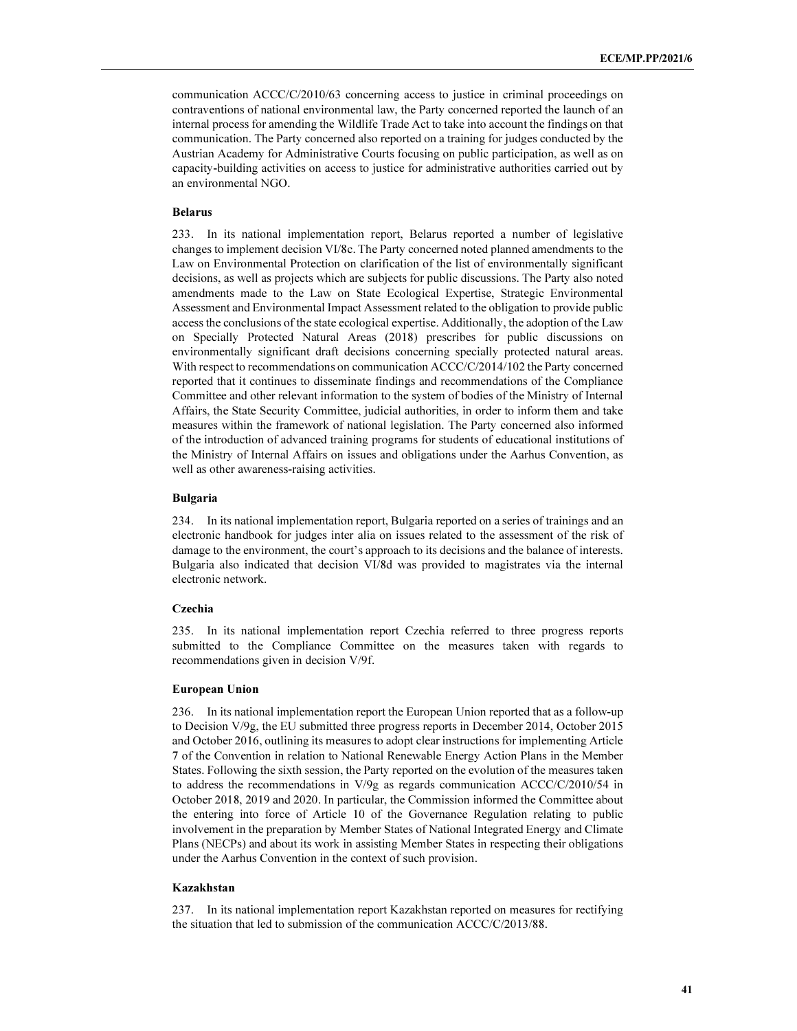communication ACCC/C/2010/63 concerning access to justice in criminal proceedings on contraventions of national environmental law, the Party concerned reported the launch of an internal process for amending the Wildlife Trade Act to take into account the findings on that communication. The Party concerned also reported on a training for judges conducted by the Austrian Academy for Administrative Courts focusing on public participation, as well as on capacity-building activities on access to justice for administrative authorities carried out by an environmental NGO.

**Belarus**

233. In its national implementation report, Belarus reported a number of legislative changes to implement decision VI/8c. The Party concerned noted planned amendments to the Law on Environmental Protection on clarification of the list of environmentally significant decisions, as well as projects which are subjects for public discussions. The Party also noted amendments made to the Law on State Ecological Expertise, Strategic Environmental Assessment and Environmental Impact Assessment related to the obligation to provide public access the conclusions of the state ecological expertise. Additionally, the adoption of the Law on Specially Protected Natural Areas (2018) prescribes for public discussions on environmentally significant draft decisions concerning specially protected natural areas. With respect to recommendations on communication ACCC/C/2014/102 the Party concerned reported that it continues to disseminate findings and recommendations of the Compliance Committee and other relevant information to the system of bodies of the Ministry of Internal Affairs, the State Security Committee, judicial authorities, in order to inform them and take measures within the framework of national legislation. The Party concerned also informed of the introduction of advanced training programs for students of educational institutions of the Ministry of Internal Affairs on issues and obligations under the Aarhus Convention, as well as other awareness-raising activities.

**Bulgaria**

234. In its national implementation report, Bulgaria reported on a series of trainings and an electronic handbook for judges inter alia on issues related to the assessment of the risk of damage to the environment, the court's approach to its decisions and the balance of interests. Bulgaria also indicated that decision VI/8d was provided to magistrates via the internal electronic network.

**Czechia**

235. In its national implementation report Czechia referred to three progress reports submitted to the Compliance Committee on the measures taken with regards to recommendations given in decision V/9f.

**European Union**

236. In its national implementation report the European Union reported that as a follow-up to Decision V/9g, the EU submitted three progress reports in December 2014, October 2015 and October 2016, outlining its measures to adopt clear instructions for implementing Article 7 of the Convention in relation to National Renewable Energy Action Plans in the Member States. Following the sixth session, the Party reported on the evolution of the measures taken to address the recommendations in V/9g as regards communication ACCC/C/2010/54 in October 2018, 2019 and 2020. In particular, the Commission informed the Committee about the entering into force of Article 10 of the Governance Regulation relating to public involvement in the preparation by Member States of National Integrated Energy and Climate Plans (NECPs) and about its work in assisting Member States in respecting their obligations under the Aarhus Convention in the context of such provision.

**Kazakhstan**

237. In its national implementation report Kazakhstan reported on measures for rectifying the situation that led to submission of the communication ACCC/C/2013/88.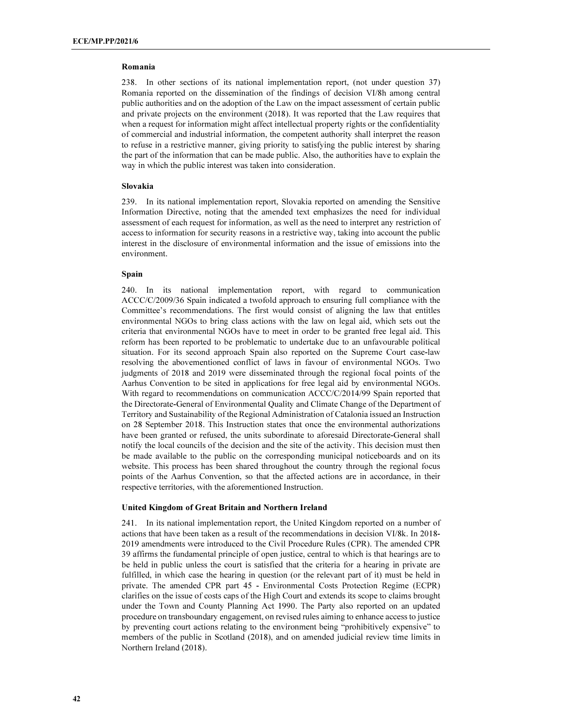**Romania**

238. In other sections of its national implementation report, (not under question 37) Romania reported on the dissemination of the findings of decision VI/8h among central public authorities and on the adoption of the Law on the impact assessment of certain public and private projects on the environment (2018). It was reported that the Law requires that when a request for information might affect intellectual property rights or the confidentiality of commercial and industrial information, the competent authority shall interpret the reason to refuse in a restrictive manner, giving priority to satisfying the public interest by sharing the part of the information that can be made public. Also, the authorities have to explain the way in which the public interest was taken into consideration.

**Slovakia**

239. In its national implementation report, Slovakia reported on amending the Sensitive Information Directive, noting that the amended text emphasizes the need for individual assessment of each request for information, as well as the need to interpret any restriction of access to information for security reasons in a restrictive way, taking into account the public interest in the disclosure of environmental information and the issue of emissions into the environment.

**Spain**

240. In its national implementation report, with regard to communication ACCC/C/2009/36 Spain indicated a twofold approach to ensuring full compliance with the Committee's recommendations. The first would consist of aligning the law that entitles environmental NGOs to bring class actions with the law on legal aid, which sets out the criteria that environmental NGOs have to meet in order to be granted free legal aid. This reform has been reported to be problematic to undertake due to an unfavourable political situation. For its second approach Spain also reported on the Supreme Court case-law resolving the abovementioned conflict of laws in favour of environmental NGOs. Two judgments of 2018 and 2019 were disseminated through the regional focal points of the Aarhus Convention to be sited in applications for free legal aid by environmental NGOs. With regard to recommendations on communication ACCC/C/2014/99 Spain reported that the Directorate-General of Environmental Quality and Climate Change of the Department of Territory and Sustainability of the Regional Administration of Catalonia issued an Instruction on 28 September 2018. This Instruction states that once the environmental authorizations have been granted or refused, the units subordinate to aforesaid Directorate-General shall notify the local councils of the decision and the site of the activity. This decision must then be made available to the public on the corresponding municipal noticeboards and on its website. This process has been shared throughout the country through the regional focus points of the Aarhus Convention, so that the affected actions are in accordance, in their respective territories, with the aforementioned Instruction.

**United Kingdom of Great Britain and Northern Ireland**

241. In its national implementation report, the United Kingdom reported on a number of actions that have been taken as a result of the recommendations in decision VI/8k. In 2018-2019 amendments were introduced to the Civil Procedure Rules (CPR). The amended CPR 39 affirms the fundamental principle of open justice, central to which is that hearings are to be held in public unless the court is satisfied that the criteria for a hearing in private are fulfilled, in which case the hearing in question (or the relevant part of it) must be held in private. The amended CPR part 45 - Environmental Costs Protection Regime (ECPR) clarifies on the issue of costs caps of the High Court and extends its scope to claims brought under the Town and County Planning Act 1990. The Party also reported on an updated procedure on transboundary engagement, on revised rules aiming to enhance access to justice by preventing court actions relating to the environment being "prohibitively expensive" to members of the public in Scotland (2018), and on amended judicial review time limits in Northern Ireland (2018).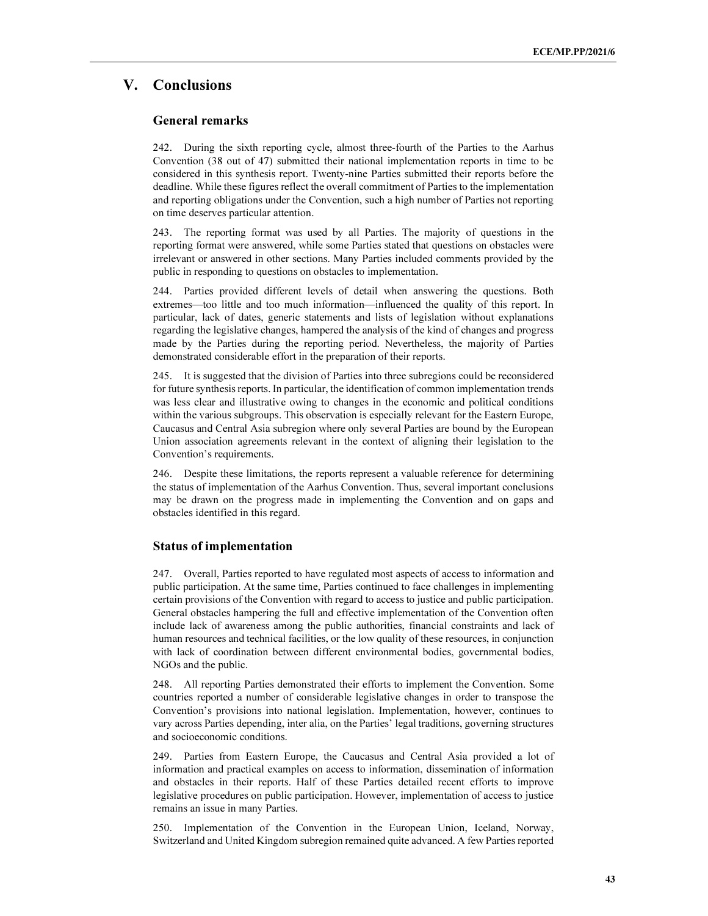# V. Conclusions

## General remarks

242. During the sixth reporting cycle, almost three-fourth of the Parties to the Aarhus Convention (38 out of 47) submitted their national implementation reports in time to be considered in this synthesis report. Twenty-nine Parties submitted their reports before the deadline. While these figures reflect the overall commitment of Parties to the implementation and reporting obligations under the Convention, such a high number of Parties not reporting on time deserves particular attention.

243. The reporting format was used by all Parties. The majority of questions in the reporting format were answered, while some Parties stated that questions on obstacles were irrelevant or answered in other sections. Many Parties included comments provided by the public in responding to questions on obstacles to implementation.

244. Parties provided different levels of detail when answering the questions. Both extremes—too little and too much information—influenced the quality of this report. In particular, lack of dates, generic statements and lists of legislation without explanations regarding the legislative changes, hampered the analysis of the kind of changes and progress made by the Parties during the reporting period. Nevertheless, the majority of Parties demonstrated considerable effort in the preparation of their reports.

245. It is suggested that the division of Parties into three subregions could be reconsidered for future synthesis reports. In particular, the identification of common implementation trends was less clear and illustrative owing to changes in the economic and political conditions within the various subgroups. This observation is especially relevant for the Eastern Europe, Caucasus and Central Asia subregion where only several Parties are bound by the European Union association agreements relevant in the context of aligning their legislation to the Convention's requirements.

246. Despite these limitations, the reports represent a valuable reference for determining the status of implementation of the Aarhus Convention. Thus, several important conclusions may be drawn on the progress made in implementing the Convention and on gaps and obstacles identified in this regard.

## Status of implementation

247. Overall, Parties reported to have regulated most aspects of access to information and public participation. At the same time, Parties continued to face challenges in implementing certain provisions of the Convention with regard to access to justice and public participation. General obstacles hampering the full and effective implementation of the Convention often include lack of awareness among the public authorities, financial constraints and lack of human resources and technical facilities, or the low quality of these resources, in conjunction with lack of coordination between different environmental bodies, governmental bodies, NGOs and the public.

248. All reporting Parties demonstrated their efforts to implement the Convention. Some countries reported a number of considerable legislative changes in order to transpose the Convention's provisions into national legislation. Implementation, however, continues to vary across Parties depending, inter alia, on the Parties' legal traditions, governing structures and socioeconomic conditions.

249. Parties from Eastern Europe, the Caucasus and Central Asia provided a lot of information and practical examples on access to information, dissemination of information and obstacles in their reports. Half of these Parties detailed recent efforts to improve legislative procedures on public participation. However, implementation of access to justice remains an issue in many Parties.

250. Implementation of the Convention in the European Union, Iceland, Norway, Switzerland and United Kingdom subregion remained quite advanced. A few Parties reported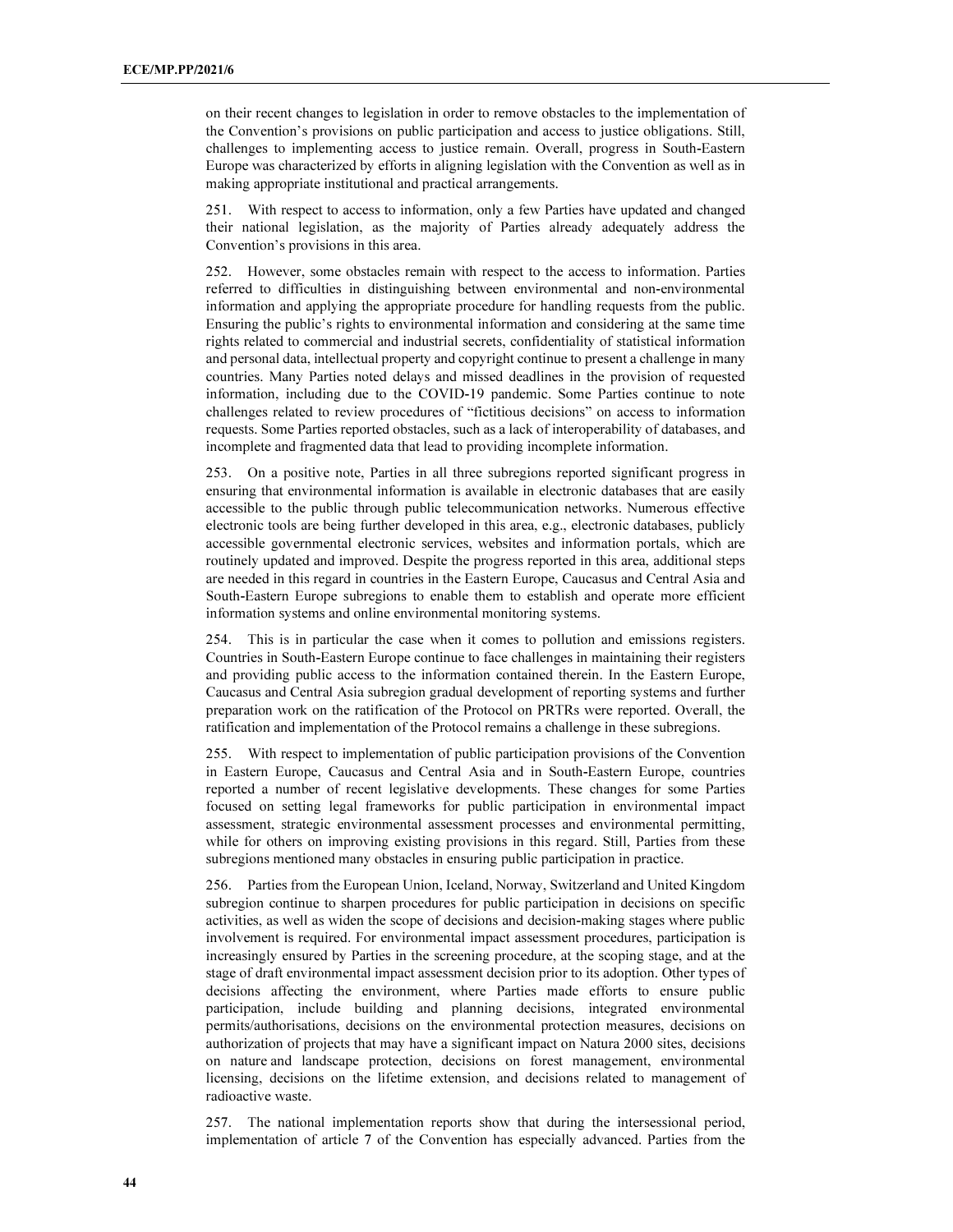on their recent changes to legislation in order to remove obstacles to the implementation of the Convention's provisions on public participation and access to justice obligations. Still, challenges to implementing access to justice remain. Overall, progress in South-Eastern Europe was characterized by efforts in aligning legislation with the Convention as well as in making appropriate institutional and practical arrangements.

251. With respect to access to information, only a few Parties have updated and changed their national legislation, as the majority of Parties already adequately address the Convention's provisions in this area.

252. However, some obstacles remain with respect to the access to information. Parties referred to difficulties in distinguishing between environmental and non-environmental information and applying the appropriate procedure for handling requests from the public. Ensuring the public's rights to environmental information and considering at the same time rights related to commercial and industrial secrets, confidentiality of statistical information and personal data, intellectual property and copyright continue to present a challenge in many countries. Many Parties noted delays and missed deadlines in the provision of requested information, including due to the COVID-19 pandemic. Some Parties continue to note challenges related to review procedures of "fictitious decisions" on access to information requests. Some Parties reported obstacles, such as a lack of interoperability of databases, and incomplete and fragmented data that lead to providing incomplete information.

253. On a positive note, Parties in all three subregions reported significant progress in ensuring that environmental information is available in electronic databases that are easily accessible to the public through public telecommunication networks. Numerous effective electronic tools are being further developed in this area, e.g., electronic databases, publicly accessible governmental electronic services, websites and information portals, which are routinely updated and improved. Despite the progress reported in this area, additional steps are needed in this regard in countries in the Eastern Europe, Caucasus and Central Asia and South-Eastern Europe subregions to enable them to establish and operate more efficient information systems and online environmental monitoring systems.

254. This is in particular the case when it comes to pollution and emissions registers. Countries in South-Eastern Europe continue to face challenges in maintaining their registers and providing public access to the information contained therein. In the Eastern Europe, Caucasus and Central Asia subregion gradual development of reporting systems and further preparation work on the ratification of the Protocol on PRTRs were reported. Overall, the ratification and implementation of the Protocol remains a challenge in these subregions.

255. With respect to implementation of public participation provisions of the Convention in Eastern Europe, Caucasus and Central Asia and in South-Eastern Europe, countries reported a number of recent legislative developments. These changes for some Parties focused on setting legal frameworks for public participation in environmental impact assessment, strategic environmental assessment processes and environmental permitting, while for others on improving existing provisions in this regard. Still, Parties from these subregions mentioned many obstacles in ensuring public participation in practice.

256. Parties from the European Union, Iceland, Norway, Switzerland and United Kingdom subregion continue to sharpen procedures for public participation in decisions on specific activities, as well as widen the scope of decisions and decision-making stages where public involvement is required. For environmental impact assessment procedures, participation is increasingly ensured by Parties in the screening procedure, at the scoping stage, and at the stage of draft environmental impact assessment decision prior to its adoption. Other types of decisions affecting the environment, where Parties made efforts to ensure public participation, include building and planning decisions, integrated environmental permits/authorisations, decisions on the environmental protection measures, decisions on authorization of projects that may have a significant impact on Natura 2000 sites, decisions on nature and landscape protection, decisions on forest management, environmental licensing, decisions on the lifetime extension, and decisions related to management of radioactive waste.

257. The national implementation reports show that during the intersessional period, implementation of article 7 of the Convention has especially advanced. Parties from the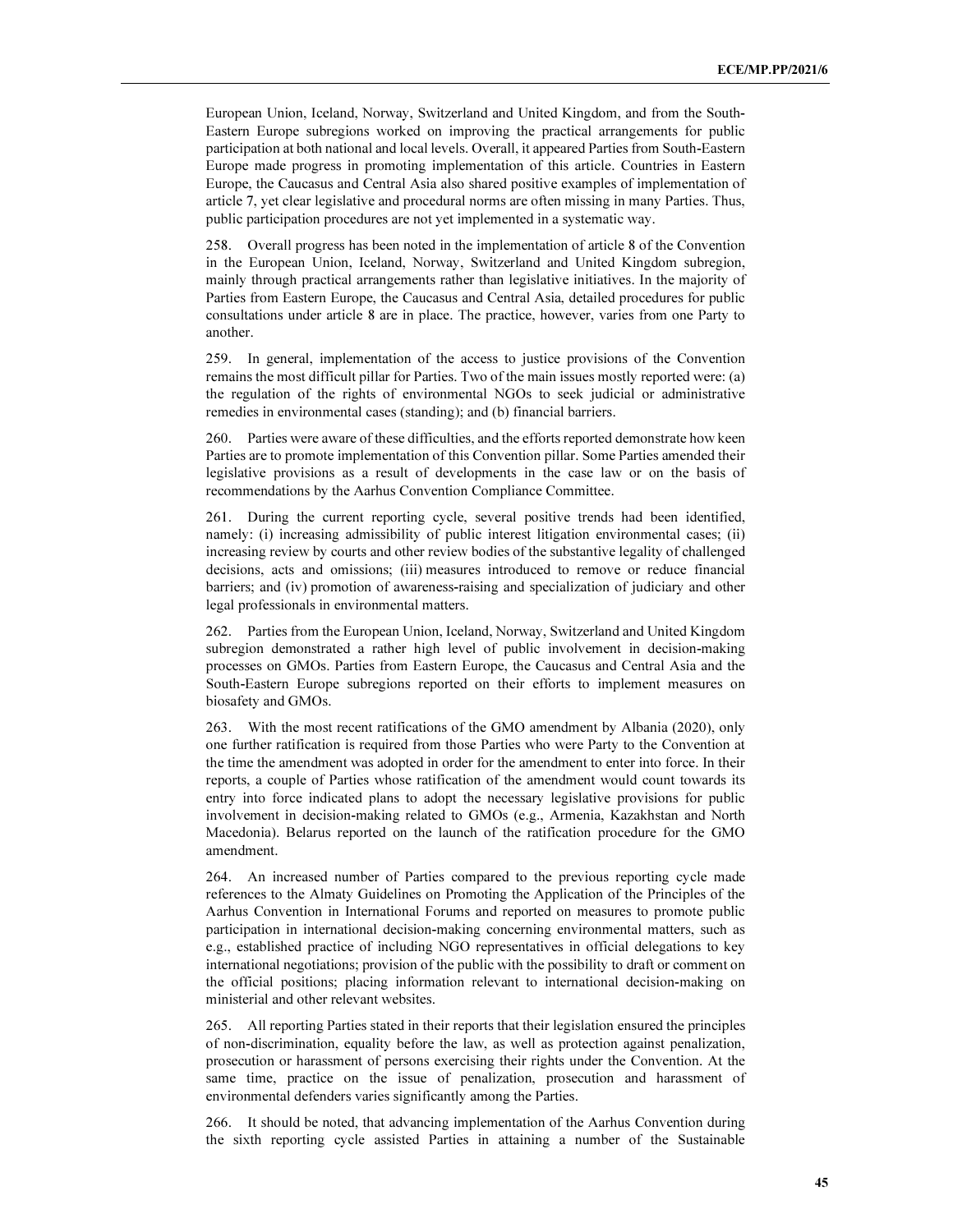European Union, Iceland, Norway, Switzerland and United Kingdom, and from the South-Eastern Europe subregions worked on improving the practical arrangements for public participation at both national and local levels. Overall, it appeared Parties from South-Eastern Europe made progress in promoting implementation of this article. Countries in Eastern Europe, the Caucasus and Central Asia also shared positive examples of implementation of article 7, yet clear legislative and procedural norms are often missing in many Parties. Thus, public participation procedures are not yet implemented in a systematic way.

258. Overall progress has been noted in the implementation of article 8 of the Convention in the European Union, Iceland, Norway, Switzerland and United Kingdom subregion, mainly through practical arrangements rather than legislative initiatives. In the majority of Parties from Eastern Europe, the Caucasus and Central Asia, detailed procedures for public consultations under article 8 are in place. The practice, however, varies from one Party to another.

259. In general, implementation of the access to justice provisions of the Convention remains the most difficult pillar for Parties. Two of the main issues mostly reported were: (a) the regulation of the rights of environmental NGOs to seek judicial or administrative remedies in environmental cases (standing); and (b) financial barriers.

260. Parties were aware of these difficulties, and the efforts reported demonstrate how keen Parties are to promote implementation of this Convention pillar. Some Parties amended their legislative provisions as a result of developments in the case law or on the basis of recommendations by the Aarhus Convention Compliance Committee.

261. During the current reporting cycle, several positive trends had been identified, namely: (i) increasing admissibility of public interest litigation environmental cases; (ii) increasing review by courts and other review bodies of the substantive legality of challenged decisions, acts and omissions; (iii) measures introduced to remove or reduce financial barriers; and (iv) promotion of awareness-raising and specialization of judiciary and other legal professionals in environmental matters.

262. Parties from the European Union, Iceland, Norway, Switzerland and United Kingdom subregion demonstrated a rather high level of public involvement in decision-making processes on GMOs. Parties from Eastern Europe, the Caucasus and Central Asia and the South-Eastern Europe subregions reported on their efforts to implement measures on biosafety and GMOs.

263. With the most recent ratifications of the GMO amendment by Albania (2020), only one further ratification is required from those Parties who were Party to the Convention at the time the amendment was adopted in order for the amendment to enter into force. In their reports, a couple of Parties whose ratification of the amendment would count towards its entry into force indicated plans to adopt the necessary legislative provisions for public involvement in decision-making related to GMOs (e.g., Armenia, Kazakhstan and North Macedonia). Belarus reported on the launch of the ratification procedure for the GMO amendment.

264. An increased number of Parties compared to the previous reporting cycle made references to the Almaty Guidelines on Promoting the Application of the Principles of the Aarhus Convention in International Forums and reported on measures to promote public participation in international decision-making concerning environmental matters, such as e.g., established practice of including NGO representatives in official delegations to key international negotiations; provision of the public with the possibility to draft or comment on the official positions; placing information relevant to international decision-making on ministerial and other relevant websites.

265. All reporting Parties stated in their reports that their legislation ensured the principles of non-discrimination, equality before the law, as well as protection against penalization, prosecution or harassment of persons exercising their rights under the Convention. At the same time, practice on the issue of penalization, prosecution and harassment of environmental defenders varies significantly among the Parties.

266. It should be noted, that advancing implementation of the Aarhus Convention during the sixth reporting cycle assisted Parties in attaining a number of the Sustainable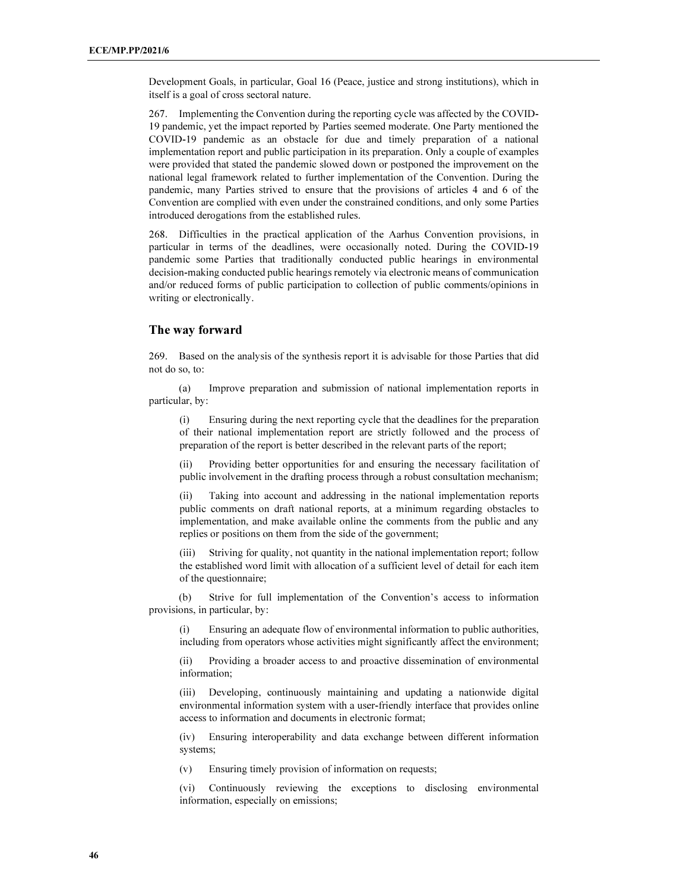Development Goals, in particular, Goal 16 (Peace, justice and strong institutions), which in itself is a goal of cross sectoral nature.

267. Implementing the Convention during the reporting cycle was affected by the COVID-19 pandemic, yet the impact reported by Parties seemed moderate. One Party mentioned the COVID-19 pandemic as an obstacle for due and timely preparation of a national implementation report and public participation in its preparation. Only a couple of examples were provided that stated the pandemic slowed down or postponed the improvement on the national legal framework related to further implementation of the Convention. During the pandemic, many Parties strived to ensure that the provisions of articles 4 and 6 of the Convention are complied with even under the constrained conditions, and only some Parties introduced derogations from the established rules.

268. Difficulties in the practical application of the Aarhus Convention provisions, in particular in terms of the deadlines, were occasionally noted. During the COVID-19 pandemic some Parties that traditionally conducted public hearings in environmental decision-making conducted public hearings remotely via electronic means of communication and/or reduced forms of public participation to collection of public comments/opinions in writing or electronically.

## The way forward

269. Based on the analysis of the synthesis report it is advisable for those Parties that did not do so, to:

(a) Improve preparation and submission of national implementation reports in particular, by:

(i) Ensuring during the next reporting cycle that the deadlines for the preparation of their national implementation report are strictly followed and the process of preparation of the report is better described in the relevant parts of the report;

(ii) Providing better opportunities for and ensuring the necessary facilitation of public involvement in the drafting process through a robust consultation mechanism;

(ii) Taking into account and addressing in the national implementation reports public comments on draft national reports, at a minimum regarding obstacles to implementation, and make available online the comments from the public and any replies or positions on them from the side of the government;

(iii) Striving for quality, not quantity in the national implementation report; follow the established word limit with allocation of a sufficient level of detail for each item of the questionnaire;

(b) Strive for full implementation of the Convention's access to information provisions, in particular, by:

(i) Ensuring an adequate flow of environmental information to public authorities, including from operators whose activities might significantly affect the environment;

(ii) Providing a broader access to and proactive dissemination of environmental information;

(iii) Developing, continuously maintaining and updating a nationwide digital environmental information system with a user-friendly interface that provides online access to information and documents in electronic format;

(iv) Ensuring interoperability and data exchange between different information systems;

(v) Ensuring timely provision of information on requests;

(vi) Continuously reviewing the exceptions to disclosing environmental information, especially on emissions;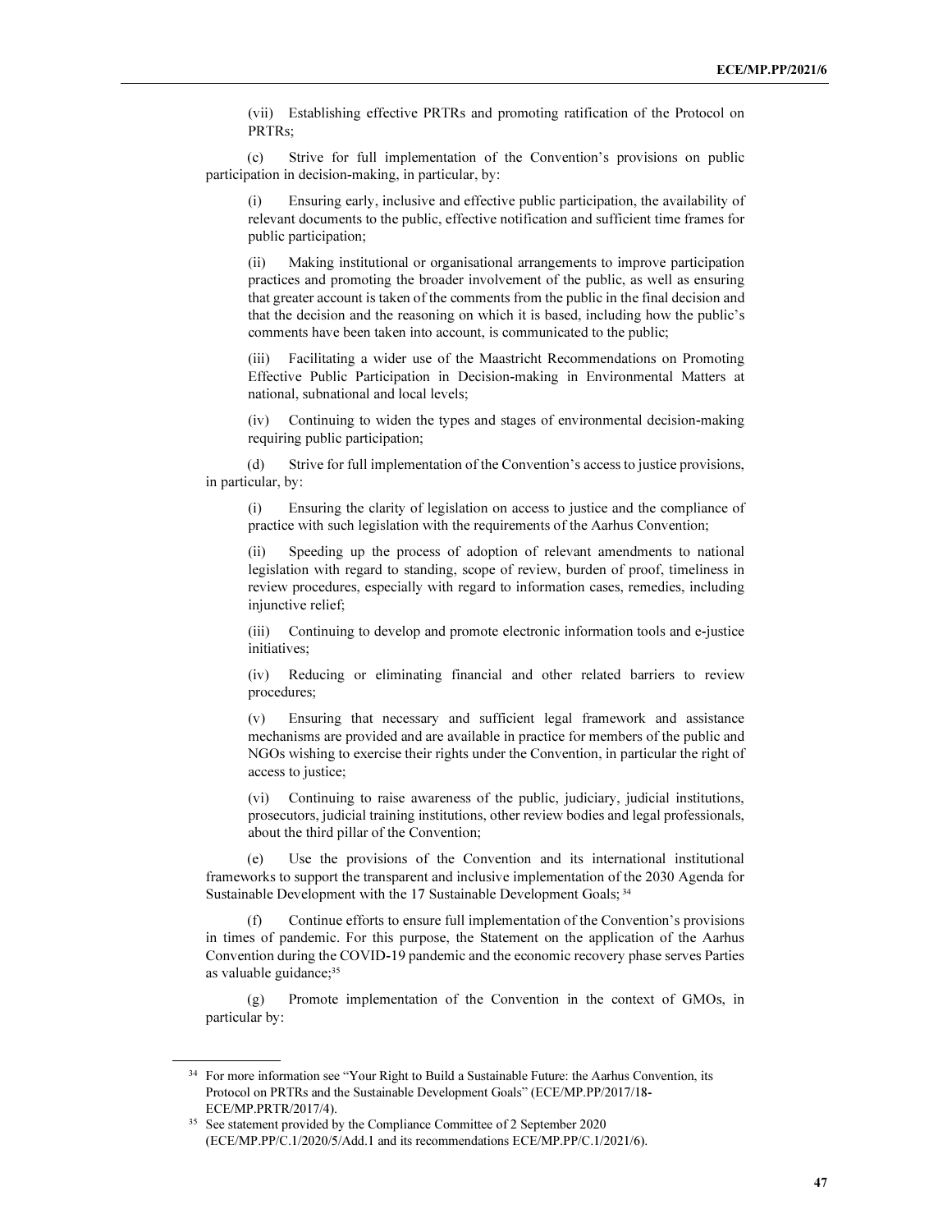(vii) Establishing effective PRTRs and promoting ratification of the Protocol on PRTRs;

(c) Strive for full implementation of the Convention's provisions on public participation in decision-making, in particular, by:

(i) Ensuring early, inclusive and effective public participation, the availability of relevant documents to the public, effective notification and sufficient time frames for public participation;

(ii) Making institutional or organisational arrangements to improve participation practices and promoting the broader involvement of the public, as well as ensuring that greater account is taken of the comments from the public in the final decision and that the decision and the reasoning on which it is based, including how the public's comments have been taken into account, is communicated to the public;

(iii) Facilitating a wider use of the Maastricht Recommendations on Promoting Effective Public Participation in Decision-making in Environmental Matters at national, subnational and local levels;

(iv) Continuing to widen the types and stages of environmental decision-making requiring public participation;

(d) Strive for full implementation of the Convention's access to justice provisions, in particular, by:

(i) Ensuring the clarity of legislation on access to justice and the compliance of practice with such legislation with the requirements of the Aarhus Convention;

(ii) Speeding up the process of adoption of relevant amendments to national legislation with regard to standing, scope of review, burden of proof, timeliness in review procedures, especially with regard to information cases, remedies, including injunctive relief;

(iii) Continuing to develop and promote electronic information tools and e-justice initiatives;

(iv) Reducing or eliminating financial and other related barriers to review procedures;

(v) Ensuring that necessary and sufficient legal framework and assistance mechanisms are provided and are available in practice for members of the public and NGOs wishing to exercise their rights under the Convention, in particular the right of access to justice;

(vi) Continuing to raise awareness of the public, judiciary, judicial institutions, prosecutors, judicial training institutions, other review bodies and legal professionals, about the third pillar of the Convention;

(e) Use the provisions of the Convention and its international institutional frameworks to support the transparent and inclusive implementation of the 2030 Agenda for Sustainable Development with the 17 Sustainable Development Goals; [34]

(f) Continue efforts to ensure full implementation of the Convention's provisions in times of pandemic. For this purpose, the Statement on the application of the Aarhus Convention during the COVID-19 pandemic and the economic recovery phase serves Parties as valuable guidance;[35]

(g) Promote implementation of the Convention in the context of GMOs, in particular by:

---

[34] For more information see "Your Right to Build a Sustainable Future: the Aarhus Convention, its Protocol on PRTRs and the Sustainable Development Goals" (ECE/MP.PP/2017/18-ECE/MP.PRTR/2017/4).

[35] See statement provided by the Compliance Committee of 2 September 2020 (ECE/MP.PP/C.1/2020/5/Add.1 and its recommendations ECE/MP.PP/C.1/2021/6).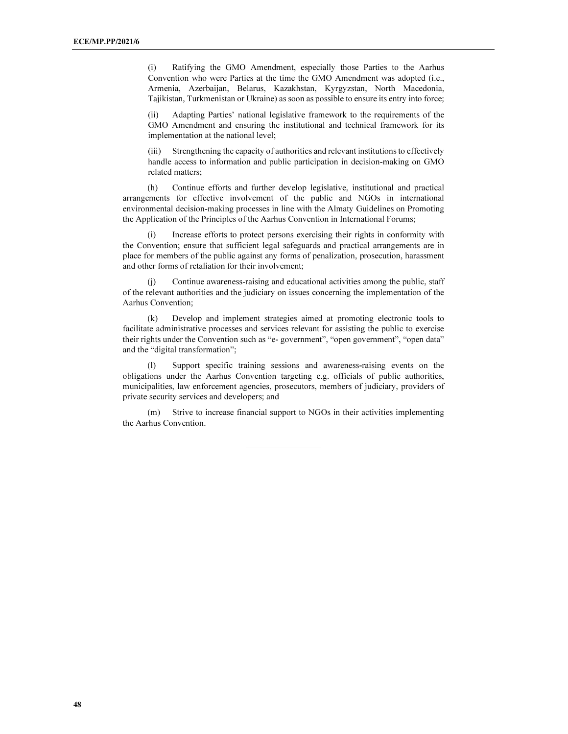(i) Ratifying the GMO Amendment, especially those Parties to the Aarhus Convention who were Parties at the time the GMO Amendment was adopted (i.e., Armenia, Azerbaijan, Belarus, Kazakhstan, Kyrgyzstan, North Macedonia, Tajikistan, Turkmenistan or Ukraine) as soon as possible to ensure its entry into force;

(ii) Adapting Parties' national legislative framework to the requirements of the GMO Amendment and ensuring the institutional and technical framework for its implementation at the national level;

(iii) Strengthening the capacity of authorities and relevant institutions to effectively handle access to information and public participation in decision-making on GMO related matters;

(h) Continue efforts and further develop legislative, institutional and practical arrangements for effective involvement of the public and NGOs in international environmental decision-making processes in line with the Almaty Guidelines on Promoting the Application of the Principles of the Aarhus Convention in International Forums;

(i) Increase efforts to protect persons exercising their rights in conformity with the Convention; ensure that sufficient legal safeguards and practical arrangements are in place for members of the public against any forms of penalization, prosecution, harassment and other forms of retaliation for their involvement;

(j) Continue awareness-raising and educational activities among the public, staff of the relevant authorities and the judiciary on issues concerning the implementation of the Aarhus Convention;

(k) Develop and implement strategies aimed at promoting electronic tools to facilitate administrative processes and services relevant for assisting the public to exercise their rights under the Convention such as "e- government", "open government", "open data" and the "digital transformation";

(l) Support specific training sessions and awareness-raising events on the obligations under the Aarhus Convention targeting e.g. officials of public authorities, municipalities, law enforcement agencies, prosecutors, members of judiciary, providers of private security services and developers; and

(m) Strive to increase financial support to NGOs in their activities implementing the Aarhus Convention.